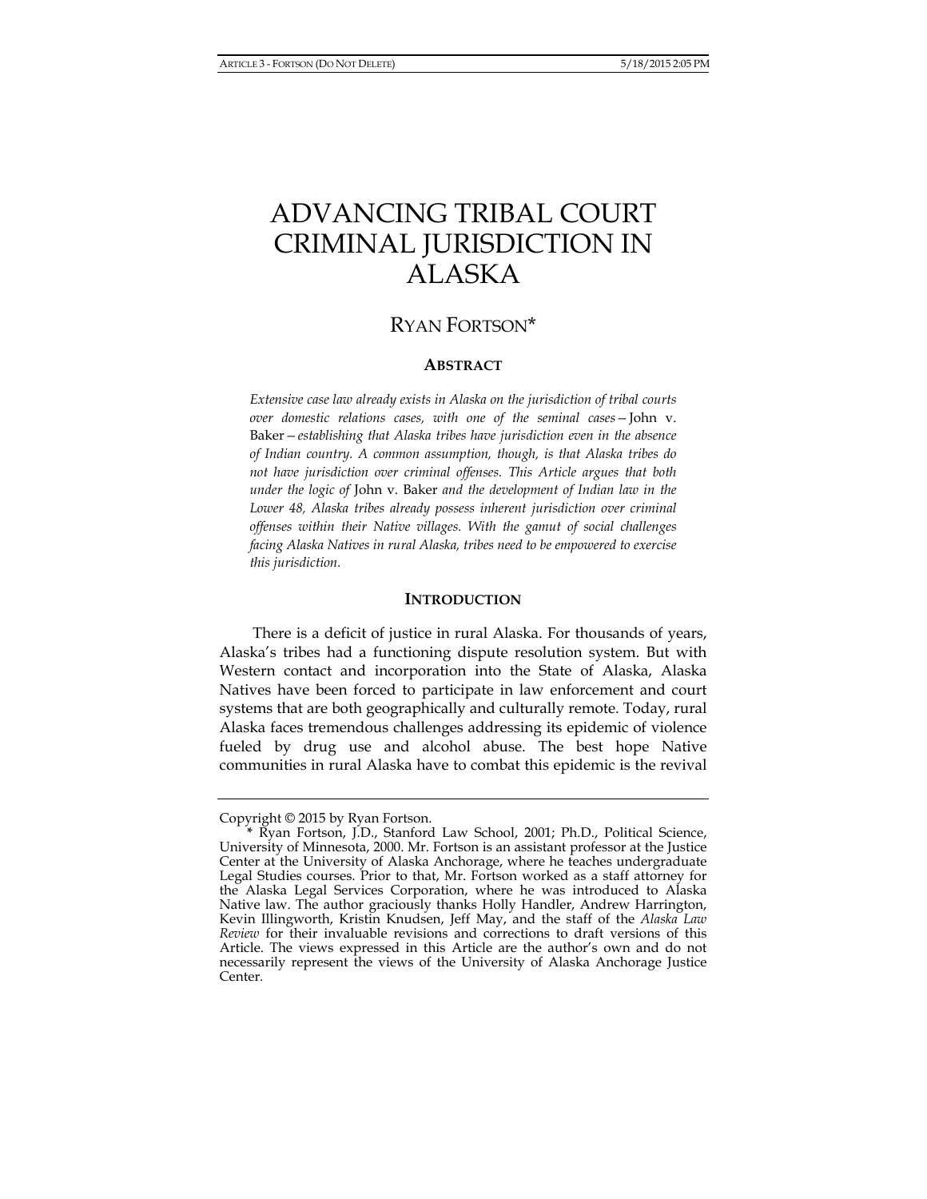# ADVANCING TRIBAL COURT CRIMINAL JURISDICTION IN ALASKA

## RYAN FORTSON*

### ABSTRACT

*Extensive case law already exists in Alaska on the jurisdiction of tribal courts over domestic relations cases, with one of the seminal cases—*John v. Baker*—establishing that Alaska tribes have jurisdiction even in the absence of Indian country. A common assumption, though, is that Alaska tribes do not have jurisdiction over criminal offenses. This Article argues that both under the logic of* John v. Baker *and the development of Indian law in the Lower 48, Alaska tribes already possess inherent jurisdiction over criminal offenses within their Native villages. With the gamut of social challenges facing Alaska Natives in rural Alaska, tribes need to be empowered to exercise this jurisdiction.*

### INTRODUCTION

There is a deficit of justice in rural Alaska. For thousands of years, Alaska's tribes had a functioning dispute resolution system. But with Western contact and incorporation into the State of Alaska, Alaska Natives have been forced to participate in law enforcement and court systems that are both geographically and culturally remote. Today, rural Alaska faces tremendous challenges addressing its epidemic of violence fueled by drug use and alcohol abuse. The best hope Native communities in rural Alaska have to combat this epidemic is the revival

---

Copyright © 2015 by Ryan Fortson.

\* Ryan Fortson, J.D., Stanford Law School, 2001; Ph.D., Political Science, University of Minnesota, 2000. Mr. Fortson is an assistant professor at the Justice Center at the University of Alaska Anchorage, where he teaches undergraduate Legal Studies courses. Prior to that, Mr. Fortson worked as a staff attorney for the Alaska Legal Services Corporation, where he was introduced to Alaska Native law. The author graciously thanks Holly Handler, Andrew Harrington, Kevin Illingworth, Kristin Knudsen, Jeff May, and the staff of the *Alaska Law Review* for their invaluable revisions and corrections to draft versions of this Article. The views expressed in this Article are the author's own and do not necessarily represent the views of the University of Alaska Anchorage Justice Center.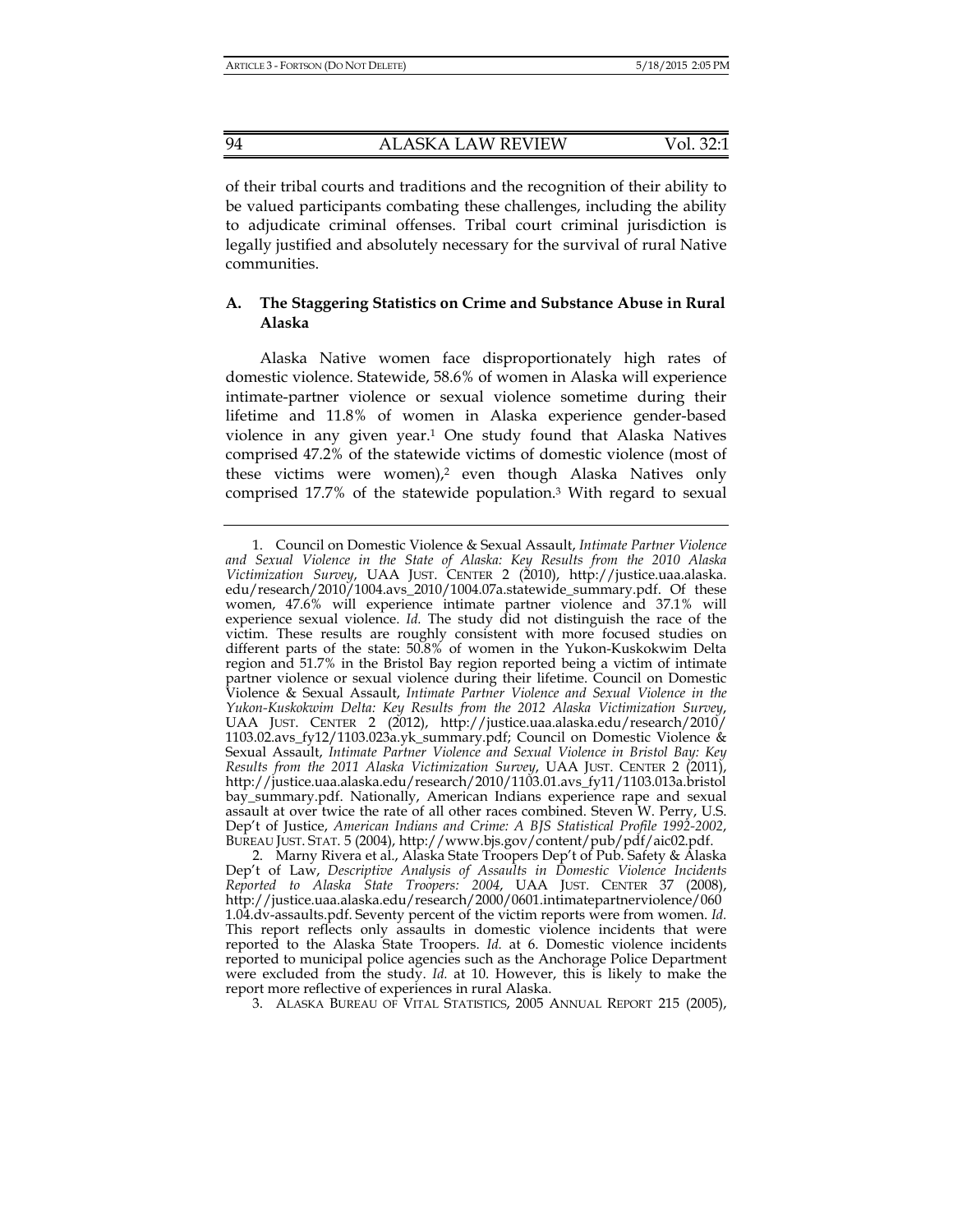of their tribal courts and traditions and the recognition of their ability to be valued participants combating these challenges, including the ability to adjudicate criminal offenses. Tribal court criminal jurisdiction is legally justified and absolutely necessary for the survival of rural Native communities.

### A. The Staggering Statistics on Crime and Substance Abuse in Rural Alaska

Alaska Native women face disproportionately high rates of domestic violence. Statewide, 58.6% of women in Alaska will experience intimate-partner violence or sexual violence sometime during their lifetime and 11.8% of women in Alaska experience gender-based violence in any given year.[1] One study found that Alaska Natives comprised 47.2% of the statewide victims of domestic violence (most of these victims were women),[2] even though Alaska Natives only comprised 17.7% of the statewide population.[3] With regard to sexual

---

1. Council on Domestic Violence & Sexual Assault, *Intimate Partner Violence and Sexual Violence in the State of Alaska: Key Results from the 2010 Alaska Victimization Survey*, UAA JUST. CENTER 2 (2010), http://justice.uaa.alaska.edu/research/2010/1004.avs_2010/1004.07a.statewide_summary.pdf. Of these women, 47.6% will experience intimate partner violence and 37.1% will experience sexual violence. *Id.* The study did not distinguish the race of the victim. These results are roughly consistent with more focused studies on different parts of the state: 50.8% of women in the Yukon-Kuskokwim Delta region and 51.7% in the Bristol Bay region reported being a victim of intimate partner violence or sexual violence during their lifetime. Council on Domestic Violence & Sexual Assault, *Intimate Partner Violence and Sexual Violence in the Yukon-Kuskokwim Delta: Key Results from the 2012 Alaska Victimization Survey*, UAA JUST. CENTER 2 (2012), http://justice.uaa.alaska.edu/research/2010/1103.02.avs_fy12/1103.023a.yk_summary.pdf; Council on Domestic Violence & Sexual Assault, *Intimate Partner Violence and Sexual Violence in Bristol Bay: Key Results from the 2011 Alaska Victimization Survey*, UAA JUST. CENTER 2 (2011), http://justice.uaa.alaska.edu/research/2010/1103.01.avs_fy11/1103.013a.bristolbay_summary.pdf. Nationally, American Indians experience rape and sexual assault at over twice the rate of all other races combined. Steven W. Perry, U.S. Dep't of Justice, *American Indians and Crime: A BJS Statistical Profile 1992-2002*, BUREAU JUST. STAT. 5 (2004), http://www.bjs.gov/content/pub/pdf/aic02.pdf.

2. Marny Rivera et al., Alaska State Troopers Dep't of Pub. Safety & Alaska Dep't of Law, *Descriptive Analysis of Assaults in Domestic Violence Incidents Reported to Alaska State Troopers: 2004*, UAA JUST. CENTER 37 (2008), http://justice.uaa.alaska.edu/research/2000/0601.intimatepartnerviolence/0601.04.dv-assaults.pdf. Seventy percent of the victim reports were from women. *Id.* This report reflects only assaults in domestic violence incidents that were reported to the Alaska State Troopers. *Id.* at 6. Domestic violence incidents reported to municipal police agencies such as the Anchorage Police Department were excluded from the study. *Id.* at 10. However, this is likely to make the report more reflective of experiences in rural Alaska.

3. ALASKA BUREAU OF VITAL STATISTICS, 2005 ANNUAL REPORT 215 (2005),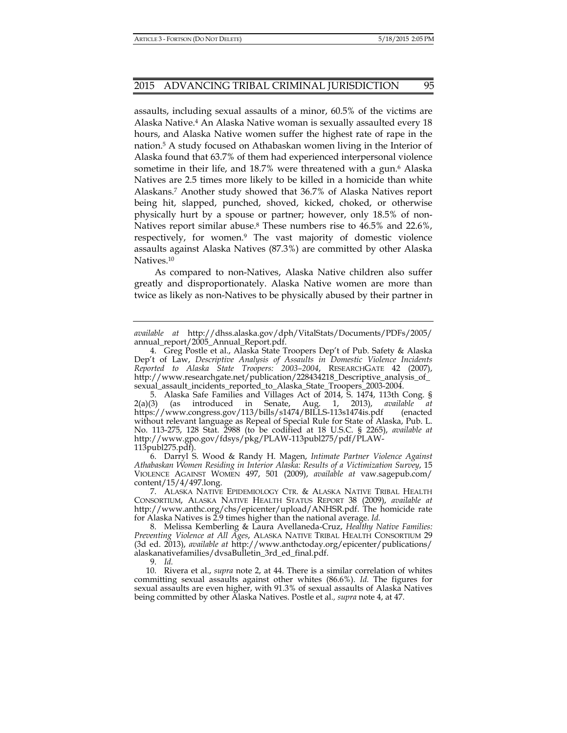assaults, including sexual assaults of a minor, 60.5% of the victims are Alaska Native.[4] An Alaska Native woman is sexually assaulted every 18 hours, and Alaska Native women suffer the highest rate of rape in the nation.[5] A study focused on Athabaskan women living in the Interior of Alaska found that 63.7% of them had experienced interpersonal violence sometime in their life, and 18.7% were threatened with a gun.[6] Alaska Natives are 2.5 times more likely to be killed in a homicide than white Alaskans.[7] Another study showed that 36.7% of Alaska Natives report being hit, slapped, punched, shoved, kicked, choked, or otherwise physically hurt by a spouse or partner; however, only 18.5% of non-Natives report similar abuse.[8] These numbers rise to 46.5% and 22.6%, respectively, for women.[9] The vast majority of domestic violence assaults against Alaska Natives (87.3%) are committed by other Alaska Natives.[10]

As compared to non-Natives, Alaska Native children also suffer greatly and disproportionately. Alaska Native women are more than twice as likely as non-Natives to be physically abused by their partner in

---

*available at* http://dhss.alaska.gov/dph/VitalStats/Documents/PDFs/2005/annual_report/2005_Annual_Report.pdf.

4. Greg Postle et al., Alaska State Troopers Dep't of Pub. Safety & Alaska Dep't of Law, *Descriptive Analysis of Assaults in Domestic Violence Incidents Reported to Alaska State Troopers: 2003–2004*, RESEARCHGATE 42 (2007), http://www.researchgate.net/publication/228434218_Descriptive_analysis_of_sexual_assault_incidents_reported_to_Alaska_State_Troopers_2003-2004.

5. Alaska Safe Families and Villages Act of 2014, S. 1474, 113th Cong. § 2(a)(3) (as introduced in Senate, Aug. 1, 2013), *available at* https://www.congress.gov/113/bills/s1474/BILLS-113s1474is.pdf (enacted without relevant language as Repeal of Special Rule for State of Alaska, Pub. L. No. 113-275, 128 Stat. 2988 (to be codified at 18 U.S.C. § 2265), *available at* http://www.gpo.gov/fdsys/pkg/PLAW-113publ275/pdf/PLAW-113publ275.pdf).

6. Darryl S. Wood & Randy H. Magen, *Intimate Partner Violence Against Athabaskan Women Residing in Interior Alaska: Results of a Victimization Survey*, 15 VIOLENCE AGAINST WOMEN 497, 501 (2009), *available at* vaw.sagepub.com/content/15/4/497.long.

7. ALASKA NATIVE EPIDEMIOLOGY CTR. & ALASKA NATIVE TRIBAL HEALTH CONSORTIUM, ALASKA NATIVE HEALTH STATUS REPORT 38 (2009), *available at* http://www.anthc.org/chs/epicenter/upload/ANHSR.pdf. The homicide rate for Alaska Natives is 2.9 times higher than the national average. *Id.*

8. Melissa Kemberling & Laura Avellaneda-Cruz, *Healthy Native Families: Preventing Violence at All Ages*, ALASKA NATIVE TRIBAL HEALTH CONSORTIUM 29 (3d ed. 2013), *available at* http://www.anthctoday.org/epicenter/publications/alaskanativefamilies/dvsaBulletin_3rd_ed_final.pdf.

9. *Id.*

10. Rivera et al., *supra* note 2, at 44. There is a similar correlation of whites committing sexual assaults against other whites (86.6%). *Id.* The figures for sexual assaults are even higher, with 91.3% of sexual assaults of Alaska Natives being committed by other Alaska Natives. Postle et al., *supra* note 4, at 47.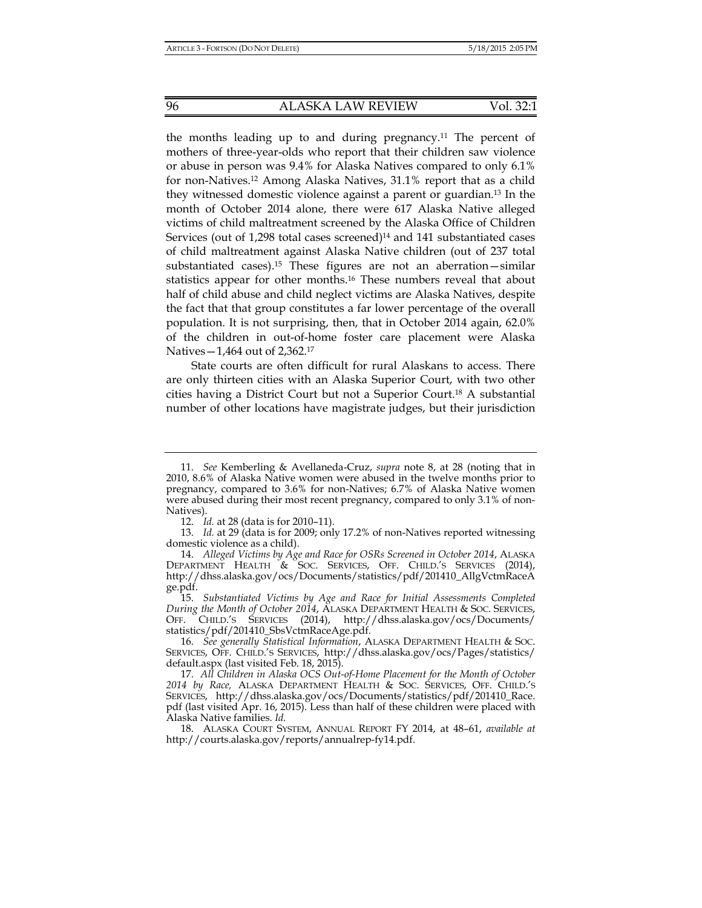the months leading up to and during pregnancy.[11] The percent of mothers of three-year-olds who report that their children saw violence or abuse in person was 9.4% for Alaska Natives compared to only 6.1% for non-Natives.[12] Among Alaska Natives, 31.1% report that as a child they witnessed domestic violence against a parent or guardian.[13] In the month of October 2014 alone, there were 617 Alaska Native alleged victims of child maltreatment screened by the Alaska Office of Children Services (out of 1,298 total cases screened)[14] and 141 substantiated cases of child maltreatment against Alaska Native children (out of 237 total substantiated cases).[15] These figures are not an aberration—similar statistics appear for other months.[16] These numbers reveal that about half of child abuse and child neglect victims are Alaska Natives, despite the fact that that group constitutes a far lower percentage of the overall population. It is not surprising, then, that in October 2014 again, 62.0% of the children in out-of-home foster care placement were Alaska Natives—1,464 out of 2,362.[17]

State courts are often difficult for rural Alaskans to access. There are only thirteen cities with an Alaska Superior Court, with two other cities having a District Court but not a Superior Court.[18] A substantial number of other locations have magistrate judges, but their jurisdiction

---

11. *See* Kemberling & Avellaneda-Cruz, *supra* note 8, at 28 (noting that in 2010, 8.6% of Alaska Native women were abused in the twelve months prior to pregnancy, compared to 3.6% for non-Natives; 6.7% of Alaska Native women were abused during their most recent pregnancy, compared to only 3.1% of non-Natives).

12. *Id.* at 28 (data is for 2010–11).

13. *Id.* at 29 (data is for 2009; only 17.2% of non-Natives reported witnessing domestic violence as a child).

14. *Alleged Victims by Age and Race for OSRs Screened in October 2014*, ALASKA DEPARTMENT HEALTH & SOC. SERVICES, OFF. CHILD.'S SERVICES (2014), http://dhss.alaska.gov/ocs/Documents/statistics/pdf/201410_AllgVctmRaceAge.pdf.

15. *Substantiated Victims by Age and Race for Initial Assessments Completed During the Month of October 2014*, ALASKA DEPARTMENT HEALTH & SOC. SERVICES, OFF. CHILD.'S SERVICES (2014), http://dhss.alaska.gov/ocs/Documents/statistics/pdf/201410_SbsVctmRaceAge.pdf.

16. *See generally Statistical Information*, ALASKA DEPARTMENT HEALTH & SOC. SERVICES, OFF. CHILD.'S SERVICES, http://dhss.alaska.gov/ocs/Pages/statistics/default.aspx (last visited Feb. 18, 2015).

17. *All Children in Alaska OCS Out-of-Home Placement for the Month of October 2014 by Race,* ALASKA DEPARTMENT HEALTH & SOC. SERVICES, OFF. CHILD.'S SERVICES, http://dhss.alaska.gov/ocs/Documents/statistics/pdf/201410_Race.pdf (last visited Apr. 16, 2015). Less than half of these children were placed with Alaska Native families. *Id.*

18. ALASKA COURT SYSTEM, ANNUAL REPORT FY 2014, at 48–61, *available at* http://courts.alaska.gov/reports/annualrep-fy14.pdf.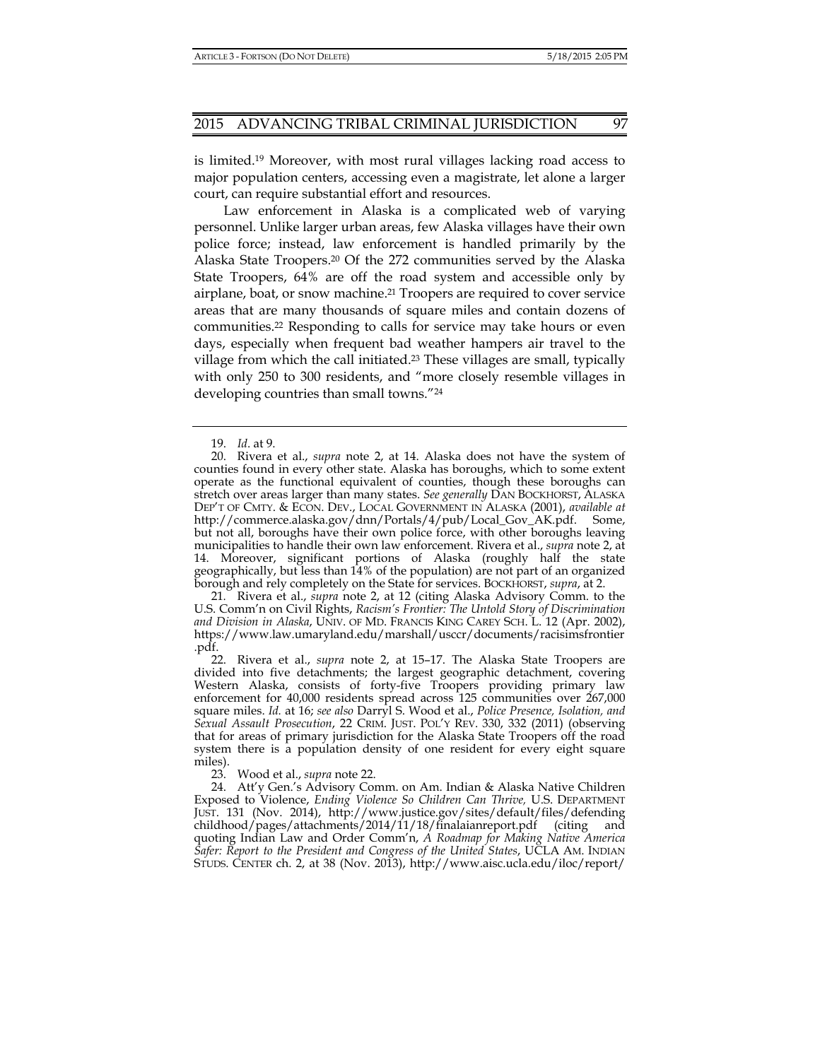is limited.[19] Moreover, with most rural villages lacking road access to major population centers, accessing even a magistrate, let alone a larger court, can require substantial effort and resources.

Law enforcement in Alaska is a complicated web of varying personnel. Unlike larger urban areas, few Alaska villages have their own police force; instead, law enforcement is handled primarily by the Alaska State Troopers.[20] Of the 272 communities served by the Alaska State Troopers, 64% are off the road system and accessible only by airplane, boat, or snow machine.[21] Troopers are required to cover service areas that are many thousands of square miles and contain dozens of communities.[22] Responding to calls for service may take hours or even days, especially when frequent bad weather hampers air travel to the village from which the call initiated.[23] These villages are small, typically with only 250 to 300 residents, and "more closely resemble villages in developing countries than small towns."[24]

---

19. *Id*. at 9.

20. Rivera et al., *supra* note 2, at 14. Alaska does not have the system of counties found in every other state. Alaska has boroughs, which to some extent operate as the functional equivalent of counties, though these boroughs can stretch over areas larger than many states. *See generally* DAN BOCKHORST, ALASKA DEP'T OF CMTY. & ECON. DEV., LOCAL GOVERNMENT IN ALASKA (2001), *available at* http://commerce.alaska.gov/dnn/Portals/4/pub/Local_Gov_AK.pdf. Some, but not all, boroughs have their own police force, with other boroughs leaving municipalities to handle their own law enforcement. Rivera et al., *supra* note 2, at 14. Moreover, significant portions of Alaska (roughly half the state geographically, but less than 14% of the population) are not part of an organized borough and rely completely on the State for services. BOCKHORST, *supra*, at 2.

21. Rivera et al., *supra* note 2, at 12 (citing Alaska Advisory Comm. to the U.S. Comm'n on Civil Rights, *Racism's Frontier: The Untold Story of Discrimination and Division in Alaska*, UNIV. OF MD. FRANCIS KING CAREY SCH. L. 12 (Apr. 2002), https://www.law.umaryland.edu/marshall/usccr/documents/racisimsfrontier.pdf.

22. Rivera et al., *supra* note 2, at 15–17. The Alaska State Troopers are divided into five detachments; the largest geographic detachment, covering Western Alaska, consists of forty-five Troopers providing primary law enforcement for 40,000 residents spread across 125 communities over 267,000 square miles. *Id.* at 16; *see also* Darryl S. Wood et al., *Police Presence, Isolation, and Sexual Assault Prosecution*, 22 CRIM. JUST. POL'Y REV. 330, 332 (2011) (observing that for areas of primary jurisdiction for the Alaska State Troopers off the road system there is a population density of one resident for every eight square miles).

23. Wood et al., *supra* note 22.

24. Att'y Gen.'s Advisory Comm. on Am. Indian & Alaska Native Children Exposed to Violence, *Ending Violence So Children Can Thrive,* U.S. DEPARTMENT JUST. 131 (Nov. 2014), http://www.justice.gov/sites/default/files/defendingchildhood/pages/attachments/2014/11/18/finalaianreport.pdf (citing and quoting Indian Law and Order Comm'n, *A Roadmap for Making Native America Safer: Report to the President and Congress of the United States*, UCLA AM. INDIAN STUDS. CENTER ch. 2, at 38 (Nov. 2013), http://www.aisc.ucla.edu/iloc/report/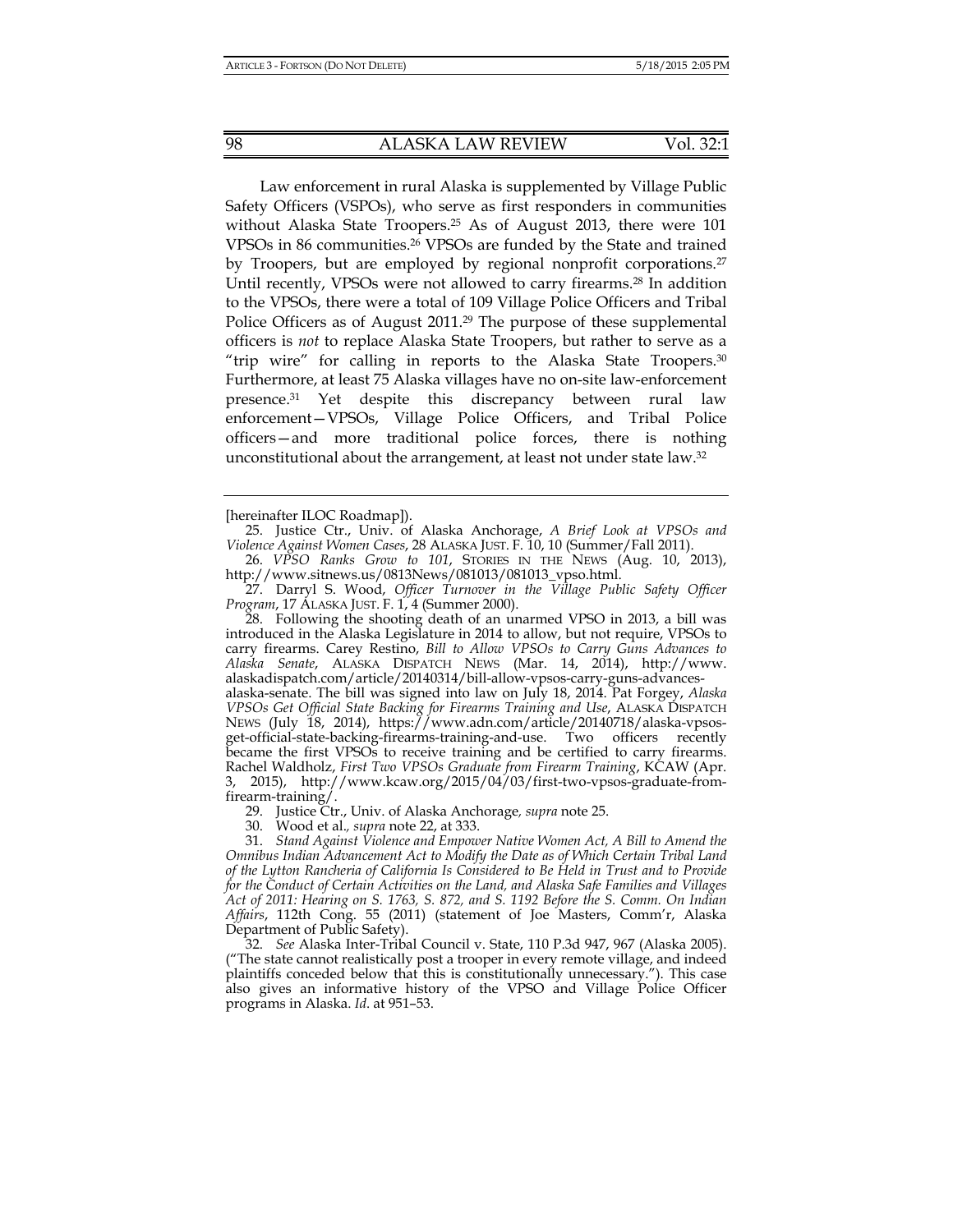Law enforcement in rural Alaska is supplemented by Village Public Safety Officers (VSPOs), who serve as first responders in communities without Alaska State Troopers.[25] As of August 2013, there were 101 VPSOs in 86 communities.[26] VPSOs are funded by the State and trained by Troopers, but are employed by regional nonprofit corporations.[27] Until recently, VPSOs were not allowed to carry firearms.[28] In addition to the VPSOs, there were a total of 109 Village Police Officers and Tribal Police Officers as of August 2011.[29] The purpose of these supplemental officers is *not* to replace Alaska State Troopers, but rather to serve as a "trip wire" for calling in reports to the Alaska State Troopers.[30] Furthermore, at least 75 Alaska villages have no on-site law-enforcement presence.[31] Yet despite this discrepancy between rural law enforcement—VPSOs, Village Police Officers, and Tribal Police officers—and more traditional police forces, there is nothing unconstitutional about the arrangement, at least not under state law.[32]

---

[hereinafter ILOC Roadmap]).

25. Justice Ctr., Univ. of Alaska Anchorage, *A Brief Look at VPSOs and Violence Against Women Cases*, 28 ALASKA JUST. F. 10, 10 (Summer/Fall 2011).

26. *VPSO Ranks Grow to 101*, STORIES IN THE NEWS (Aug. 10, 2013), http://www.sitnews.us/0813News/081013/081013_vpso.html.

27. Darryl S. Wood, *Officer Turnover in the Village Public Safety Officer Program*, 17 ALASKA JUST. F. 1, 4 (Summer 2000).

28. Following the shooting death of an unarmed VPSO in 2013, a bill was introduced in the Alaska Legislature in 2014 to allow, but not require, VPSOs to carry firearms. Carey Restino, *Bill to Allow VPSOs to Carry Guns Advances to Alaska Senate*, ALASKA DISPATCH NEWS (Mar. 14, 2014), http://www.alaskadispatch.com/article/20140314/bill-allow-vpsos-carry-guns-advances-alaska-senate. The bill was signed into law on July 18, 2014. Pat Forgey, *Alaska VPSOs Get Official State Backing for Firearms Training and Use*, ALASKA DISPATCH NEWS (July 18, 2014), https://www.adn.com/article/20140718/alaska-vpsos-get-official-state-backing-firearms-training-and-use. Two officers recently became the first VPSOs to receive training and be certified to carry firearms. Rachel Waldholz, *First Two VPSOs Graduate from Firearm Training*, KCAW (Apr. 3, 2015), http://www.kcaw.org/2015/04/03/first-two-vpsos-graduate-from-firearm-training/.

29. Justice Ctr., Univ. of Alaska Anchorage, *supra* note 25.

30. Wood et al., *supra* note 22, at 333.

31. *Stand Against Violence and Empower Native Women Act, A Bill to Amend the Omnibus Indian Advancement Act to Modify the Date as of Which Certain Tribal Land of the Lytton Rancheria of California Is Considered to Be Held in Trust and to Provide for the Conduct of Certain Activities on the Land, and Alaska Safe Families and Villages Act of 2011: Hearing on S. 1763, S. 872, and S. 1192 Before the S. Comm. On Indian Affairs*, 112th Cong. 55 (2011) (statement of Joe Masters, Comm'r, Alaska Department of Public Safety).

32. *See* Alaska Inter-Tribal Council v. State, 110 P.3d 947, 967 (Alaska 2005). ("The state cannot realistically post a trooper in every remote village, and indeed plaintiffs conceded below that this is constitutionally unnecessary."). This case also gives an informative history of the VPSO and Village Police Officer programs in Alaska. *Id.* at 951–53.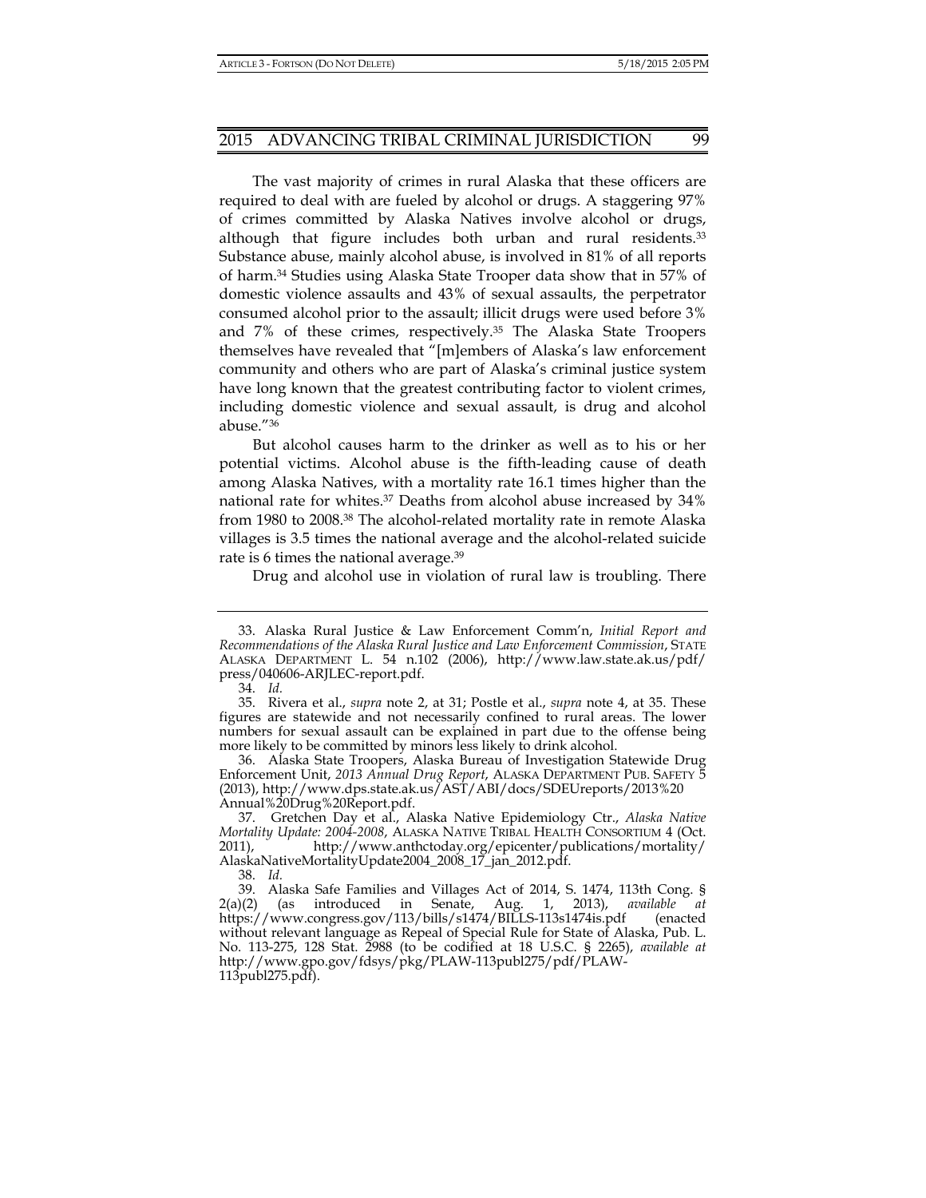The vast majority of crimes in rural Alaska that these officers are required to deal with are fueled by alcohol or drugs. A staggering 97% of crimes committed by Alaska Natives involve alcohol or drugs, although that figure includes both urban and rural residents.[33] Substance abuse, mainly alcohol abuse, is involved in 81% of all reports of harm.[34] Studies using Alaska State Trooper data show that in 57% of domestic violence assaults and 43% of sexual assaults, the perpetrator consumed alcohol prior to the assault; illicit drugs were used before 3% and 7% of these crimes, respectively.[35] The Alaska State Troopers themselves have revealed that "[m]embers of Alaska's law enforcement community and others who are part of Alaska's criminal justice system have long known that the greatest contributing factor to violent crimes, including domestic violence and sexual assault, is drug and alcohol abuse."[36]

But alcohol causes harm to the drinker as well as to his or her potential victims. Alcohol abuse is the fifth-leading cause of death among Alaska Natives, with a mortality rate 16.1 times higher than the national rate for whites.[37] Deaths from alcohol abuse increased by 34% from 1980 to 2008.[38] The alcohol-related mortality rate in remote Alaska villages is 3.5 times the national average and the alcohol-related suicide rate is 6 times the national average.[39]

Drug and alcohol use in violation of rural law is troubling. There

---

33. Alaska Rural Justice & Law Enforcement Comm'n, *Initial Report and Recommendations of the Alaska Rural Justice and Law Enforcement Commission*, STATE ALASKA DEPARTMENT L. 54 n.102 (2006), http://www.law.state.ak.us/pdf/press/040606-ARJLEC-report.pdf.

34. *Id.*

35. Rivera et al., *supra* note 2, at 31; Postle et al., *supra* note 4, at 35. These figures are statewide and not necessarily confined to rural areas. The lower numbers for sexual assault can be explained in part due to the offense being more likely to be committed by minors less likely to drink alcohol.

36. Alaska State Troopers, Alaska Bureau of Investigation Statewide Drug Enforcement Unit, *2013 Annual Drug Report*, ALASKA DEPARTMENT PUB. SAFETY 5 (2013), http://www.dps.state.ak.us/AST/ABI/docs/SDEUreports/2013%20Annual%20Drug%20Report.pdf.

37. Gretchen Day et al., Alaska Native Epidemiology Ctr., *Alaska Native Mortality Update: 2004-2008*, ALASKA NATIVE TRIBAL HEALTH CONSORTIUM 4 (Oct. 2011), http://www.anthctoday.org/epicenter/publications/mortality/AlaskaNativeMortalityUpdate2004_2008_17_jan_2012.pdf.

38. *Id.*

39. Alaska Safe Families and Villages Act of 2014, S. 1474, 113th Cong. § 2(a)(2) (as introduced in Senate, Aug. 1, 2013), *available at* https://www.congress.gov/113/bills/s1474/BILLS-113s1474is.pdf (enacted without relevant language as Repeal of Special Rule for State of Alaska, Pub. L. No. 113-275, 128 Stat. 2988 (to be codified at 18 U.S.C. § 2265), *available at* http://www.gpo.gov/fdsys/pkg/PLAW-113publ275/pdf/PLAW-113publ275.pdf).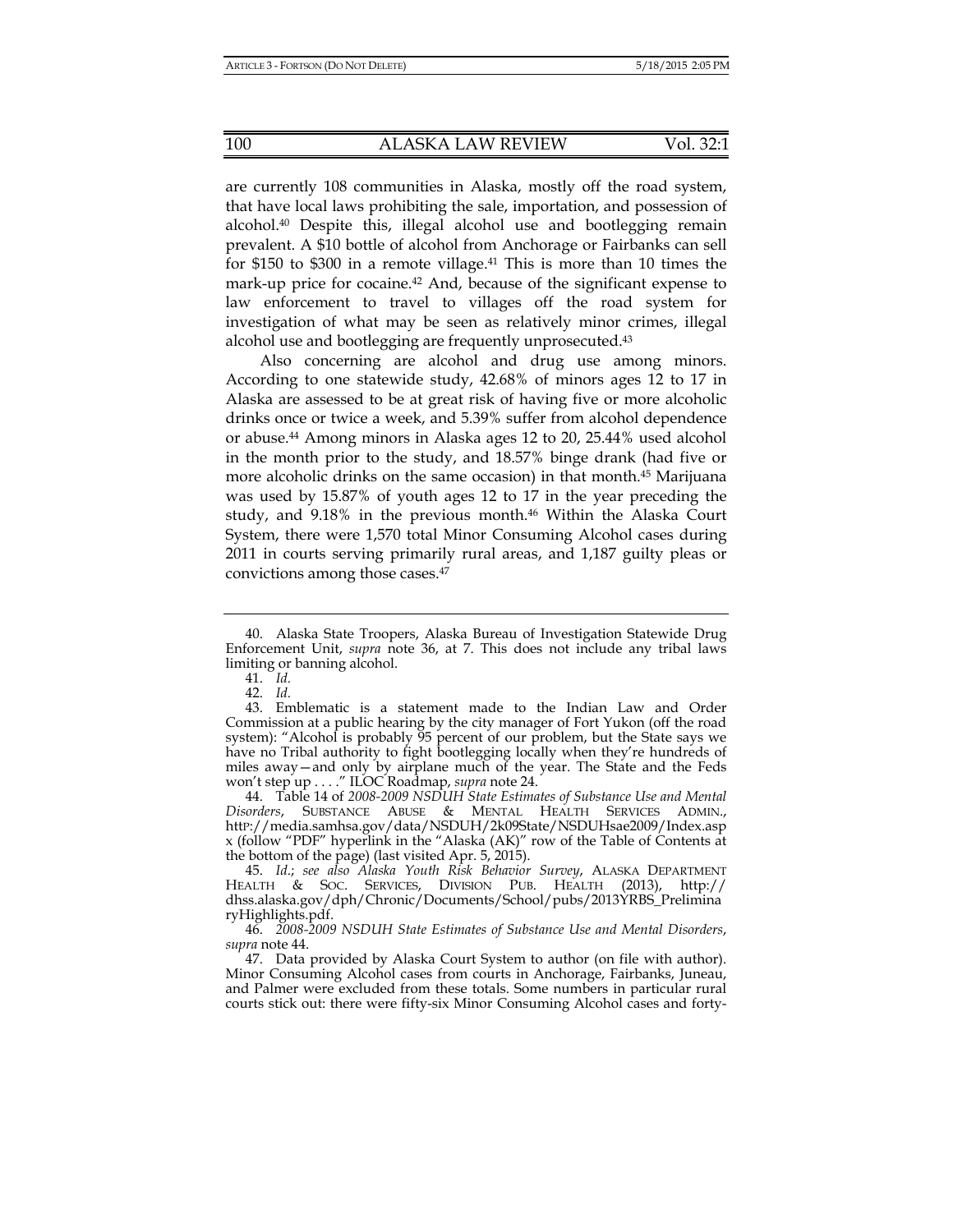are currently 108 communities in Alaska, mostly off the road system, that have local laws prohibiting the sale, importation, and possession of alcohol.[40] Despite this, illegal alcohol use and bootlegging remain prevalent. A $10 bottle of alcohol from Anchorage or Fairbanks can sell for $150 to $300 in a remote village.[41] This is more than 10 times the mark-up price for cocaine.[42] And, because of the significant expense to law enforcement to travel to villages off the road system for investigation of what may be seen as relatively minor crimes, illegal alcohol use and bootlegging are frequently unprosecuted.[43]

Also concerning are alcohol and drug use among minors. According to one statewide study, 42.68% of minors ages 12 to 17 in Alaska are assessed to be at great risk of having five or more alcoholic drinks once or twice a week, and 5.39% suffer from alcohol dependence or abuse.[44] Among minors in Alaska ages 12 to 20, 25.44% used alcohol in the month prior to the study, and 18.57% binge drank (had five or more alcoholic drinks on the same occasion) in that month.[45] Marijuana was used by 15.87% of youth ages 12 to 17 in the year preceding the study, and 9.18% in the previous month.[46] Within the Alaska Court System, there were 1,570 total Minor Consuming Alcohol cases during 2011 in courts serving primarily rural areas, and 1,187 guilty pleas or convictions among those cases.[47]

---

40. Alaska State Troopers, Alaska Bureau of Investigation Statewide Drug Enforcement Unit, *supra* note 36, at 7. This does not include any tribal laws limiting or banning alcohol.

41. *Id.*

42. *Id.*

43. Emblematic is a statement made to the Indian Law and Order Commission at a public hearing by the city manager of Fort Yukon (off the road system): "Alcohol is probably 95 percent of our problem, but the State says we have no Tribal authority to fight bootlegging locally when they're hundreds of miles away—and only by airplane much of the year. The State and the Feds won't step up . . . ." ILOC Roadmap, *supra* note 24.

44. Table 14 of *2008-2009 NSDUH State Estimates of Substance Use and Mental Disorders*, SUBSTANCE ABUSE & MENTAL HEALTH SERVICES ADMIN., http://media.samhsa.gov/data/NSDUH/2k09State/NSDUHsae2009/Index.aspx (follow "PDF" hyperlink in the "Alaska (AK)" row of the Table of Contents at the bottom of the page) (last visited Apr. 5, 2015).

45. *Id.*; *see also Alaska Youth Risk Behavior Survey*, ALASKA DEPARTMENT HEALTH & SOC. SERVICES, DIVISION PUB. HEALTH (2013), http://dhss.alaska.gov/dph/Chronic/Documents/School/pubs/2013YRBS_PreliminaryHighlights.pdf.

46. *2008-2009 NSDUH State Estimates of Substance Use and Mental Disorders*, *supra* note 44.

47. Data provided by Alaska Court System to author (on file with author). Minor Consuming Alcohol cases from courts in Anchorage, Fairbanks, Juneau, and Palmer were excluded from these totals. Some numbers in particular rural courts stick out: there were fifty-six Minor Consuming Alcohol cases and forty-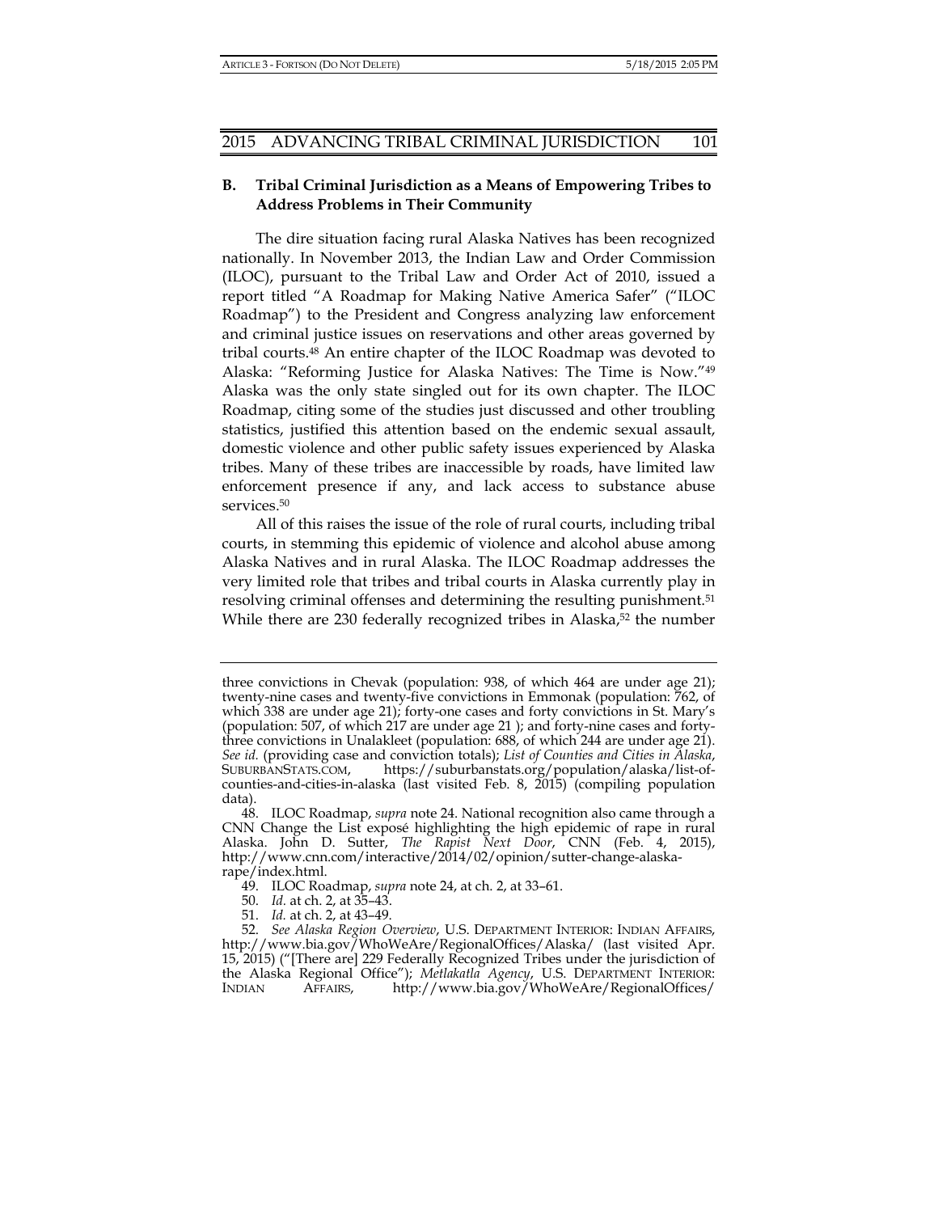### B. Tribal Criminal Jurisdiction as a Means of Empowering Tribes to Address Problems in Their Community

The dire situation facing rural Alaska Natives has been recognized nationally. In November 2013, the Indian Law and Order Commission (ILOC), pursuant to the Tribal Law and Order Act of 2010, issued a report titled "A Roadmap for Making Native America Safer" ("ILOC Roadmap") to the President and Congress analyzing law enforcement and criminal justice issues on reservations and other areas governed by tribal courts.[48] An entire chapter of the ILOC Roadmap was devoted to Alaska: "Reforming Justice for Alaska Natives: The Time is Now."[49] Alaska was the only state singled out for its own chapter. The ILOC Roadmap, citing some of the studies just discussed and other troubling statistics, justified this attention based on the endemic sexual assault, domestic violence and other public safety issues experienced by Alaska tribes. Many of these tribes are inaccessible by roads, have limited law enforcement presence if any, and lack access to substance abuse services.[50]

All of this raises the issue of the role of rural courts, including tribal courts, in stemming this epidemic of violence and alcohol abuse among Alaska Natives and in rural Alaska. The ILOC Roadmap addresses the very limited role that tribes and tribal courts in Alaska currently play in resolving criminal offenses and determining the resulting punishment.[51] While there are 230 federally recognized tribes in Alaska,[52] the number

---

three convictions in Chevak (population: 938, of which 464 are under age 21); twenty-nine cases and twenty-five convictions in Emmonak (population: 762, of which 338 are under age 21); forty-one cases and forty convictions in St. Mary's (population: 507, of which 217 are under age 21 ); and forty-nine cases and forty-three convictions in Unalakleet (population: 688, of which 244 are under age 21). *See id.* (providing case and conviction totals); *List of Counties and Cities in Alaska*, SUBURBANSTATS.COM, https://suburbanstats.org/population/alaska/list-of-counties-and-cities-in-alaska (last visited Feb. 8, 2015) (compiling population data).

48. ILOC Roadmap, *supra* note 24. National recognition also came through a CNN Change the List exposé highlighting the high epidemic of rape in rural Alaska. John D. Sutter, *The Rapist Next Door*, CNN (Feb. 4, 2015), http://www.cnn.com/interactive/2014/02/opinion/sutter-change-alaska-rape/index.html.

49. ILOC Roadmap, *supra* note 24, at ch. 2, at 33–61.

50. *Id.* at ch. 2, at 35–43.

51. *Id.* at ch. 2, at 43–49.

52. *See Alaska Region Overview*, U.S. DEPARTMENT INTERIOR: INDIAN AFFAIRS, http://www.bia.gov/WhoWeAre/RegionalOffices/Alaska/ (last visited Apr. 15, 2015) ("[There are] 229 Federally Recognized Tribes under the jurisdiction of the Alaska Regional Office"); *Metlakatla Agency*, U.S. DEPARTMENT INTERIOR: INDIAN AFFAIRS, http://www.bia.gov/WhoWeAre/RegionalOffices/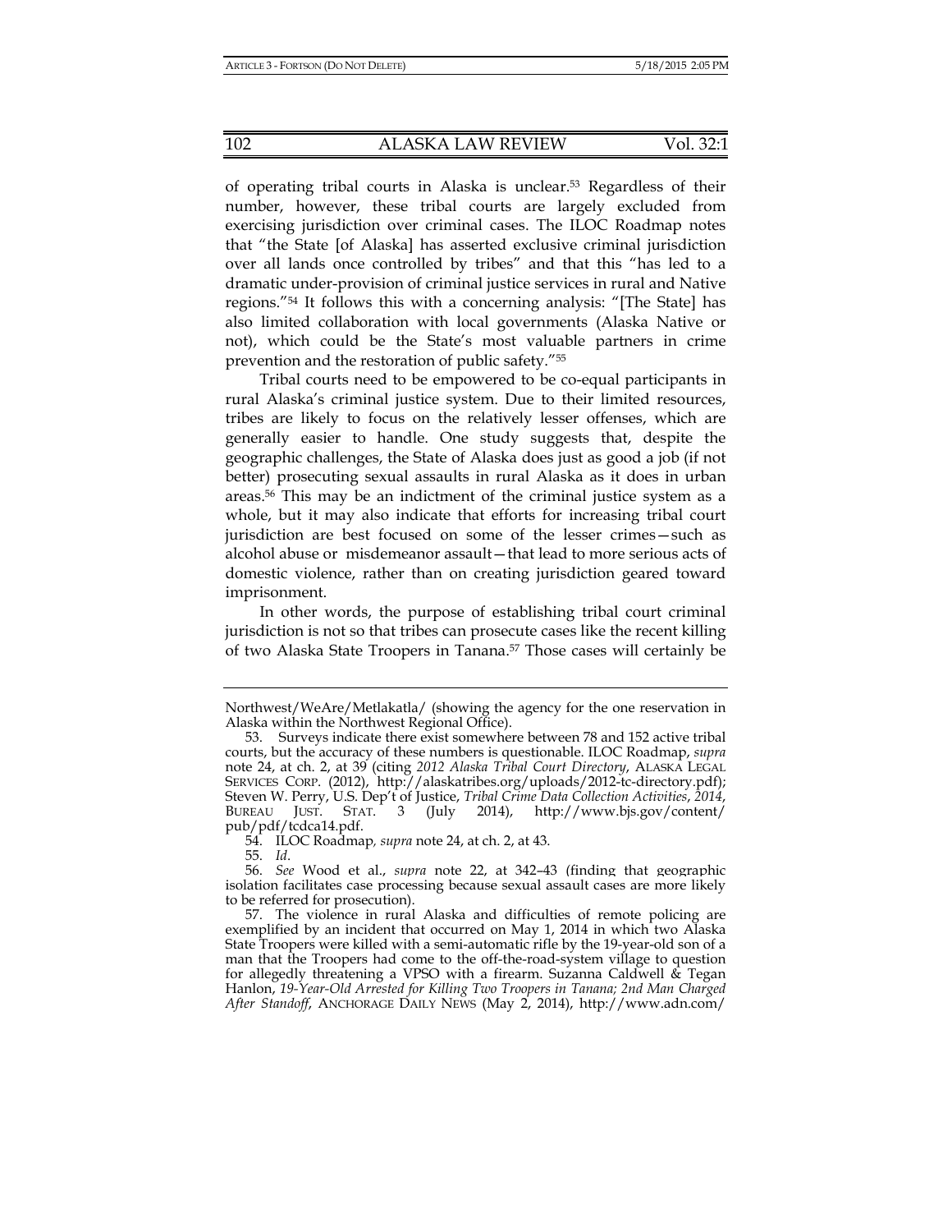of operating tribal courts in Alaska is unclear.[53] Regardless of their number, however, these tribal courts are largely excluded from exercising jurisdiction over criminal cases. The ILOC Roadmap notes that "the State [of Alaska] has asserted exclusive criminal jurisdiction over all lands once controlled by tribes" and that this "has led to a dramatic under-provision of criminal justice services in rural and Native regions."[54] It follows this with a concerning analysis: "[The State] has also limited collaboration with local governments (Alaska Native or not), which could be the State's most valuable partners in crime prevention and the restoration of public safety."[55]

Tribal courts need to be empowered to be co-equal participants in rural Alaska's criminal justice system. Due to their limited resources, tribes are likely to focus on the relatively lesser offenses, which are generally easier to handle. One study suggests that, despite the geographic challenges, the State of Alaska does just as good a job (if not better) prosecuting sexual assaults in rural Alaska as it does in urban areas.[56] This may be an indictment of the criminal justice system as a whole, but it may also indicate that efforts for increasing tribal court jurisdiction are best focused on some of the lesser crimes—such as alcohol abuse or misdemeanor assault—that lead to more serious acts of domestic violence, rather than on creating jurisdiction geared toward imprisonment.

In other words, the purpose of establishing tribal court criminal jurisdiction is not so that tribes can prosecute cases like the recent killing of two Alaska State Troopers in Tanana.[57] Those cases will certainly be

---

Northwest/WeAre/Metlakatla/ (showing the agency for the one reservation in Alaska within the Northwest Regional Office).

53. Surveys indicate there exist somewhere between 78 and 152 active tribal courts, but the accuracy of these numbers is questionable. ILOC Roadmap, *supra* note 24, at ch. 2, at 39 (citing *2012 Alaska Tribal Court Directory*, ALASKA LEGAL SERVICES CORP. (2012), http://alaskatribes.org/uploads/2012-tc-directory.pdf); Steven W. Perry, U.S. Dep't of Justice, *Tribal Crime Data Collection Activities, 2014*, BUREAU JUST. STAT. 3 (July 2014), http://www.bjs.gov/content/pub/pdf/tcdca14.pdf.

54. ILOC Roadmap, *supra* note 24, at ch. 2, at 43.

55. *Id*.

56. *See* Wood et al., *supra* note 22, at 342–43 (finding that geographic isolation facilitates case processing because sexual assault cases are more likely to be referred for prosecution).

57. The violence in rural Alaska and difficulties of remote policing are exemplified by an incident that occurred on May 1, 2014 in which two Alaska State Troopers were killed with a semi-automatic rifle by the 19-year-old son of a man that the Troopers had come to the off-the-road-system village to question for allegedly threatening a VPSO with a firearm. Suzanna Caldwell & Tegan Hanlon, *19-Year-Old Arrested for Killing Two Troopers in Tanana; 2nd Man Charged After Standoff*, ANCHORAGE DAILY NEWS (May 2, 2014), http://www.adn.com/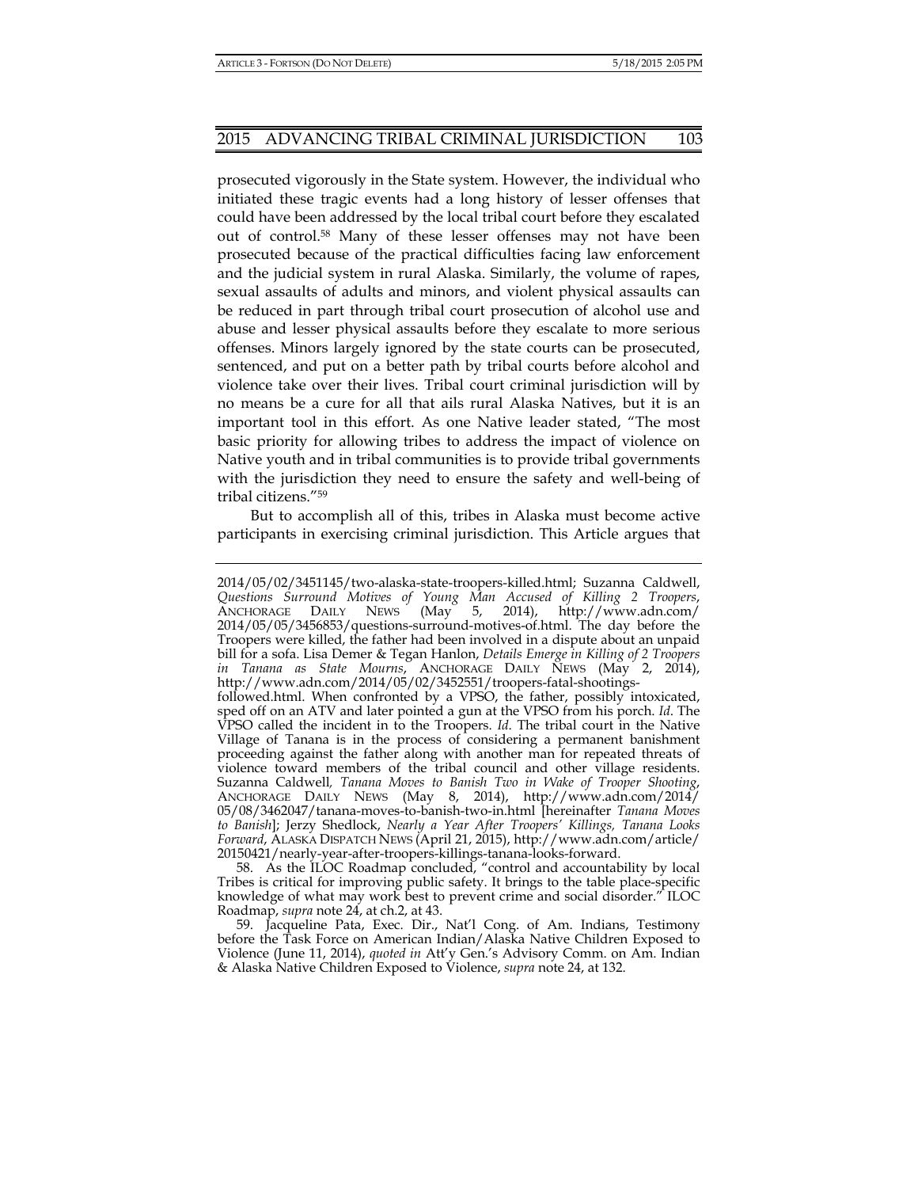prosecuted vigorously in the State system. However, the individual who initiated these tragic events had a long history of lesser offenses that could have been addressed by the local tribal court before they escalated out of control.[58] Many of these lesser offenses may not have been prosecuted because of the practical difficulties facing law enforcement and the judicial system in rural Alaska. Similarly, the volume of rapes, sexual assaults of adults and minors, and violent physical assaults can be reduced in part through tribal court prosecution of alcohol use and abuse and lesser physical assaults before they escalate to more serious offenses. Minors largely ignored by the state courts can be prosecuted, sentenced, and put on a better path by tribal courts before alcohol and violence take over their lives. Tribal court criminal jurisdiction will by no means be a cure for all that ails rural Alaska Natives, but it is an important tool in this effort. As one Native leader stated, "The most basic priority for allowing tribes to address the impact of violence on Native youth and in tribal communities is to provide tribal governments with the jurisdiction they need to ensure the safety and well-being of tribal citizens."[59]

But to accomplish all of this, tribes in Alaska must become active participants in exercising criminal jurisdiction. This Article argues that

---

2014/05/02/3451145/two-alaska-state-troopers-killed.html; Suzanna Caldwell, *Questions Surround Motives of Young Man Accused of Killing 2 Troopers*, ANCHORAGE DAILY NEWS (May 5, 2014), http://www.adn.com/2014/05/05/3456853/questions-surround-motives-of.html. The day before the Troopers were killed, the father had been involved in a dispute about an unpaid bill for a sofa. Lisa Demer & Tegan Hanlon, *Details Emerge in Killing of 2 Troopers in Tanana as State Mourns*, ANCHORAGE DAILY NEWS (May 2, 2014), http://www.adn.com/2014/05/02/3452551/troopers-fatal-shootings-followed.html. When confronted by a VPSO, the father, possibly intoxicated, sped off on an ATV and later pointed a gun at the VPSO from his porch. *Id*. The VPSO called the incident in to the Troopers. *Id*. The tribal court in the Native Village of Tanana is in the process of considering a permanent banishment proceeding against the father along with another man for repeated threats of violence toward members of the tribal council and other village residents. Suzanna Caldwell, *Tanana Moves to Banish Two in Wake of Trooper Shooting*, ANCHORAGE DAILY NEWS (May 8, 2014), http://www.adn.com/2014/05/08/3462047/tanana-moves-to-banish-two-in.html [hereinafter *Tanana Moves to Banish*]; Jerzy Shedlock, *Nearly a Year After Troopers' Killings, Tanana Looks Forward*, ALASKA DISPATCH NEWS (April 21, 2015), http://www.adn.com/article/20150421/nearly-year-after-troopers-killings-tanana-looks-forward.

58. As the ILOC Roadmap concluded, "control and accountability by local Tribes is critical for improving public safety. It brings to the table place-specific knowledge of what may work best to prevent crime and social disorder." ILOC Roadmap, *supra* note 24, at ch.2, at 43.

59. Jacqueline Pata, Exec. Dir., Nat'l Cong. of Am. Indians, Testimony before the Task Force on American Indian/Alaska Native Children Exposed to Violence (June 11, 2014), *quoted in* Att'y Gen.'s Advisory Comm. on Am. Indian & Alaska Native Children Exposed to Violence, *supra* note 24, at 132.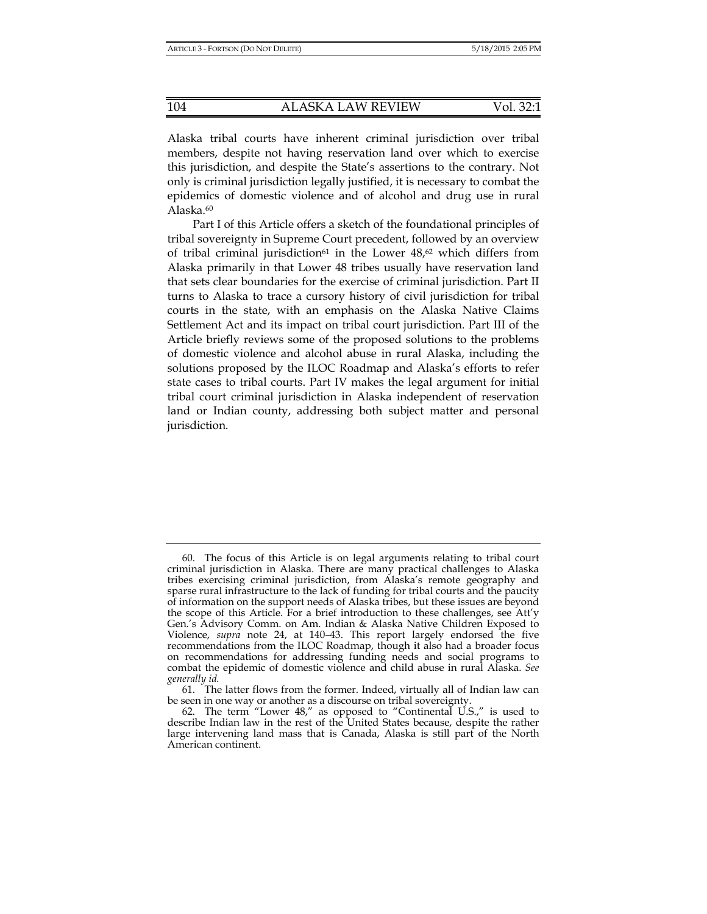Alaska tribal courts have inherent criminal jurisdiction over tribal members, despite not having reservation land over which to exercise this jurisdiction, and despite the State's assertions to the contrary. Not only is criminal jurisdiction legally justified, it is necessary to combat the epidemics of domestic violence and of alcohol and drug use in rural Alaska.[60]

Part I of this Article offers a sketch of the foundational principles of tribal sovereignty in Supreme Court precedent, followed by an overview of tribal criminal jurisdiction[61] in the Lower 48,[62] which differs from Alaska primarily in that Lower 48 tribes usually have reservation land that sets clear boundaries for the exercise of criminal jurisdiction. Part II turns to Alaska to trace a cursory history of civil jurisdiction for tribal courts in the state, with an emphasis on the Alaska Native Claims Settlement Act and its impact on tribal court jurisdiction. Part III of the Article briefly reviews some of the proposed solutions to the problems of domestic violence and alcohol abuse in rural Alaska, including the solutions proposed by the ILOC Roadmap and Alaska's efforts to refer state cases to tribal courts. Part IV makes the legal argument for initial tribal court criminal jurisdiction in Alaska independent of reservation land or Indian county, addressing both subject matter and personal jurisdiction.

---

60. The focus of this Article is on legal arguments relating to tribal court criminal jurisdiction in Alaska. There are many practical challenges to Alaska tribes exercising criminal jurisdiction, from Alaska's remote geography and sparse rural infrastructure to the lack of funding for tribal courts and the paucity of information on the support needs of Alaska tribes, but these issues are beyond the scope of this Article. For a brief introduction to these challenges, see Att'y Gen.'s Advisory Comm. on Am. Indian & Alaska Native Children Exposed to Violence, *supra* note 24, at 140–43. This report largely endorsed the five recommendations from the ILOC Roadmap, though it also had a broader focus on recommendations for addressing funding needs and social programs to combat the epidemic of domestic violence and child abuse in rural Alaska. *See generally id.*

61. The latter flows from the former. Indeed, virtually all of Indian law can be seen in one way or another as a discourse on tribal sovereignty.

62. The term "Lower 48," as opposed to "Continental U.S.," is used to describe Indian law in the rest of the United States because, despite the rather large intervening land mass that is Canada, Alaska is still part of the North American continent.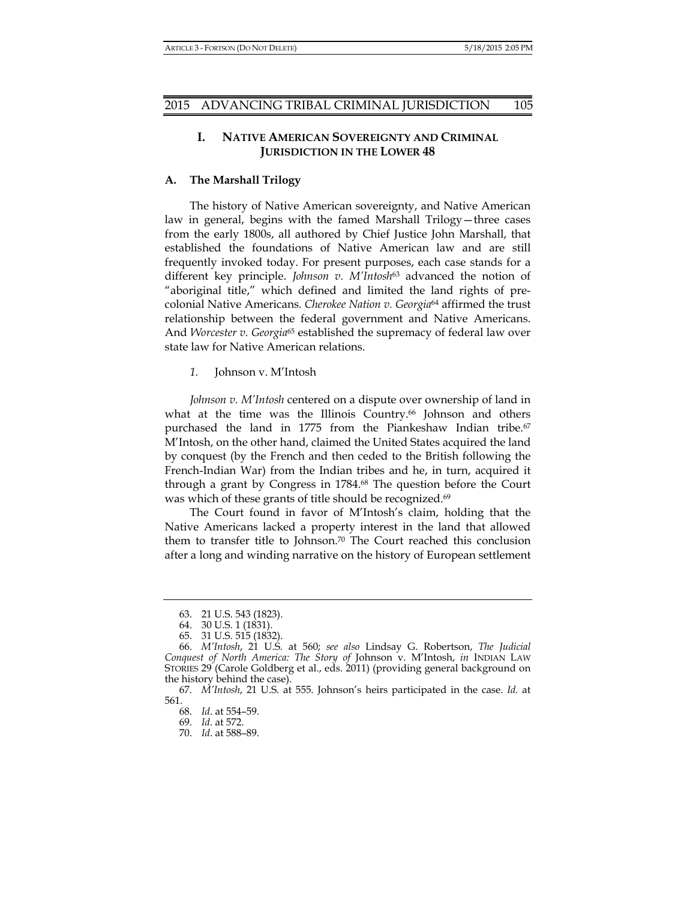## I. NATIVE AMERICAN SOVEREIGNTY AND CRIMINAL JURISDICTION IN THE LOWER 48

### A. The Marshall Trilogy

The history of Native American sovereignty, and Native American law in general, begins with the famed Marshall Trilogy—three cases from the early 1800s, all authored by Chief Justice John Marshall, that established the foundations of Native American law and are still frequently invoked today. For present purposes, each case stands for a different key principle. *Johnson v. M'Intosh*[63] advanced the notion of "aboriginal title," which defined and limited the land rights of pre-colonial Native Americans. *Cherokee Nation v. Georgia*[64] affirmed the trust relationship between the federal government and Native Americans. And *Worcester v. Georgia*[65] established the supremacy of federal law over state law for Native American relations.

#### *1.* Johnson v. M'Intosh

*Johnson v. M'Intosh* centered on a dispute over ownership of land in what at the time was the Illinois Country.[66] Johnson and others purchased the land in 1775 from the Piankeshaw Indian tribe.[67] M'Intosh, on the other hand, claimed the United States acquired the land by conquest (by the French and then ceded to the British following the French-Indian War) from the Indian tribes and he, in turn, acquired it through a grant by Congress in 1784.[68] The question before the Court was which of these grants of title should be recognized.[69]

The Court found in favor of M'Intosh's claim, holding that the Native Americans lacked a property interest in the land that allowed them to transfer title to Johnson.[70] The Court reached this conclusion after a long and winding narrative on the history of European settlement

---

63. 21 U.S. 543 (1823).

64. 30 U.S. 1 (1831).

65. 31 U.S. 515 (1832).

66. *M'Intosh*, 21 U.S. at 560; *see also* Lindsay G. Robertson, *The Judicial Conquest of North America: The Story of* Johnson v. M'Intosh, *in* INDIAN LAW STORIES 29 (Carole Goldberg et al., eds. 2011) (providing general background on the history behind the case).

67. *M'Intosh*, 21 U.S. at 555. Johnson's heirs participated in the case. *Id.* at 561.

68. *Id*. at 554–59.

69. *Id*. at 572.

70. *Id*. at 588–89.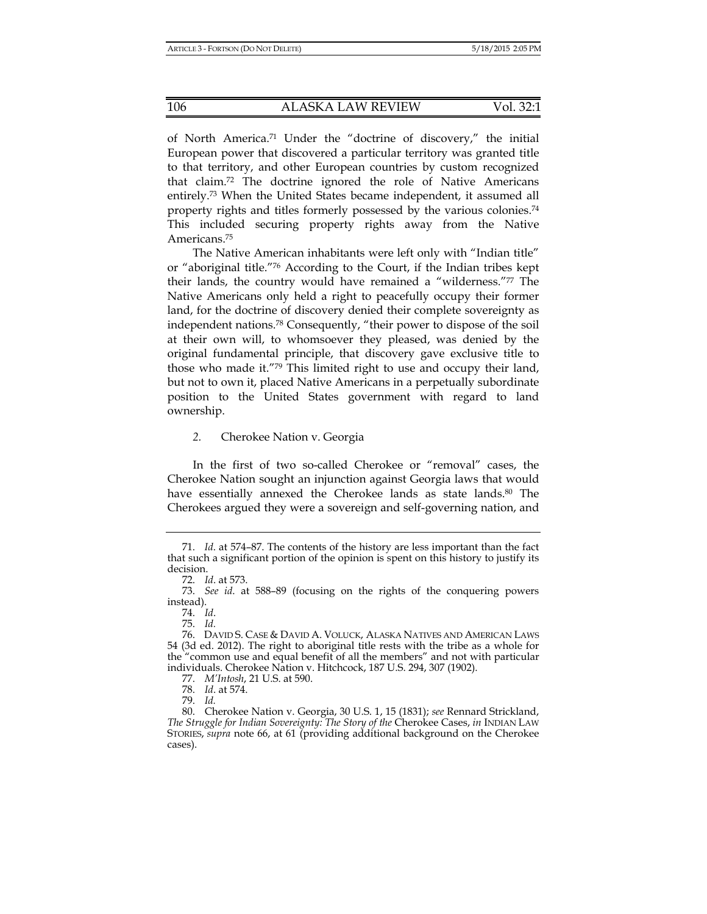of North America.[71] Under the "doctrine of discovery," the initial European power that discovered a particular territory was granted title to that territory, and other European countries by custom recognized that claim.[72] The doctrine ignored the role of Native Americans entirely.[73] When the United States became independent, it assumed all property rights and titles formerly possessed by the various colonies.[74] This included securing property rights away from the Native Americans.[75]

The Native American inhabitants were left only with "Indian title" or "aboriginal title."[76] According to the Court, if the Indian tribes kept their lands, the country would have remained a "wilderness."[77] The Native Americans only held a right to peacefully occupy their former land, for the doctrine of discovery denied their complete sovereignty as independent nations.[78] Consequently, "their power to dispose of the soil at their own will, to whomsoever they pleased, was denied by the original fundamental principle, that discovery gave exclusive title to those who made it."[79] This limited right to use and occupy their land, but not to own it, placed Native Americans in a perpetually subordinate position to the United States government with regard to land ownership.

### *2. Cherokee Nation v. Georgia*

In the first of two so-called Cherokee or "removal" cases, the Cherokee Nation sought an injunction against Georgia laws that would have essentially annexed the Cherokee lands as state lands.[80] The Cherokees argued they were a sovereign and self-governing nation, and

---

71. *Id.* at 574–87. The contents of the history are less important than the fact that such a significant portion of the opinion is spent on this history to justify its decision.

72. *Id.* at 573.

73. *See id.* at 588–89 (focusing on the rights of the conquering powers instead).

74. *Id.*

75. *Id.*

76. DAVID S. CASE & DAVID A. VOLUCK, ALASKA NATIVES AND AMERICAN LAWS 54 (3d ed. 2012). The right to aboriginal title rests with the tribe as a whole for the "common use and equal benefit of all the members" and not with particular individuals. Cherokee Nation v. Hitchcock, 187 U.S. 294, 307 (1902).

77. *M'Intosh*, 21 U.S. at 590.

78. *Id.* at 574.

79. *Id.*

80. Cherokee Nation v. Georgia, 30 U.S. 1, 15 (1831); *see* Rennard Strickland, *The Struggle for Indian Sovereignty: The Story of the* Cherokee Cases, *in* INDIAN LAW STORIES, *supra* note 66, at 61 (providing additional background on the Cherokee cases).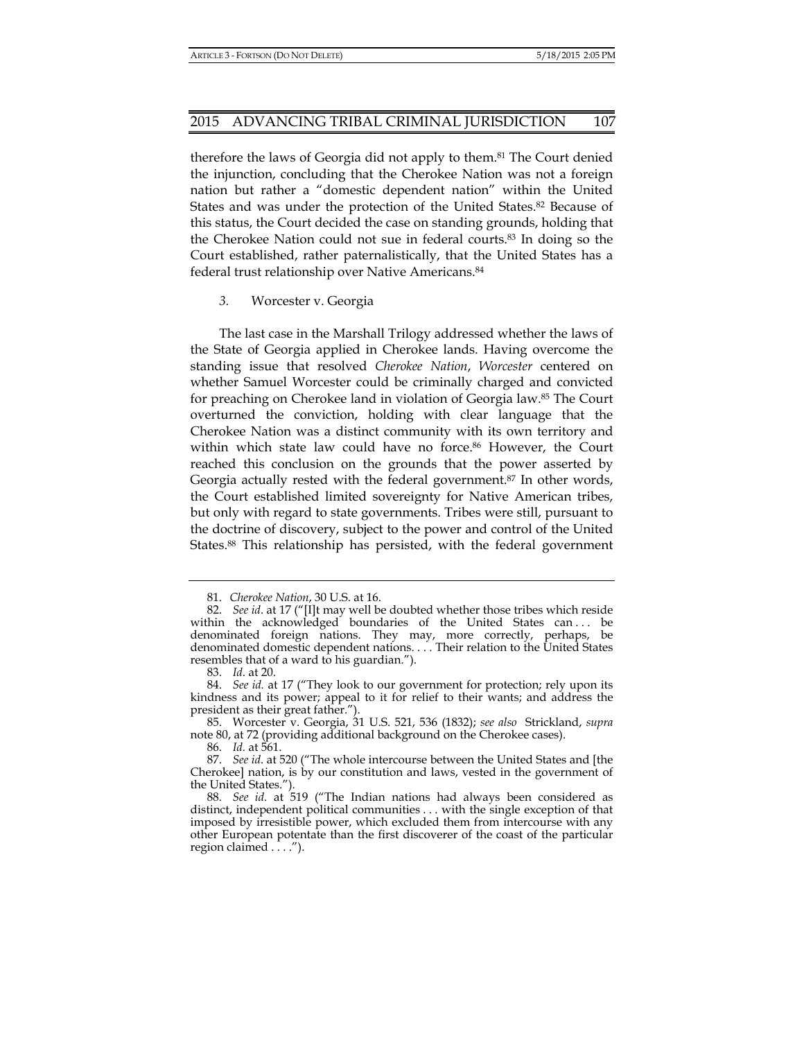therefore the laws of Georgia did not apply to them.[81] The Court denied the injunction, concluding that the Cherokee Nation was not a foreign nation but rather a "domestic dependent nation" within the United States and was under the protection of the United States.[82] Because of this status, the Court decided the case on standing grounds, holding that the Cherokee Nation could not sue in federal courts.[83] In doing so the Court established, rather paternalistically, that the United States has a federal trust relationship over Native Americans.[84]

### 3. Worcester v. Georgia

The last case in the Marshall Trilogy addressed whether the laws of the State of Georgia applied in Cherokee lands. Having overcome the standing issue that resolved *Cherokee Nation*, *Worcester* centered on whether Samuel Worcester could be criminally charged and convicted for preaching on Cherokee land in violation of Georgia law.[85] The Court overturned the conviction, holding with clear language that the Cherokee Nation was a distinct community with its own territory and within which state law could have no force.[86] However, the Court reached this conclusion on the grounds that the power asserted by Georgia actually rested with the federal government.[87] In other words, the Court established limited sovereignty for Native American tribes, but only with regard to state governments. Tribes were still, pursuant to the doctrine of discovery, subject to the power and control of the United States.[88] This relationship has persisted, with the federal government

---

81. *Cherokee Nation*, 30 U.S. at 16.

82. *See id*. at 17 ("[I]t may well be doubted whether those tribes which reside within the acknowledged boundaries of the United States can . . . be denominated foreign nations. They may, more correctly, perhaps, be denominated domestic dependent nations. . . . Their relation to the United States resembles that of a ward to his guardian.").

83. *Id*. at 20.

84. *See id.* at 17 ("They look to our government for protection; rely upon its kindness and its power; appeal to it for relief to their wants; and address the president as their great father.").

85. Worcester v. Georgia, 31 U.S. 521, 536 (1832); *see also* Strickland, *supra* note 80, at 72 (providing additional background on the Cherokee cases).

86. *Id.* at 561.

87. *See id*. at 520 ("The whole intercourse between the United States and [the Cherokee] nation, is by our constitution and laws, vested in the government of the United States.").

88. *See id.* at 519 ("The Indian nations had always been considered as distinct, independent political communities . . . with the single exception of that imposed by irresistible power, which excluded them from intercourse with any other European potentate than the first discoverer of the coast of the particular region claimed . . . .").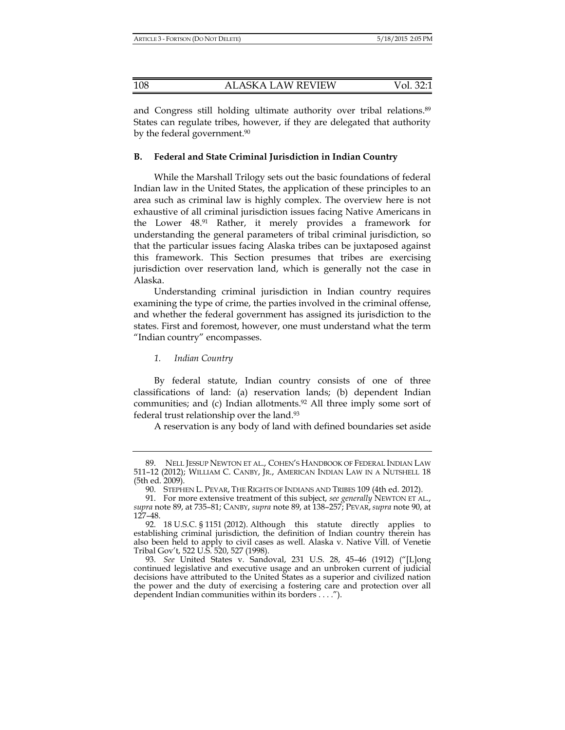and Congress still holding ultimate authority over tribal relations.[89] States can regulate tribes, however, if they are delegated that authority by the federal government.[90]

### B. Federal and State Criminal Jurisdiction in Indian Country

While the Marshall Trilogy sets out the basic foundations of federal Indian law in the United States, the application of these principles to an area such as criminal law is highly complex. The overview here is not exhaustive of all criminal jurisdiction issues facing Native Americans in the Lower 48.[91] Rather, it merely provides a framework for understanding the general parameters of tribal criminal jurisdiction, so that the particular issues facing Alaska tribes can be juxtaposed against this framework. This Section presumes that tribes are exercising jurisdiction over reservation land, which is generally not the case in Alaska.

Understanding criminal jurisdiction in Indian country requires examining the type of crime, the parties involved in the criminal offense, and whether the federal government has assigned its jurisdiction to the states. First and foremost, however, one must understand what the term "Indian country" encompasses.

#### *1. Indian Country*

By federal statute, Indian country consists of one of three classifications of land: (a) reservation lands; (b) dependent Indian communities; and (c) Indian allotments.[92] All three imply some sort of federal trust relationship over the land.[93]

A reservation is any body of land with defined boundaries set aside

---

89. NELL JESSUP NEWTON ET AL., COHEN'S HANDBOOK OF FEDERAL INDIAN LAW 511–12 (2012); WILLIAM C. CANBY, JR., AMERICAN INDIAN LAW IN A NUTSHELL 18 (5th ed. 2009).

90. STEPHEN L. PEVAR, THE RIGHTS OF INDIANS AND TRIBES 109 (4th ed. 2012).

91. For more extensive treatment of this subject, *see generally* NEWTON ET AL., *supra* note 89, at 735–81; CANBY, *supra* note 89, at 138–257; PEVAR, *supra* note 90, at 127–48.

92. 18 U.S.C. § 1151 (2012). Although this statute directly applies to establishing criminal jurisdiction, the definition of Indian country therein has also been held to apply to civil cases as well. Alaska v. Native Vill. of Venetie Tribal Gov't, 522 U.S. 520, 527 (1998).

93. *See* United States v. Sandoval, 231 U.S. 28, 45–46 (1912) ("[L]ong continued legislative and executive usage and an unbroken current of judicial decisions have attributed to the United States as a superior and civilized nation the power and the duty of exercising a fostering care and protection over all dependent Indian communities within its borders . . . .").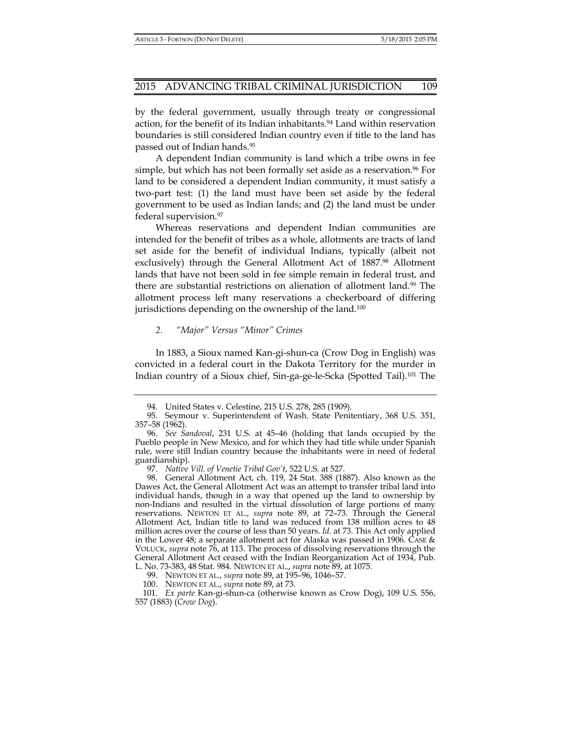by the federal government, usually through treaty or congressional action, for the benefit of its Indian inhabitants.[94] Land within reservation boundaries is still considered Indian country even if title to the land has passed out of Indian hands.[95]

A dependent Indian community is land which a tribe owns in fee simple, but which has not been formally set aside as a reservation.[96] For land to be considered a dependent Indian community, it must satisfy a two-part test: (1) the land must have been set aside by the federal government to be used as Indian lands; and (2) the land must be under federal supervision.[97]

Whereas reservations and dependent Indian communities are intended for the benefit of tribes as a whole, allotments are tracts of land set aside for the benefit of individual Indians, typically (albeit not exclusively) through the General Allotment Act of 1887.[98] Allotment lands that have not been sold in fee simple remain in federal trust, and there are substantial restrictions on alienation of allotment land.[99] The allotment process left many reservations a checkerboard of differing jurisdictions depending on the ownership of the land.[100]

### 2. *"Major" Versus "Minor" Crimes*

In 1883, a Sioux named Kan-gi-shun-ca (Crow Dog in English) was convicted in a federal court in the Dakota Territory for the murder in Indian country of a Sioux chief, Sin-ga-ge-le-Scka (Spotted Tail).[101] The

---

94. United States v. Celestine, 215 U.S. 278, 285 (1909).

95. Seymour v. Superintendent of Wash. State Penitentiary, 368 U.S. 351, 357–58 (1962).

96. *See Sandoval*, 231 U.S. at 45–46 (holding that lands occupied by the Pueblo people in New Mexico, and for which they had title while under Spanish rule, were still Indian country because the inhabitants were in need of federal guardianship).

97. *Native Vill. of Venetie Tribal Gov't*, 522 U.S. at 527.

98. General Allotment Act, ch. 119, 24 Stat. 388 (1887). Also known as the Dawes Act, the General Allotment Act was an attempt to transfer tribal land into individual hands, though in a way that opened up the land to ownership by non-Indians and resulted in the virtual dissolution of large portions of many reservations. NEWTON ET AL., *supra* note 89, at 72–73. Through the General Allotment Act, Indian title to land was reduced from 138 million acres to 48 million acres over the course of less than 50 years. *Id.* at 73. This Act only applied in the Lower 48; a separate allotment act for Alaska was passed in 1906. CASE & VOLUCK, *supra* note 76, at 113. The process of dissolving reservations through the General Allotment Act ceased with the Indian Reorganization Act of 1934, Pub. L. No. 73-383, 48 Stat. 984. NEWTON ET AL., *supra* note 89, at 1075.

99. NEWTON ET AL., *supra* note 89, at 195–96, 1046–57.

100. NEWTON ET AL., *supra* note 89, at 73.

101. *Ex parte* Kan-gi-shun-ca (otherwise known as Crow Dog), 109 U.S. 556, 557 (1883) (*Crow Dog*).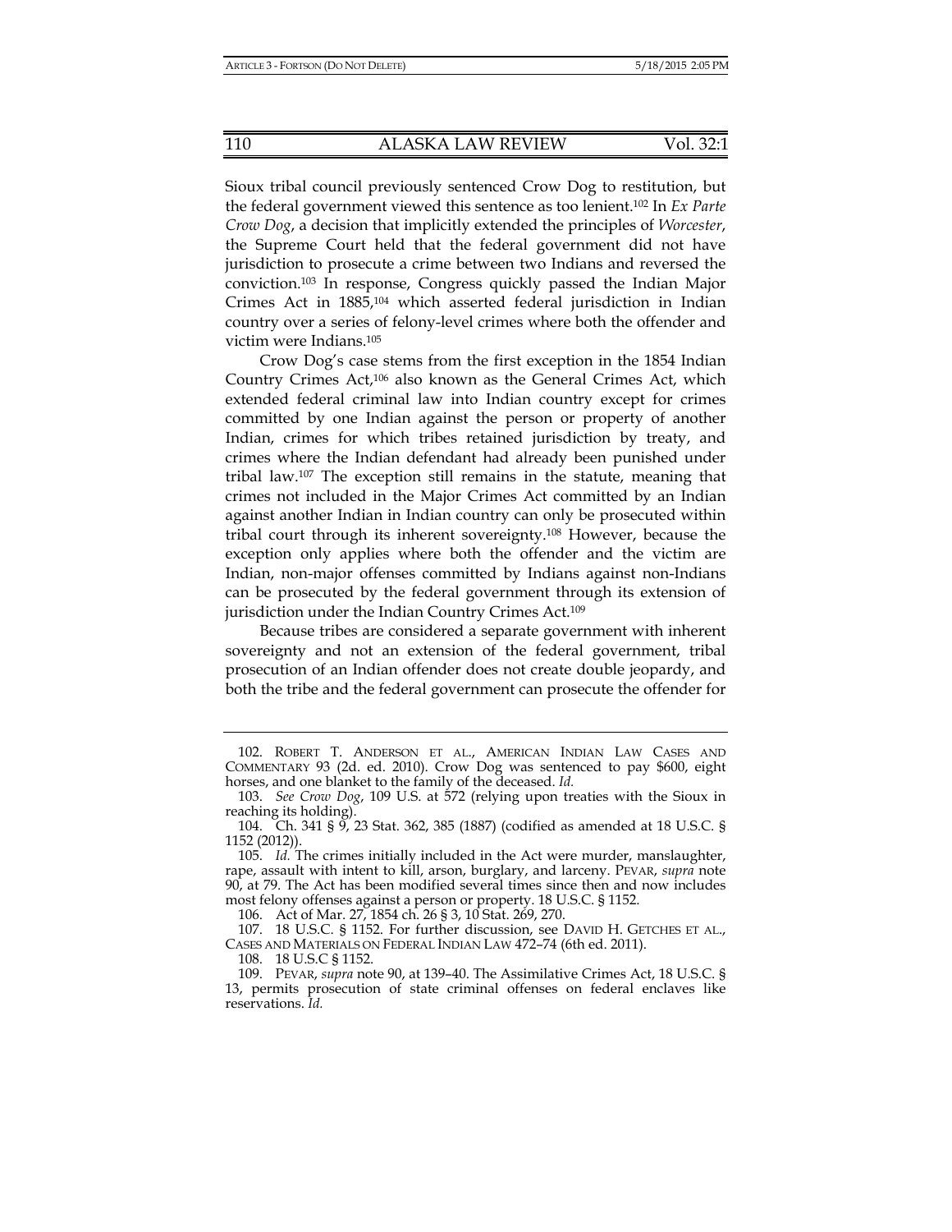Sioux tribal council previously sentenced Crow Dog to restitution, but the federal government viewed this sentence as too lenient.[102] In *Ex Parte Crow Dog*, a decision that implicitly extended the principles of *Worcester*, the Supreme Court held that the federal government did not have jurisdiction to prosecute a crime between two Indians and reversed the conviction.[103] In response, Congress quickly passed the Indian Major Crimes Act in 1885,[104] which asserted federal jurisdiction in Indian country over a series of felony-level crimes where both the offender and victim were Indians.[105]

Crow Dog's case stems from the first exception in the 1854 Indian Country Crimes Act,[106] also known as the General Crimes Act, which extended federal criminal law into Indian country except for crimes committed by one Indian against the person or property of another Indian, crimes for which tribes retained jurisdiction by treaty, and crimes where the Indian defendant had already been punished under tribal law.[107] The exception still remains in the statute, meaning that crimes not included in the Major Crimes Act committed by an Indian against another Indian in Indian country can only be prosecuted within tribal court through its inherent sovereignty.[108] However, because the exception only applies where both the offender and the victim are Indian, non-major offenses committed by Indians against non-Indians can be prosecuted by the federal government through its extension of jurisdiction under the Indian Country Crimes Act.[109]

Because tribes are considered a separate government with inherent sovereignty and not an extension of the federal government, tribal prosecution of an Indian offender does not create double jeopardy, and both the tribe and the federal government can prosecute the offender for

---

102. ROBERT T. ANDERSON ET AL., AMERICAN INDIAN LAW CASES AND COMMENTARY 93 (2d. ed. 2010). Crow Dog was sentenced to pay $600, eight horses, and one blanket to the family of the deceased. *Id.*

103. *See Crow Dog*, 109 U.S. at 572 (relying upon treaties with the Sioux in reaching its holding).

104. Ch. 341 § 9, 23 Stat. 362, 385 (1887) (codified as amended at 18 U.S.C. § 1152 (2012)).

105. *Id.* The crimes initially included in the Act were murder, manslaughter, rape, assault with intent to kill, arson, burglary, and larceny. PEVAR, *supra* note 90, at 79. The Act has been modified several times since then and now includes most felony offenses against a person or property. 18 U.S.C. § 1152.

106. Act of Mar. 27, 1854 ch. 26 § 3, 10 Stat. 269, 270.

107. 18 U.S.C. § 1152. For further discussion, see DAVID H. GETCHES ET AL., CASES AND MATERIALS ON FEDERAL INDIAN LAW 472–74 (6th ed. 2011).

108. 18 U.S.C § 1152.

109. PEVAR, *supra* note 90, at 139–40. The Assimilative Crimes Act, 18 U.S.C. § 13, permits prosecution of state criminal offenses on federal enclaves like reservations. *Id.*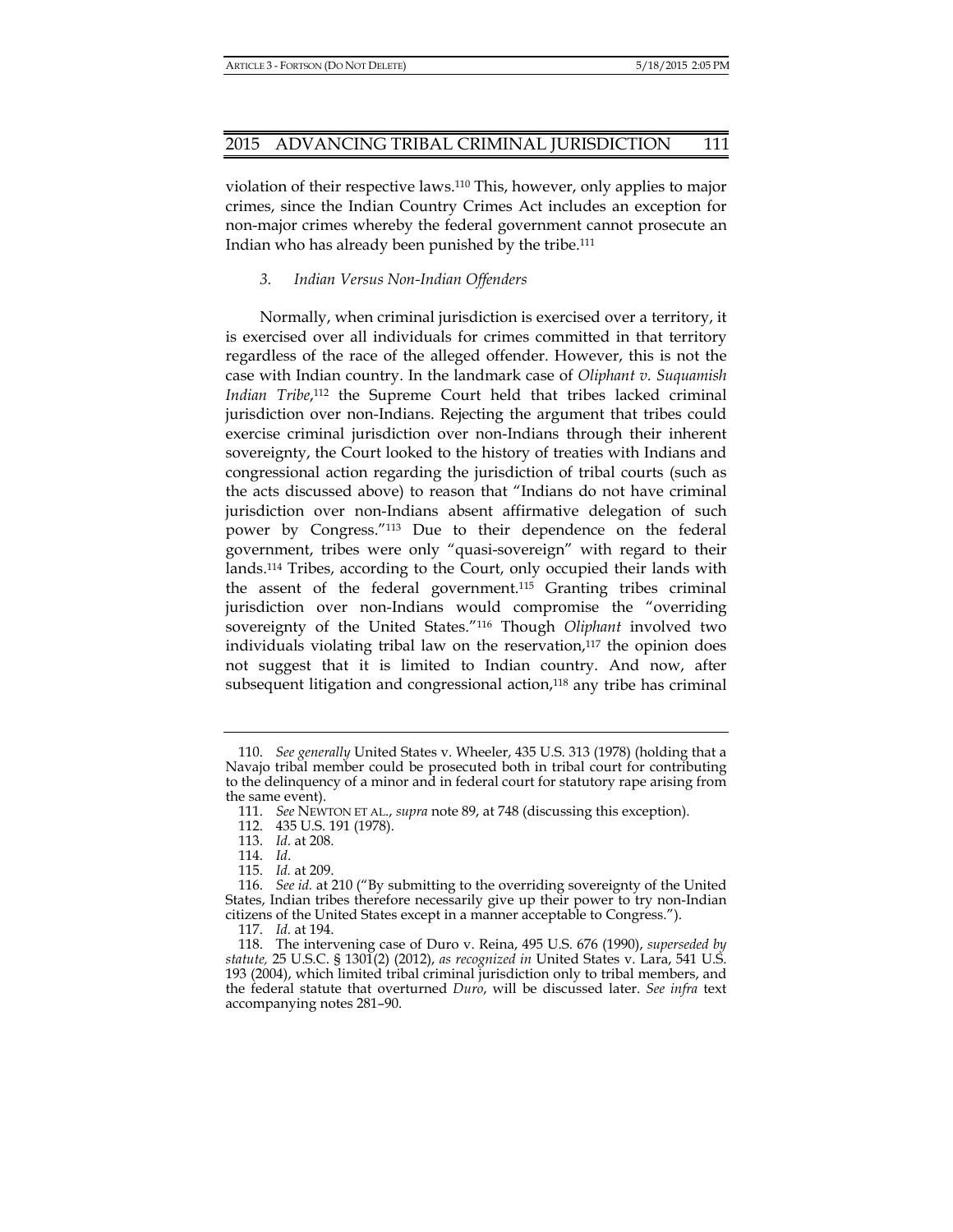violation of their respective laws.[110] This, however, only applies to major crimes, since the Indian Country Crimes Act includes an exception for non-major crimes whereby the federal government cannot prosecute an Indian who has already been punished by the tribe.[111]

### *3. Indian Versus Non-Indian Offenders*

Normally, when criminal jurisdiction is exercised over a territory, it is exercised over all individuals for crimes committed in that territory regardless of the race of the alleged offender. However, this is not the case with Indian country. In the landmark case of *Oliphant v. Suquamish Indian Tribe*,[112] the Supreme Court held that tribes lacked criminal jurisdiction over non-Indians. Rejecting the argument that tribes could exercise criminal jurisdiction over non-Indians through their inherent sovereignty, the Court looked to the history of treaties with Indians and congressional action regarding the jurisdiction of tribal courts (such as the acts discussed above) to reason that "Indians do not have criminal jurisdiction over non-Indians absent affirmative delegation of such power by Congress."[113] Due to their dependence on the federal government, tribes were only "quasi-sovereign" with regard to their lands.[114] Tribes, according to the Court, only occupied their lands with the assent of the federal government.[115] Granting tribes criminal jurisdiction over non-Indians would compromise the "overriding sovereignty of the United States."[116] Though *Oliphant* involved two individuals violating tribal law on the reservation,[117] the opinion does not suggest that it is limited to Indian country. And now, after subsequent litigation and congressional action,[118] any tribe has criminal

---

110. *See generally* United States v. Wheeler, 435 U.S. 313 (1978) (holding that a Navajo tribal member could be prosecuted both in tribal court for contributing to the delinquency of a minor and in federal court for statutory rape arising from the same event).

111. *See* NEWTON ET AL., *supra* note 89, at 748 (discussing this exception).

112. 435 U.S. 191 (1978).

113. *Id.* at 208.

114. *Id*.

115. *Id.* at 209.

116. *See id.* at 210 ("By submitting to the overriding sovereignty of the United States, Indian tribes therefore necessarily give up their power to try non-Indian citizens of the United States except in a manner acceptable to Congress.").

117. *Id.* at 194.

118. The intervening case of Duro v. Reina, 495 U.S. 676 (1990), *superseded by statute,* 25 U.S.C. § 1301(2) (2012), *as recognized in* United States v. Lara, 541 U.S. 193 (2004), which limited tribal criminal jurisdiction only to tribal members, and the federal statute that overturned *Duro*, will be discussed later. *See infra* text accompanying notes 281–90.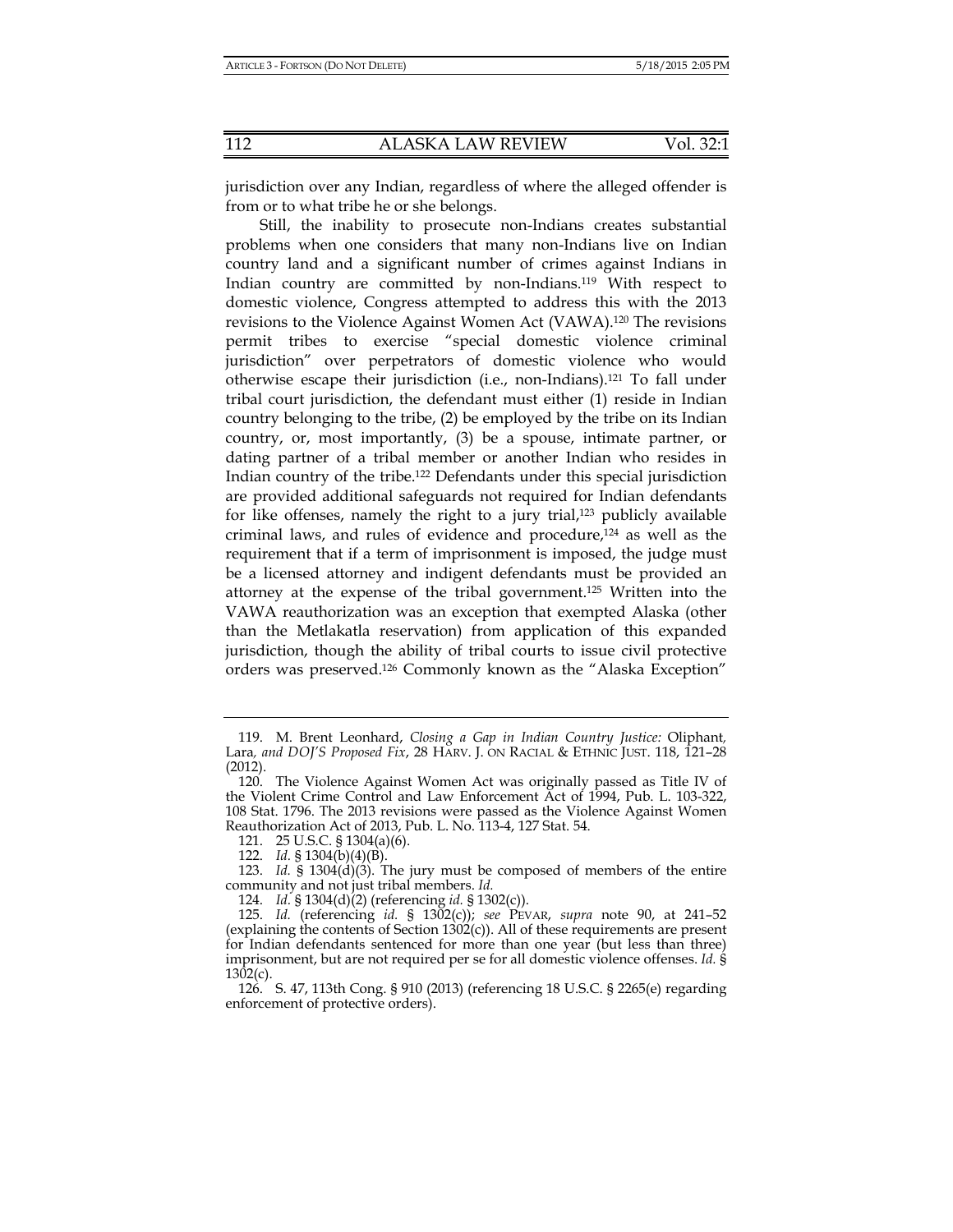jurisdiction over any Indian, regardless of where the alleged offender is from or to what tribe he or she belongs.

Still, the inability to prosecute non-Indians creates substantial problems when one considers that many non-Indians live on Indian country land and a significant number of crimes against Indians in Indian country are committed by non-Indians.[119] With respect to domestic violence, Congress attempted to address this with the 2013 revisions to the Violence Against Women Act (VAWA).[120] The revisions permit tribes to exercise "special domestic violence criminal jurisdiction" over perpetrators of domestic violence who would otherwise escape their jurisdiction (i.e., non-Indians).[121] To fall under tribal court jurisdiction, the defendant must either (1) reside in Indian country belonging to the tribe, (2) be employed by the tribe on its Indian country, or, most importantly, (3) be a spouse, intimate partner, or dating partner of a tribal member or another Indian who resides in Indian country of the tribe.[122] Defendants under this special jurisdiction are provided additional safeguards not required for Indian defendants for like offenses, namely the right to a jury trial,[123] publicly available criminal laws, and rules of evidence and procedure,[124] as well as the requirement that if a term of imprisonment is imposed, the judge must be a licensed attorney and indigent defendants must be provided an attorney at the expense of the tribal government.[125] Written into the VAWA reauthorization was an exception that exempted Alaska (other than the Metlakatla reservation) from application of this expanded jurisdiction, though the ability of tribal courts to issue civil protective orders was preserved.[126] Commonly known as the "Alaska Exception"

---

119. M. Brent Leonhard, *Closing a Gap in Indian Country Justice:* Oliphant*,* Lara*, and DOJ'S Proposed Fix*, 28 HARV. J. ON RACIAL & ETHNIC JUST. 118, 121–28 (2012).

120. The Violence Against Women Act was originally passed as Title IV of the Violent Crime Control and Law Enforcement Act of 1994, Pub. L. 103-322, 108 Stat. 1796. The 2013 revisions were passed as the Violence Against Women Reauthorization Act of 2013, Pub. L. No. 113-4, 127 Stat. 54.

121. 25 U.S.C. § 1304(a)(6).

122. *Id.* § 1304(b)(4)(B).

123. *Id.* § 1304(d)(3). The jury must be composed of members of the entire community and not just tribal members. *Id.*

124. *Id.* § 1304(d)(2) (referencing *id.* § 1302(c)).

125. *Id.* (referencing *id.* § 1302(c)); *see* PEVAR, *supra* note 90, at 241–52 (explaining the contents of Section 1302(c)). All of these requirements are present for Indian defendants sentenced for more than one year (but less than three) imprisonment, but are not required per se for all domestic violence offenses. *Id.* § 1302(c).

126. S. 47, 113th Cong. § 910 (2013) (referencing 18 U.S.C. § 2265(e) regarding enforcement of protective orders).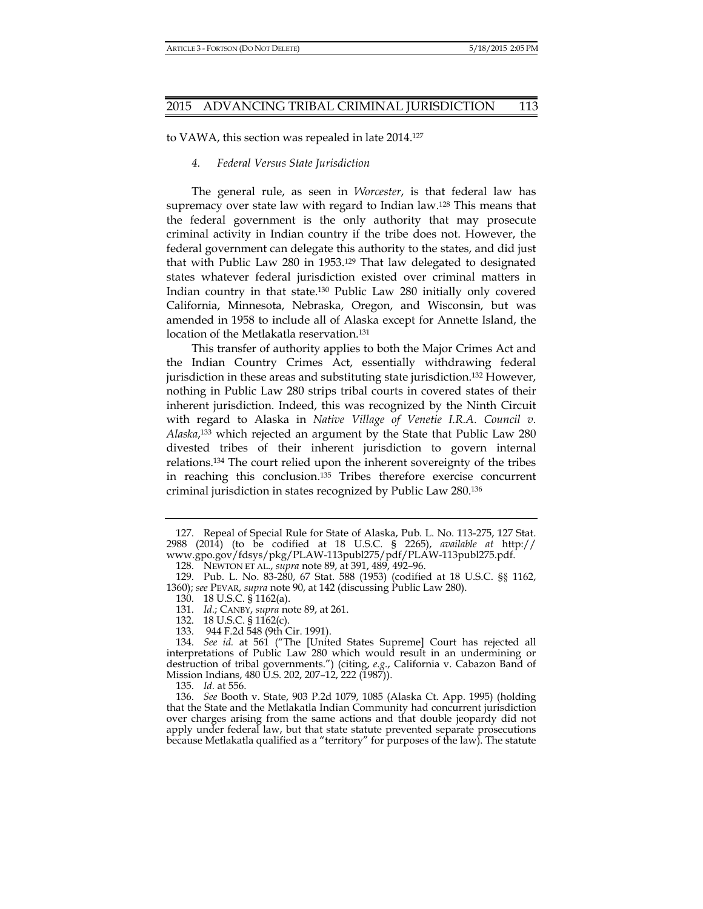to VAWA, this section was repealed in late 2014.[127]

#### *4. Federal Versus State Jurisdiction*

The general rule, as seen in *Worcester*, is that federal law has supremacy over state law with regard to Indian law.[128] This means that the federal government is the only authority that may prosecute criminal activity in Indian country if the tribe does not. However, the federal government can delegate this authority to the states, and did just that with Public Law 280 in 1953.[129] That law delegated to designated states whatever federal jurisdiction existed over criminal matters in Indian country in that state.[130] Public Law 280 initially only covered California, Minnesota, Nebraska, Oregon, and Wisconsin, but was amended in 1958 to include all of Alaska except for Annette Island, the location of the Metlakatla reservation.[131]

This transfer of authority applies to both the Major Crimes Act and the Indian Country Crimes Act, essentially withdrawing federal jurisdiction in these areas and substituting state jurisdiction.[132] However, nothing in Public Law 280 strips tribal courts in covered states of their inherent jurisdiction. Indeed, this was recognized by the Ninth Circuit with regard to Alaska in *Native Village of Venetie I.R.A. Council v. Alaska*,[133] which rejected an argument by the State that Public Law 280 divested tribes of their inherent jurisdiction to govern internal relations.[134] The court relied upon the inherent sovereignty of the tribes in reaching this conclusion.[135] Tribes therefore exercise concurrent criminal jurisdiction in states recognized by Public Law 280.[136]

---

127. Repeal of Special Rule for State of Alaska, Pub. L. No. 113-275, 127 Stat. 2988 (2014) (to be codified at 18 U.S.C. § 2265), *available at* http://www.gpo.gov/fdsys/pkg/PLAW-113publ275/pdf/PLAW-113publ275.pdf.

128. NEWTON ET AL., *supra* note 89, at 391, 489, 492–96.

129. Pub. L. No. 83-280, 67 Stat. 588 (1953) (codified at 18 U.S.C. §§ 1162, 1360); *see* PEVAR, *supra* note 90, at 142 (discussing Public Law 280).

130. 18 U.S.C. § 1162(a).

131. *Id.*; CANBY, *supra* note 89, at 261.

132. 18 U.S.C. § 1162(c).

133. 944 F.2d 548 (9th Cir. 1991).

134. *See id.* at 561 ("The [United States Supreme] Court has rejected all interpretations of Public Law 280 which would result in an undermining or destruction of tribal governments.") (citing, *e.g.*, California v. Cabazon Band of Mission Indians, 480 U.S. 202, 207–12, 222 (1987)).

135. *Id.* at 556.

136. *See* Booth v. State, 903 P.2d 1079, 1085 (Alaska Ct. App. 1995) (holding that the State and the Metlakatla Indian Community had concurrent jurisdiction over charges arising from the same actions and that double jeopardy did not apply under federal law, but that state statute prevented separate prosecutions because Metlakatla qualified as a "territory" for purposes of the law). The statute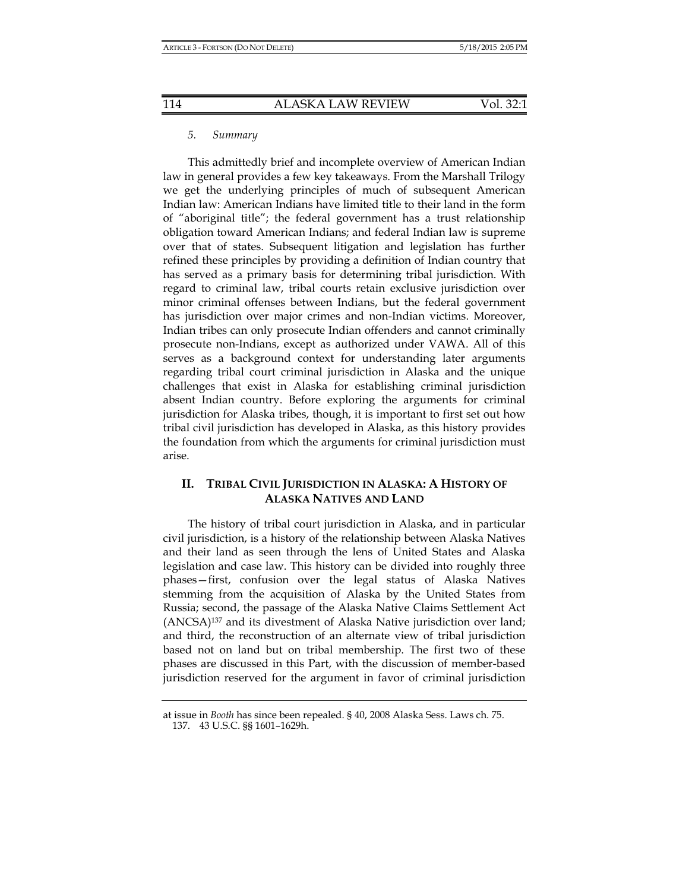### 5. *Summary*

This admittedly brief and incomplete overview of American Indian law in general provides a few key takeaways. From the Marshall Trilogy we get the underlying principles of much of subsequent American Indian law: American Indians have limited title to their land in the form of "aboriginal title"; the federal government has a trust relationship obligation toward American Indians; and federal Indian law is supreme over that of states. Subsequent litigation and legislation has further refined these principles by providing a definition of Indian country that has served as a primary basis for determining tribal jurisdiction. With regard to criminal law, tribal courts retain exclusive jurisdiction over minor criminal offenses between Indians, but the federal government has jurisdiction over major crimes and non-Indian victims. Moreover, Indian tribes can only prosecute Indian offenders and cannot criminally prosecute non-Indians, except as authorized under VAWA. All of this serves as a background context for understanding later arguments regarding tribal court criminal jurisdiction in Alaska and the unique challenges that exist in Alaska for establishing criminal jurisdiction absent Indian country. Before exploring the arguments for criminal jurisdiction for Alaska tribes, though, it is important to first set out how tribal civil jurisdiction has developed in Alaska, as this history provides the foundation from which the arguments for criminal jurisdiction must arise.

## II. TRIBAL CIVIL JURISDICTION IN ALASKA: A HISTORY OF ALASKA NATIVES AND LAND

The history of tribal court jurisdiction in Alaska, and in particular civil jurisdiction, is a history of the relationship between Alaska Natives and their land as seen through the lens of United States and Alaska legislation and case law. This history can be divided into roughly three phases—first, confusion over the legal status of Alaska Natives stemming from the acquisition of Alaska by the United States from Russia; second, the passage of the Alaska Native Claims Settlement Act (ANCSA)[137] and its divestment of Alaska Native jurisdiction over land; and third, the reconstruction of an alternate view of tribal jurisdiction based not on land but on tribal membership. The first two of these phases are discussed in this Part, with the discussion of member-based jurisdiction reserved for the argument in favor of criminal jurisdiction

---

at issue in *Booth* has since been repealed. § 40, 2008 Alaska Sess. Laws ch. 75.

137. 43 U.S.C. §§ 1601–1629h.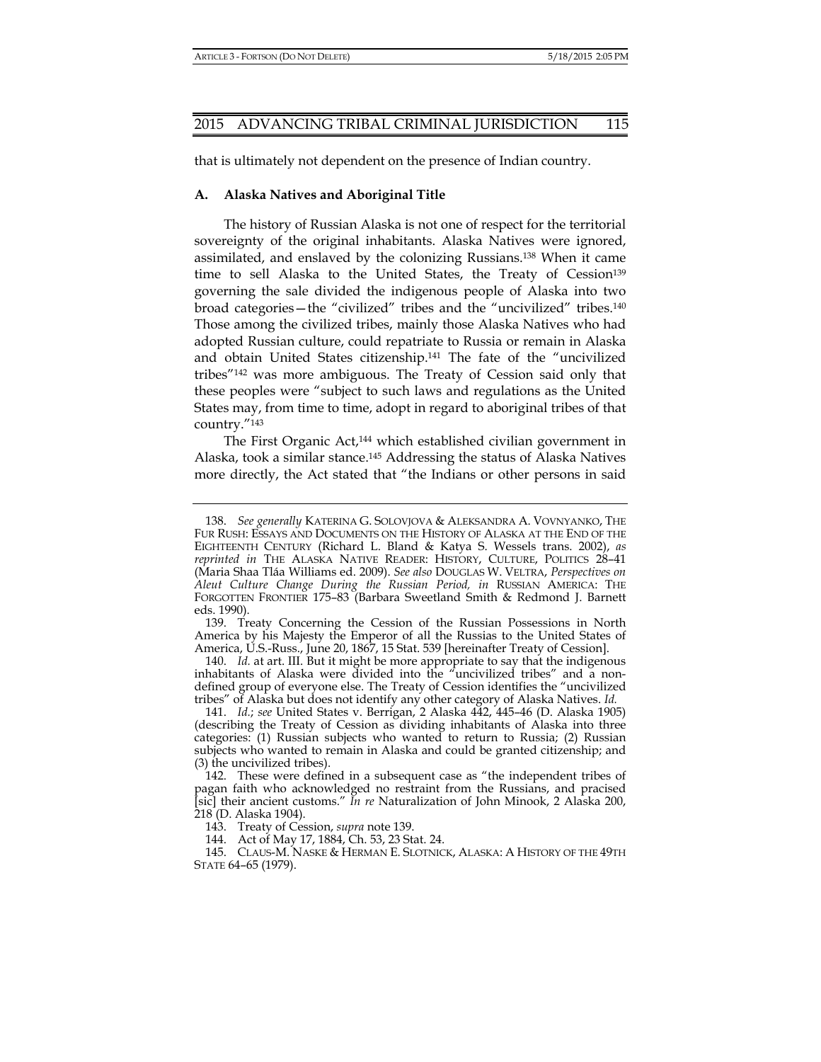that is ultimately not dependent on the presence of Indian country.

### A. Alaska Natives and Aboriginal Title

The history of Russian Alaska is not one of respect for the territorial sovereignty of the original inhabitants. Alaska Natives were ignored, assimilated, and enslaved by the colonizing Russians.[138] When it came time to sell Alaska to the United States, the Treaty of Cession[139] governing the sale divided the indigenous people of Alaska into two broad categories—the "civilized" tribes and the "uncivilized" tribes.[140] Those among the civilized tribes, mainly those Alaska Natives who had adopted Russian culture, could repatriate to Russia or remain in Alaska and obtain United States citizenship.[141] The fate of the "uncivilized tribes"[142] was more ambiguous. The Treaty of Cession said only that these peoples were "subject to such laws and regulations as the United States may, from time to time, adopt in regard to aboriginal tribes of that country."[143]

The First Organic Act,[144] which established civilian government in Alaska, took a similar stance.[145] Addressing the status of Alaska Natives more directly, the Act stated that "the Indians or other persons in said

---

138. *See generally* KATERINA G. SOLOVJOVA & ALEKSANDRA A. VOVNYANKO, THE FUR RUSH: ESSAYS AND DOCUMENTS ON THE HISTORY OF ALASKA AT THE END OF THE EIGHTEENTH CENTURY (Richard L. Bland & Katya S. Wessels trans. 2002), *as reprinted in* THE ALASKA NATIVE READER: HISTORY, CULTURE, POLITICS 28–41 (Maria Shaa Tláa Williams ed. 2009). *See also* DOUGLAS W. VELTRA, *Perspectives on Aleut Culture Change During the Russian Period, in* RUSSIAN AMERICA: THE FORGOTTEN FRONTIER 175–83 (Barbara Sweetland Smith & Redmond J. Barnett eds. 1990).

139. Treaty Concerning the Cession of the Russian Possessions in North America by his Majesty the Emperor of all the Russias to the United States of America, U.S.-Russ., June 20, 1867, 15 Stat. 539 [hereinafter Treaty of Cession].

140. *Id.* at art. III. But it might be more appropriate to say that the indigenous inhabitants of Alaska were divided into the "uncivilized tribes" and a non-defined group of everyone else. The Treaty of Cession identifies the "uncivilized tribes" of Alaska but does not identify any other category of Alaska Natives. *Id.*

141. *Id.*; *see* United States v. Berrigan, 2 Alaska 442, 445–46 (D. Alaska 1905) (describing the Treaty of Cession as dividing inhabitants of Alaska into three categories: (1) Russian subjects who wanted to return to Russia; (2) Russian subjects who wanted to remain in Alaska and could be granted citizenship; and (3) the uncivilized tribes).

142. These were defined in a subsequent case as "the independent tribes of pagan faith who acknowledged no restraint from the Russians, and pracised [sic] their ancient customs." *In re* Naturalization of John Minook, 2 Alaska 200, 218 (D. Alaska 1904).

143. Treaty of Cession, *supra* note 139.

144. Act of May 17, 1884, Ch. 53, 23 Stat. 24.

145. CLAUS-M. NASKE & HERMAN E. SLOTNICK, ALASKA: A HISTORY OF THE 49TH STATE 64–65 (1979).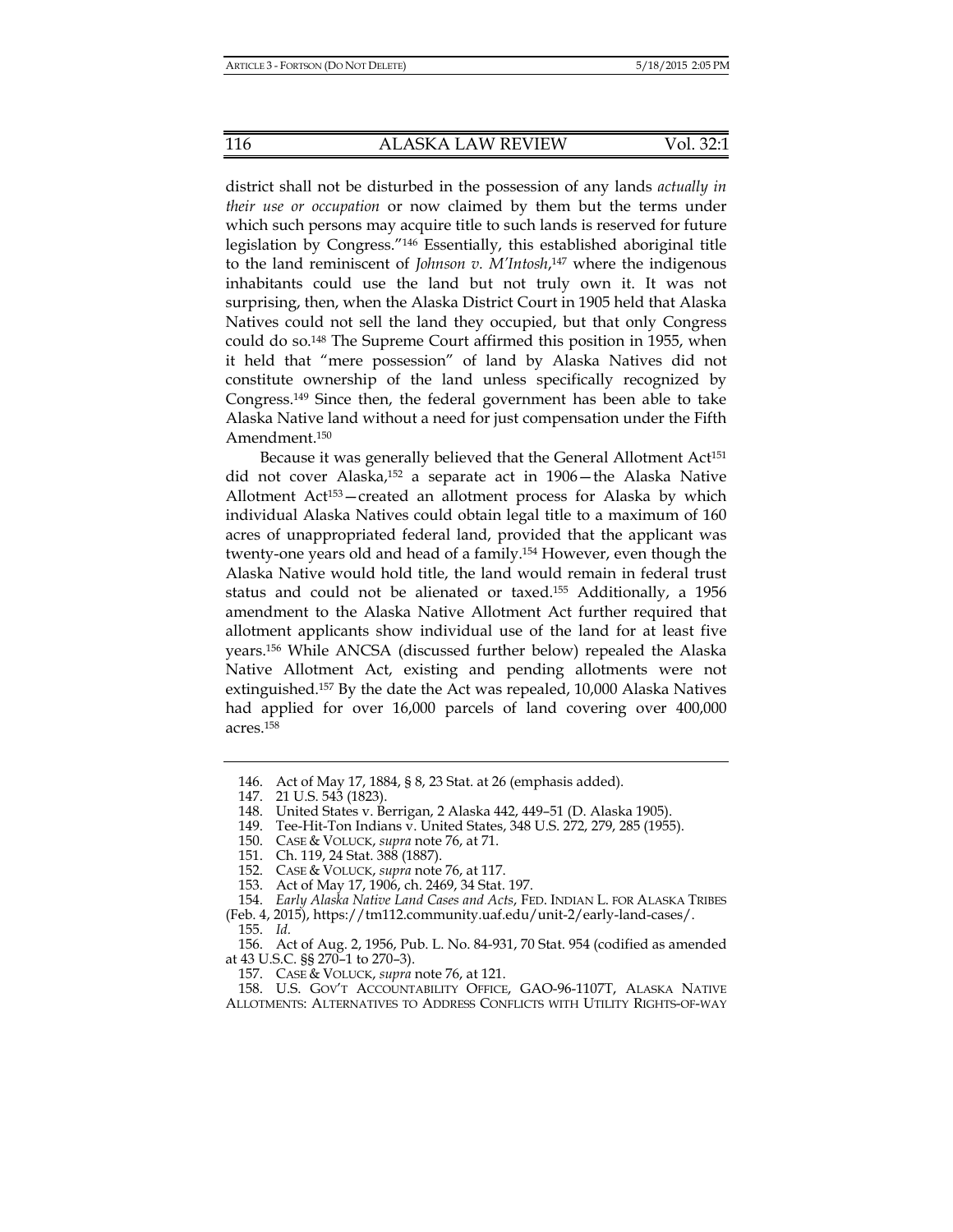district shall not be disturbed in the possession of any lands *actually in their use or occupation* or now claimed by them but the terms under which such persons may acquire title to such lands is reserved for future legislation by Congress."[146] Essentially, this established aboriginal title to the land reminiscent of *Johnson v. M'Intosh*,[147] where the indigenous inhabitants could use the land but not truly own it. It was not surprising, then, when the Alaska District Court in 1905 held that Alaska Natives could not sell the land they occupied, but that only Congress could do so.[148] The Supreme Court affirmed this position in 1955, when it held that "mere possession" of land by Alaska Natives did not constitute ownership of the land unless specifically recognized by Congress.[149] Since then, the federal government has been able to take Alaska Native land without a need for just compensation under the Fifth Amendment.[150]

Because it was generally believed that the General Allotment Act[151] did not cover Alaska,[152] a separate act in 1906—the Alaska Native Allotment Act[153]—created an allotment process for Alaska by which individual Alaska Natives could obtain legal title to a maximum of 160 acres of unappropriated federal land, provided that the applicant was twenty-one years old and head of a family.[154] However, even though the Alaska Native would hold title, the land would remain in federal trust status and could not be alienated or taxed.[155] Additionally, a 1956 amendment to the Alaska Native Allotment Act further required that allotment applicants show individual use of the land for at least five years.[156] While ANCSA (discussed further below) repealed the Alaska Native Allotment Act, existing and pending allotments were not extinguished.[157] By the date the Act was repealed, 10,000 Alaska Natives had applied for over 16,000 parcels of land covering over 400,000 acres.[158]

---

146. Act of May 17, 1884, § 8, 23 Stat. at 26 (emphasis added).

147. 21 U.S. 543 (1823).

148. United States v. Berrigan, 2 Alaska 442, 449–51 (D. Alaska 1905).

149. Tee-Hit-Ton Indians v. United States, 348 U.S. 272, 279, 285 (1955).

150. CASE & VOLUCK, *supra* note 76, at 71.

151. Ch. 119, 24 Stat. 388 (1887).

152. CASE & VOLUCK, *supra* note 76, at 117.

153. Act of May 17, 1906, ch. 2469, 34 Stat. 197.

154. *Early Alaska Native Land Cases and Acts*, FED. INDIAN L. FOR ALASKA TRIBES (Feb. 4, 2015), https://tm112.community.uaf.edu/unit-2/early-land-cases/.

155. *Id.*

156. Act of Aug. 2, 1956, Pub. L. No. 84-931, 70 Stat. 954 (codified as amended at 43 U.S.C. §§ 270–1 to 270–3).

157. CASE & VOLUCK, *supra* note 76, at 121.

158. U.S. GOV'T ACCOUNTABILITY OFFICE, GAO-96-1107T, ALASKA NATIVE ALLOTMENTS: ALTERNATIVES TO ADDRESS CONFLICTS WITH UTILITY RIGHTS-OF-WAY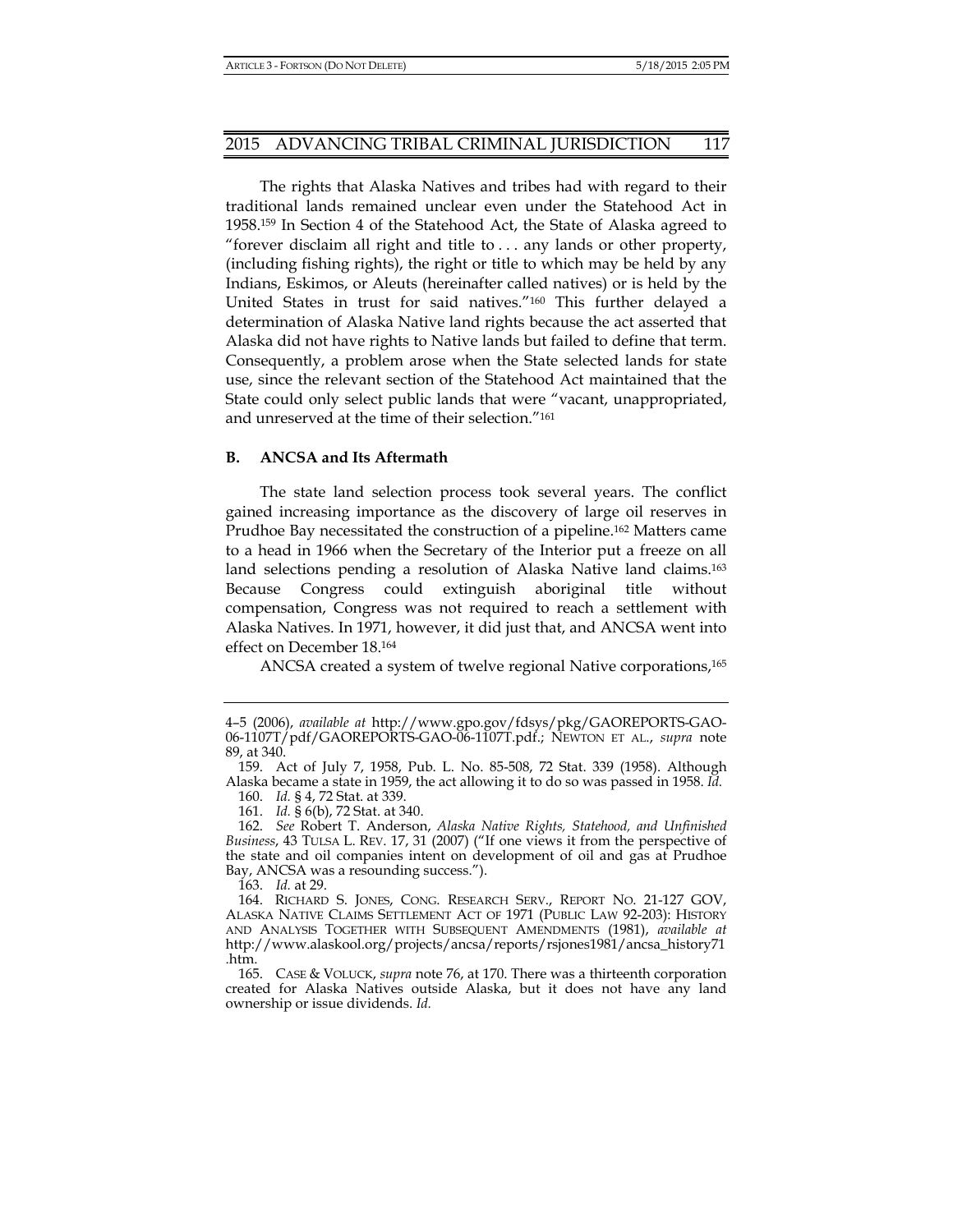The rights that Alaska Natives and tribes had with regard to their traditional lands remained unclear even under the Statehood Act in 1958.[159] In Section 4 of the Statehood Act, the State of Alaska agreed to "forever disclaim all right and title to . . . any lands or other property, (including fishing rights), the right or title to which may be held by any Indians, Eskimos, or Aleuts (hereinafter called natives) or is held by the United States in trust for said natives."[160] This further delayed a determination of Alaska Native land rights because the act asserted that Alaska did not have rights to Native lands but failed to define that term. Consequently, a problem arose when the State selected lands for state use, since the relevant section of the Statehood Act maintained that the State could only select public lands that were "vacant, unappropriated, and unreserved at the time of their selection."[161]

### B. ANCSA and Its Aftermath

The state land selection process took several years. The conflict gained increasing importance as the discovery of large oil reserves in Prudhoe Bay necessitated the construction of a pipeline.[162] Matters came to a head in 1966 when the Secretary of the Interior put a freeze on all land selections pending a resolution of Alaska Native land claims.[163] Because Congress could extinguish aboriginal title without compensation, Congress was not required to reach a settlement with Alaska Natives. In 1971, however, it did just that, and ANCSA went into effect on December 18.[164]

ANCSA created a system of twelve regional Native corporations,[165]

---

4–5 (2006), *available at* http://www.gpo.gov/fdsys/pkg/GAOREPORTS-GAO-06-1107T/pdf/GAOREPORTS-GAO-06-1107T.pdf.; NEWTON ET AL., *supra* note 89, at 340.

159. Act of July 7, 1958, Pub. L. No. 85-508, 72 Stat. 339 (1958). Although Alaska became a state in 1959, the act allowing it to do so was passed in 1958. *Id.*

160. *Id.* § 4, 72 Stat. at 339.

161. *Id.* § 6(b), 72 Stat. at 340.

162. *See* Robert T. Anderson, *Alaska Native Rights, Statehood, and Unfinished Business*, 43 TULSA L. REV. 17, 31 (2007) ("If one views it from the perspective of the state and oil companies intent on development of oil and gas at Prudhoe Bay, ANCSA was a resounding success.").

163. *Id.* at 29.

164. RICHARD S. JONES, CONG. RESEARCH SERV., REPORT NO. 21-127 GOV, ALASKA NATIVE CLAIMS SETTLEMENT ACT OF 1971 (PUBLIC LAW 92-203): HISTORY AND ANALYSIS TOGETHER WITH SUBSEQUENT AMENDMENTS (1981), *available at* http://www.alaskool.org/projects/ancsa/reports/rsjones1981/ancsa_history71.htm.

165. CASE & VOLUCK, *supra* note 76, at 170. There was a thirteenth corporation created for Alaska Natives outside Alaska, but it does not have any land ownership or issue dividends. *Id.*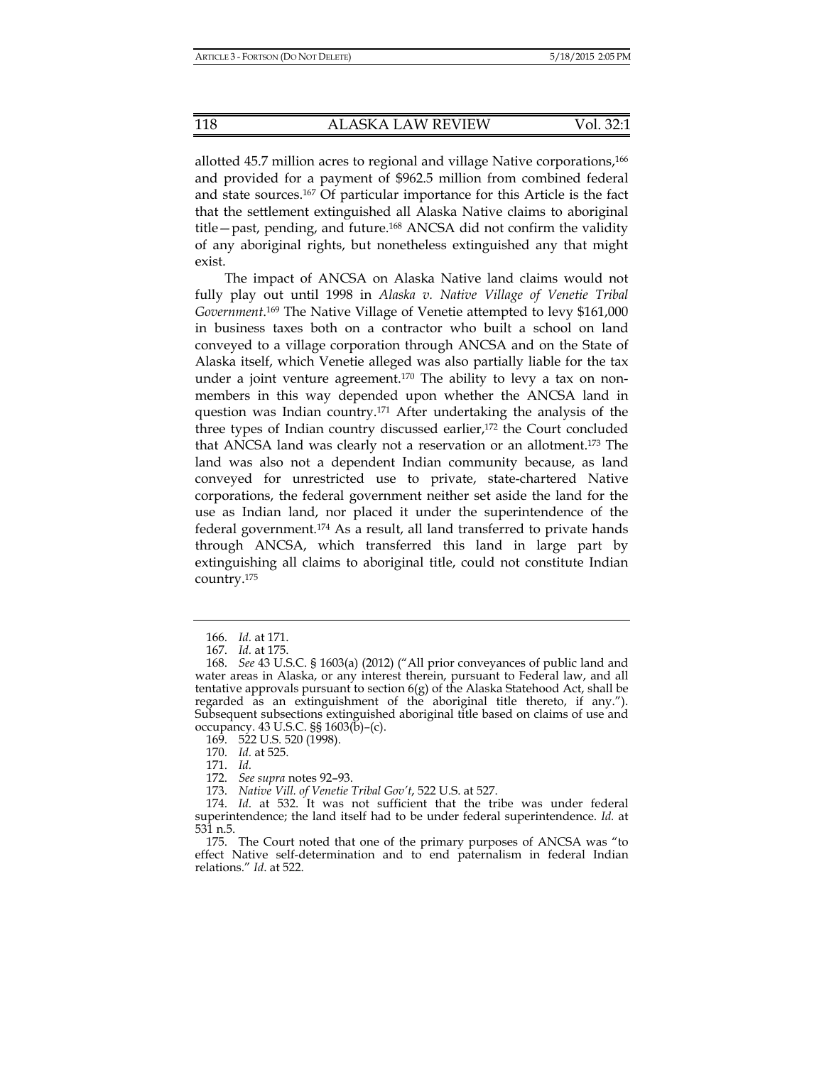allotted 45.7 million acres to regional and village Native corporations,[166] and provided for a payment of $962.5 million from combined federal and state sources.[167] Of particular importance for this Article is the fact that the settlement extinguished all Alaska Native claims to aboriginal title—past, pending, and future.[168] ANCSA did not confirm the validity of any aboriginal rights, but nonetheless extinguished any that might exist.

The impact of ANCSA on Alaska Native land claims would not fully play out until 1998 in *Alaska v. Native Village of Venetie Tribal Government*.[169] The Native Village of Venetie attempted to levy $161,000 in business taxes both on a contractor who built a school on land conveyed to a village corporation through ANCSA and on the State of Alaska itself, which Venetie alleged was also partially liable for the tax under a joint venture agreement.[170] The ability to levy a tax on nonmembers in this way depended upon whether the ANCSA land in question was Indian country.[171] After undertaking the analysis of the three types of Indian country discussed earlier,[172] the Court concluded that ANCSA land was clearly not a reservation or an allotment.[173] The land was also not a dependent Indian community because, as land conveyed for unrestricted use to private, state-chartered Native corporations, the federal government neither set aside the land for the use as Indian land, nor placed it under the superintendence of the federal government.[174] As a result, all land transferred to private hands through ANCSA, which transferred this land in large part by extinguishing all claims to aboriginal title, could not constitute Indian country.[175]

---

166. *Id.* at 171.

167. *Id.* at 175.

168. *See* 43 U.S.C. § 1603(a) (2012) ("All prior conveyances of public land and water areas in Alaska, or any interest therein, pursuant to Federal law, and all tentative approvals pursuant to section 6(g) of the Alaska Statehood Act, shall be regarded as an extinguishment of the aboriginal title thereto, if any."). Subsequent subsections extinguished aboriginal title based on claims of use and occupancy. 43 U.S.C. §§ 1603(b)–(c).

169. 522 U.S. 520 (1998).

170. *Id.* at 525.

171. *Id.*

172. *See supra* notes 92–93.

173. *Native Vill. of Venetie Tribal Gov't*, 522 U.S. at 527.

174. *Id.* at 532. It was not sufficient that the tribe was under federal superintendence; the land itself had to be under federal superintendence. *Id.* at 531 n.5.

175. The Court noted that one of the primary purposes of ANCSA was "to effect Native self-determination and to end paternalism in federal Indian relations." *Id.* at 522.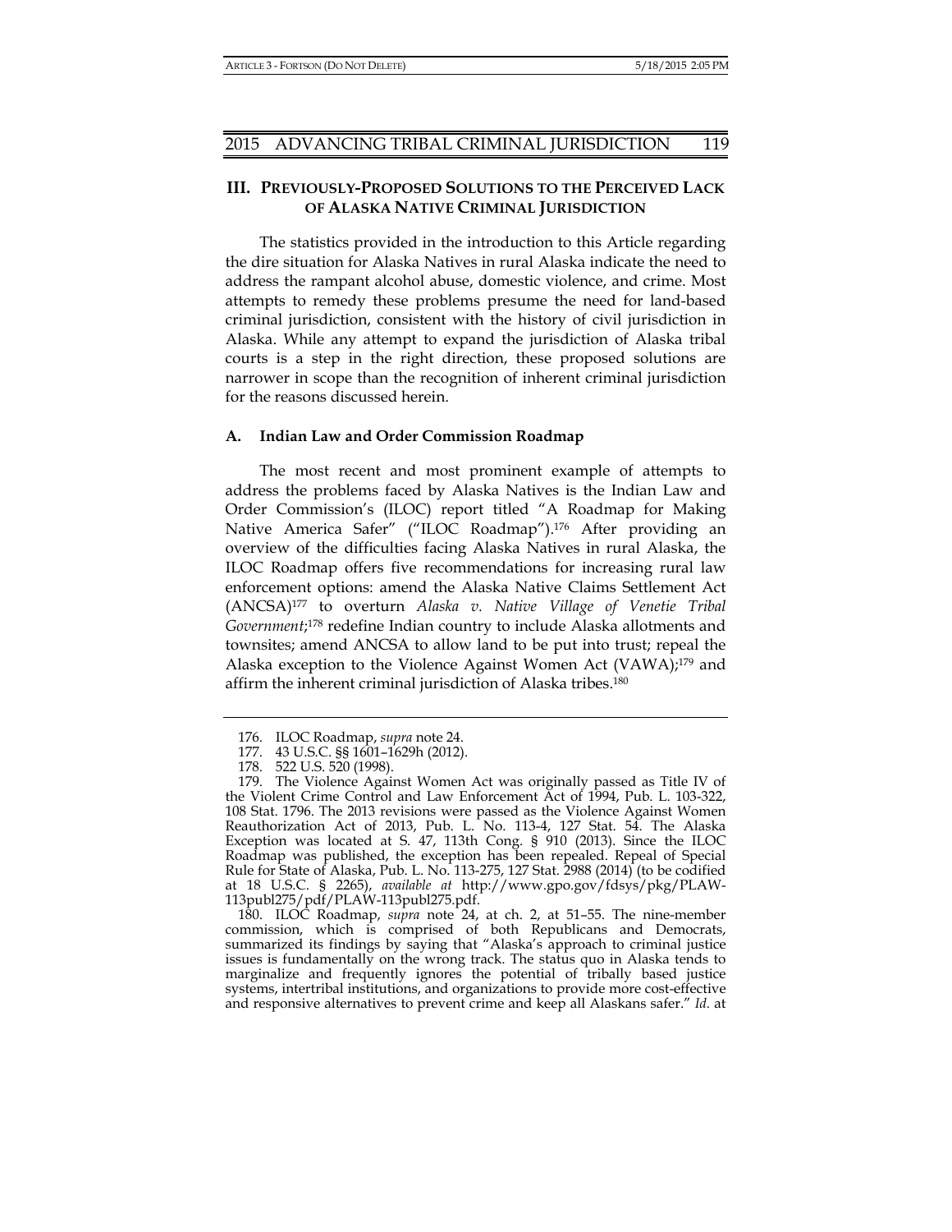## III. PREVIOUSLY-PROPOSED SOLUTIONS TO THE PERCEIVED LACK OF ALASKA NATIVE CRIMINAL JURISDICTION

The statistics provided in the introduction to this Article regarding the dire situation for Alaska Natives in rural Alaska indicate the need to address the rampant alcohol abuse, domestic violence, and crime. Most attempts to remedy these problems presume the need for land-based criminal jurisdiction, consistent with the history of civil jurisdiction in Alaska. While any attempt to expand the jurisdiction of Alaska tribal courts is a step in the right direction, these proposed solutions are narrower in scope than the recognition of inherent criminal jurisdiction for the reasons discussed herein.

### A. Indian Law and Order Commission Roadmap

The most recent and most prominent example of attempts to address the problems faced by Alaska Natives is the Indian Law and Order Commission's (ILOC) report titled "A Roadmap for Making Native America Safer" ("ILOC Roadmap").[176] After providing an overview of the difficulties facing Alaska Natives in rural Alaska, the ILOC Roadmap offers five recommendations for increasing rural law enforcement options: amend the Alaska Native Claims Settlement Act (ANCSA)[177] to overturn *Alaska v. Native Village of Venetie Tribal Government*;[178] redefine Indian country to include Alaska allotments and townsites; amend ANCSA to allow land to be put into trust; repeal the Alaska exception to the Violence Against Women Act (VAWA);[179] and affirm the inherent criminal jurisdiction of Alaska tribes.[180]

---

176. ILOC Roadmap, *supra* note 24.

177. 43 U.S.C. §§ 1601–1629h (2012).

178. 522 U.S. 520 (1998).

179. The Violence Against Women Act was originally passed as Title IV of the Violent Crime Control and Law Enforcement Act of 1994, Pub. L. 103-322, 108 Stat. 1796. The 2013 revisions were passed as the Violence Against Women Reauthorization Act of 2013, Pub. L. No. 113-4, 127 Stat. 54. The Alaska Exception was located at S. 47, 113th Cong. § 910 (2013). Since the ILOC Roadmap was published, the exception has been repealed. Repeal of Special Rule for State of Alaska, Pub. L. No. 113-275, 127 Stat. 2988 (2014) (to be codified at 18 U.S.C. § 2265), *available at* http://www.gpo.gov/fdsys/pkg/PLAW-113publ275/pdf/PLAW-113publ275.pdf.

180. ILOC Roadmap, *supra* note 24, at ch. 2, at 51–55. The nine-member commission, which is comprised of both Republicans and Democrats, summarized its findings by saying that "Alaska's approach to criminal justice issues is fundamentally on the wrong track. The status quo in Alaska tends to marginalize and frequently ignores the potential of tribally based justice systems, intertribal institutions, and organizations to provide more cost-effective and responsive alternatives to prevent crime and keep all Alaskans safer." *Id.* at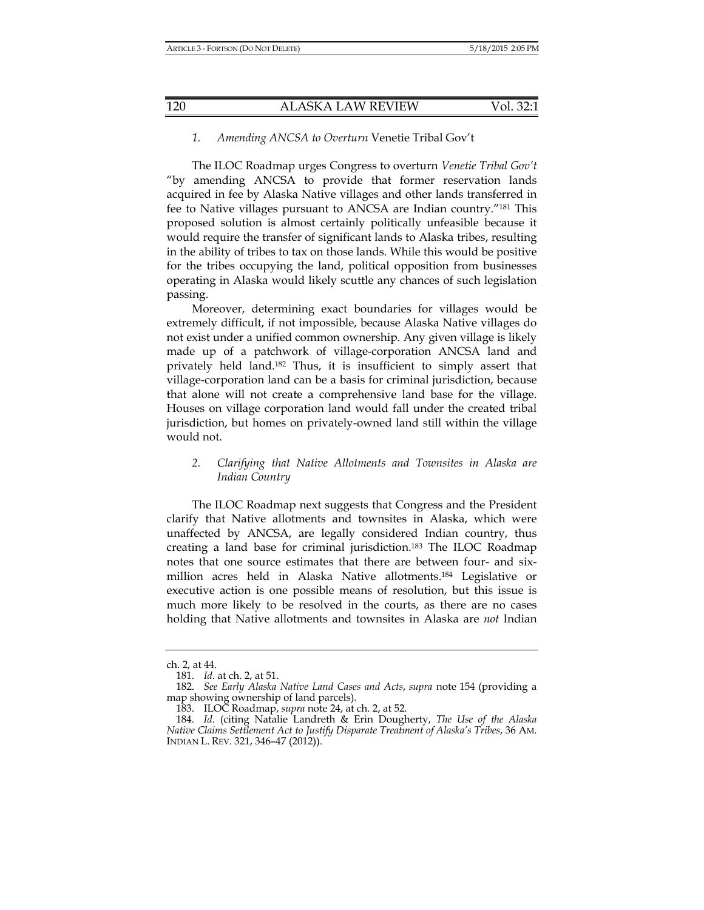### 1. *Amending ANCSA to Overturn* Venetie Tribal Gov't

The ILOC Roadmap urges Congress to overturn *Venetie Tribal Gov't* "by amending ANCSA to provide that former reservation lands acquired in fee by Alaska Native villages and other lands transferred in fee to Native villages pursuant to ANCSA are Indian country."[181] This proposed solution is almost certainly politically unfeasible because it would require the transfer of significant lands to Alaska tribes, resulting in the ability of tribes to tax on those lands. While this would be positive for the tribes occupying the land, political opposition from businesses operating in Alaska would likely scuttle any chances of such legislation passing.

Moreover, determining exact boundaries for villages would be extremely difficult, if not impossible, because Alaska Native villages do not exist under a unified common ownership. Any given village is likely made up of a patchwork of village-corporation ANCSA land and privately held land.[182] Thus, it is insufficient to simply assert that village-corporation land can be a basis for criminal jurisdiction, because that alone will not create a comprehensive land base for the village. Houses on village corporation land would fall under the created tribal jurisdiction, but homes on privately-owned land still within the village would not.

### 2. *Clarifying that Native Allotments and Townsites in Alaska are Indian Country*

The ILOC Roadmap next suggests that Congress and the President clarify that Native allotments and townsites in Alaska, which were unaffected by ANCSA, are legally considered Indian country, thus creating a land base for criminal jurisdiction.[183] The ILOC Roadmap notes that one source estimates that there are between four- and six-million acres held in Alaska Native allotments.[184] Legislative or executive action is one possible means of resolution, but this issue is much more likely to be resolved in the courts, as there are no cases holding that Native allotments and townsites in Alaska are *not* Indian

---

ch. 2, at 44.

181. *Id.* at ch. 2, at 51.

182. *See Early Alaska Native Land Cases and Acts*, *supra* note 154 (providing a map showing ownership of land parcels).

183. ILOC Roadmap, *supra* note 24, at ch. 2, at 52.

184. *Id.* (citing Natalie Landreth & Erin Dougherty, *The Use of the Alaska Native Claims Settlement Act to Justify Disparate Treatment of Alaska's Tribes*, 36 AM. INDIAN L. REV. 321, 346–47 (2012)).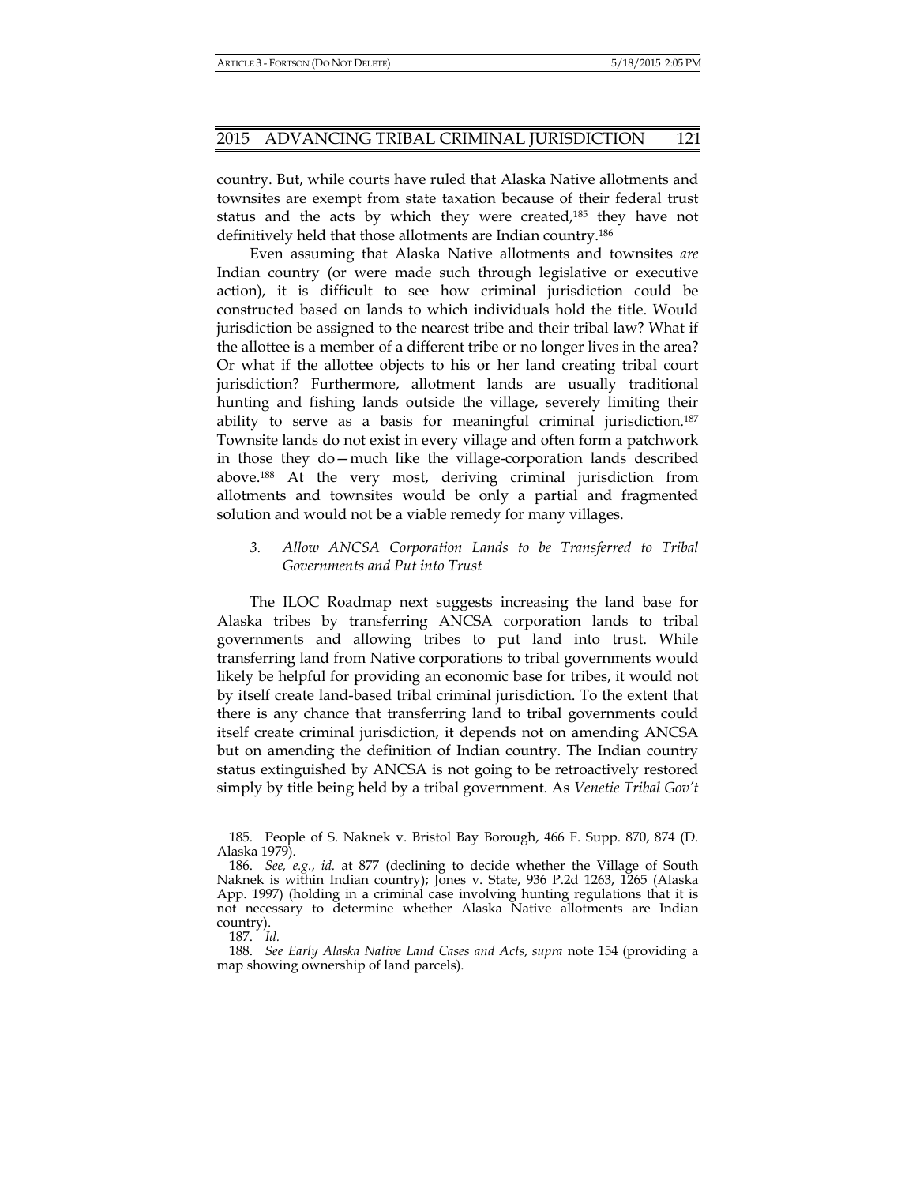country. But, while courts have ruled that Alaska Native allotments and townsites are exempt from state taxation because of their federal trust status and the acts by which they were created,[185] they have not definitively held that those allotments are Indian country.[186]

Even assuming that Alaska Native allotments and townsites *are* Indian country (or were made such through legislative or executive action), it is difficult to see how criminal jurisdiction could be constructed based on lands to which individuals hold the title. Would jurisdiction be assigned to the nearest tribe and their tribal law? What if the allottee is a member of a different tribe or no longer lives in the area? Or what if the allottee objects to his or her land creating tribal court jurisdiction? Furthermore, allotment lands are usually traditional hunting and fishing lands outside the village, severely limiting their ability to serve as a basis for meaningful criminal jurisdiction.[187] Townsite lands do not exist in every village and often form a patchwork in those they do—much like the village-corporation lands described above.[188] At the very most, deriving criminal jurisdiction from allotments and townsites would be only a partial and fragmented solution and would not be a viable remedy for many villages.

### *3. Allow ANCSA Corporation Lands to be Transferred to Tribal Governments and Put into Trust*

The ILOC Roadmap next suggests increasing the land base for Alaska tribes by transferring ANCSA corporation lands to tribal governments and allowing tribes to put land into trust. While transferring land from Native corporations to tribal governments would likely be helpful for providing an economic base for tribes, it would not by itself create land-based tribal criminal jurisdiction. To the extent that there is any chance that transferring land to tribal governments could itself create criminal jurisdiction, it depends not on amending ANCSA but on amending the definition of Indian country. The Indian country status extinguished by ANCSA is not going to be retroactively restored simply by title being held by a tribal government. As *Venetie Tribal Gov't*

---

185. People of S. Naknek v. Bristol Bay Borough, 466 F. Supp. 870, 874 (D. Alaska 1979).

186. *See, e.g.*, *id.* at 877 (declining to decide whether the Village of South Naknek is within Indian country); Jones v. State, 936 P.2d 1263, 1265 (Alaska App. 1997) (holding in a criminal case involving hunting regulations that it is not necessary to determine whether Alaska Native allotments are Indian country).

187. *Id.*

188. *See Early Alaska Native Land Cases and Acts*, *supra* note 154 (providing a map showing ownership of land parcels).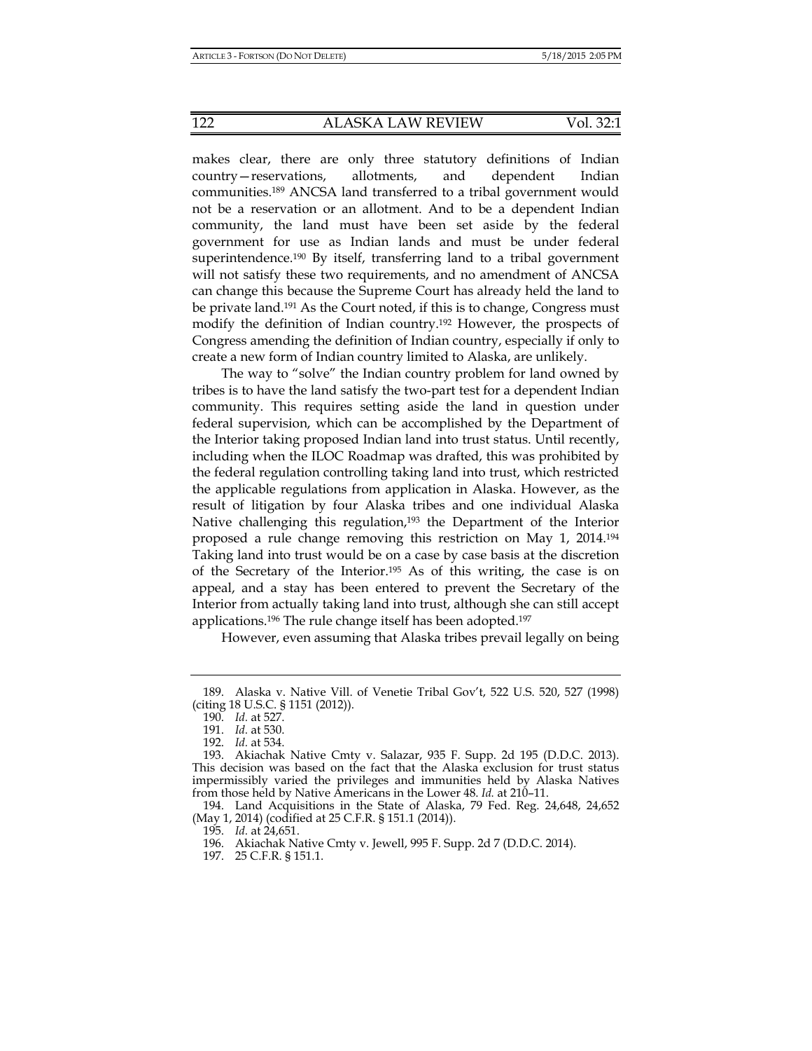makes clear, there are only three statutory definitions of Indian country—reservations, allotments, and dependent Indian communities.[189] ANCSA land transferred to a tribal government would not be a reservation or an allotment. And to be a dependent Indian community, the land must have been set aside by the federal government for use as Indian lands and must be under federal superintendence.[190] By itself, transferring land to a tribal government will not satisfy these two requirements, and no amendment of ANCSA can change this because the Supreme Court has already held the land to be private land.[191] As the Court noted, if this is to change, Congress must modify the definition of Indian country.[192] However, the prospects of Congress amending the definition of Indian country, especially if only to create a new form of Indian country limited to Alaska, are unlikely.

The way to "solve" the Indian country problem for land owned by tribes is to have the land satisfy the two-part test for a dependent Indian community. This requires setting aside the land in question under federal supervision, which can be accomplished by the Department of the Interior taking proposed Indian land into trust status. Until recently, including when the ILOC Roadmap was drafted, this was prohibited by the federal regulation controlling taking land into trust, which restricted the applicable regulations from application in Alaska. However, as the result of litigation by four Alaska tribes and one individual Alaska Native challenging this regulation,[193] the Department of the Interior proposed a rule change removing this restriction on May 1, 2014.[194] Taking land into trust would be on a case by case basis at the discretion of the Secretary of the Interior.[195] As of this writing, the case is on appeal, and a stay has been entered to prevent the Secretary of the Interior from actually taking land into trust, although she can still accept applications.[196] The rule change itself has been adopted.[197]

However, even assuming that Alaska tribes prevail legally on being

---

189. Alaska v. Native Vill. of Venetie Tribal Gov't, 522 U.S. 520, 527 (1998) (citing 18 U.S.C. § 1151 (2012)).

190. *Id.* at 527.

191. *Id.* at 530.

192. *Id.* at 534.

193. Akiachak Native Cmty v. Salazar, 935 F. Supp. 2d 195 (D.D.C. 2013). This decision was based on the fact that the Alaska exclusion for trust status impermissibly varied the privileges and immunities held by Alaska Natives from those held by Native Americans in the Lower 48. *Id.* at 210–11.

194. Land Acquisitions in the State of Alaska, 79 Fed. Reg. 24,648, 24,652 (May 1, 2014) (codified at 25 C.F.R. § 151.1 (2014)).

195. *Id.* at 24,651.

196. Akiachak Native Cmty v. Jewell, 995 F. Supp. 2d 7 (D.D.C. 2014).

197. 25 C.F.R. § 151.1.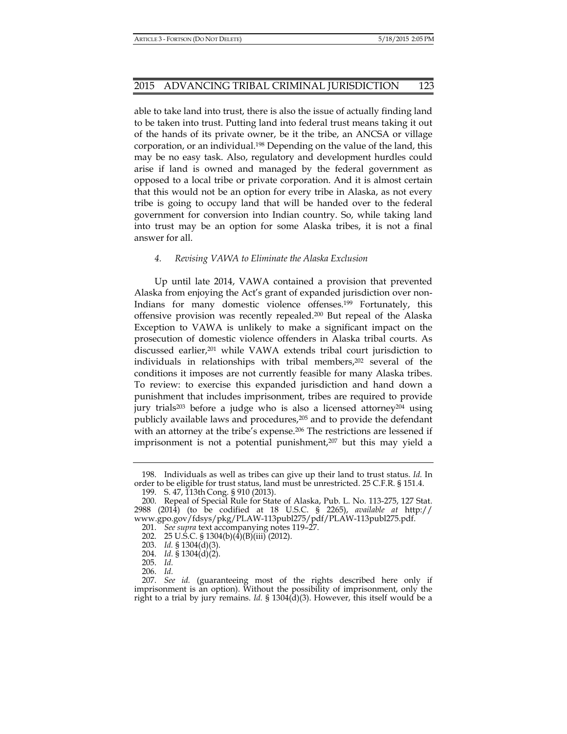able to take land into trust, there is also the issue of actually finding land to be taken into trust. Putting land into federal trust means taking it out of the hands of its private owner, be it the tribe, an ANCSA or village corporation, or an individual.[198] Depending on the value of the land, this may be no easy task. Also, regulatory and development hurdles could arise if land is owned and managed by the federal government as opposed to a local tribe or private corporation. And it is almost certain that this would not be an option for every tribe in Alaska, as not every tribe is going to occupy land that will be handed over to the federal government for conversion into Indian country. So, while taking land into trust may be an option for some Alaska tribes, it is not a final answer for all.

### *4. Revising VAWA to Eliminate the Alaska Exclusion*

Up until late 2014, VAWA contained a provision that prevented Alaska from enjoying the Act's grant of expanded jurisdiction over non-Indians for many domestic violence offenses.[199] Fortunately, this offensive provision was recently repealed.[200] But repeal of the Alaska Exception to VAWA is unlikely to make a significant impact on the prosecution of domestic violence offenders in Alaska tribal courts. As discussed earlier,[201] while VAWA extends tribal court jurisdiction to individuals in relationships with tribal members,[202] several of the conditions it imposes are not currently feasible for many Alaska tribes. To review: to exercise this expanded jurisdiction and hand down a punishment that includes imprisonment, tribes are required to provide jury trials[203] before a judge who is also a licensed attorney[204] using publicly available laws and procedures,[205] and to provide the defendant with an attorney at the tribe's expense.[206] The restrictions are lessened if imprisonment is not a potential punishment,[207] but this may yield a

---

198. Individuals as well as tribes can give up their land to trust status. *Id.* In order to be eligible for trust status, land must be unrestricted. 25 C.F.R. § 151.4.

199. S. 47, 113th Cong. § 910 (2013).

200. Repeal of Special Rule for State of Alaska, Pub. L. No. 113-275, 127 Stat. 2988 (2014) (to be codified at 18 U.S.C. § 2265), *available at* http://www.gpo.gov/fdsys/pkg/PLAW-113publ275/pdf/PLAW-113publ275.pdf.

201. *See supra* text accompanying notes 119–27.

202. 25 U.S.C. § 1304(b)(4)(B)(iii) (2012).

203. *Id.* § 1304(d)(3).

204. *Id.* § 1304(d)(2).

205. *Id.*

206. *Id.*

207. *See id.* (guaranteeing most of the rights described here only if imprisonment is an option). Without the possibility of imprisonment, only the right to a trial by jury remains. *Id.* § 1304(d)(3). However, this itself would be a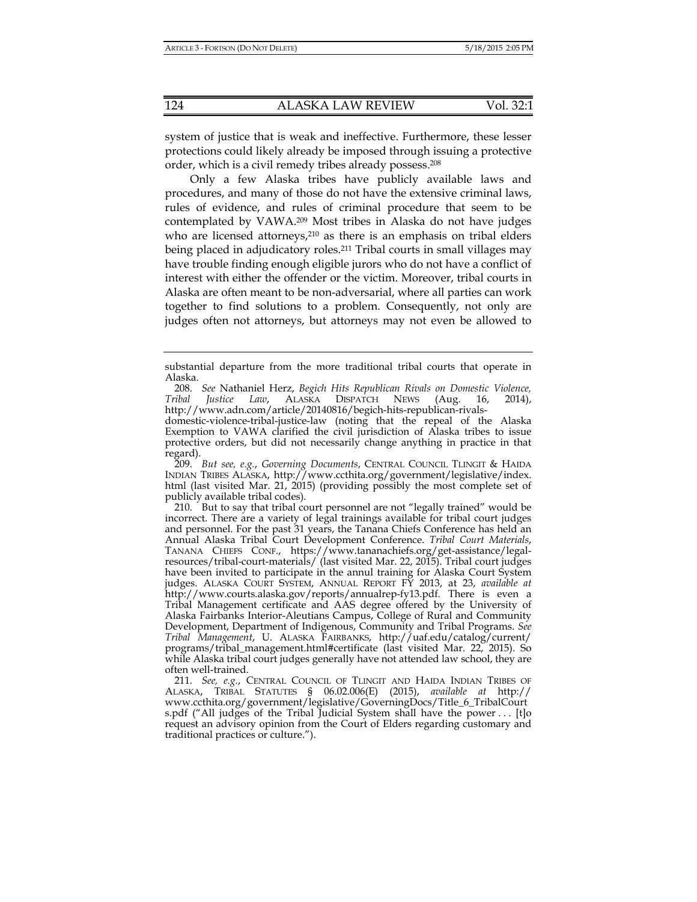system of justice that is weak and ineffective. Furthermore, these lesser protections could likely already be imposed through issuing a protective order, which is a civil remedy tribes already possess.[208]

Only a few Alaska tribes have publicly available laws and procedures, and many of those do not have the extensive criminal laws, rules of evidence, and rules of criminal procedure that seem to be contemplated by VAWA.[209] Most tribes in Alaska do not have judges who are licensed attorneys,[210] as there is an emphasis on tribal elders being placed in adjudicatory roles.[211] Tribal courts in small villages may have trouble finding enough eligible jurors who do not have a conflict of interest with either the offender or the victim. Moreover, tribal courts in Alaska are often meant to be non-adversarial, where all parties can work together to find solutions to a problem. Consequently, not only are judges often not attorneys, but attorneys may not even be allowed to

---

substantial departure from the more traditional tribal courts that operate in Alaska.

208. *See* Nathaniel Herz, *Begich Hits Republican Rivals on Domestic Violence, Tribal Justice Law*, ALASKA DISPATCH NEWS (Aug. 16, 2014), http://www.adn.com/article/20140816/begich-hits-republican-rivals-domestic-violence-tribal-justice-law (noting that the repeal of the Alaska Exemption to VAWA clarified the civil jurisdiction of Alaska tribes to issue protective orders, but did not necessarily change anything in practice in that regard).

209. *But see, e.g.*, *Governing Documents*, CENTRAL COUNCIL TLINGIT & HAIDA INDIAN TRIBES ALASKA, http://www.ccthita.org/government/legislative/index.html (last visited Mar. 21, 2015) (providing possibly the most complete set of publicly available tribal codes).

210. But to say that tribal court personnel are not "legally trained" would be incorrect. There are a variety of legal trainings available for tribal court judges and personnel. For the past 31 years, the Tanana Chiefs Conference has held an Annual Alaska Tribal Court Development Conference. *Tribal Court Materials*, TANANA CHIEFS CONF., https://www.tananachiefs.org/get-assistance/legal-resources/tribal-court-materials/ (last visited Mar. 22, 2015). Tribal court judges have been invited to participate in the annul training for Alaska Court System judges. ALASKA COURT SYSTEM, ANNUAL REPORT FY 2013, at 23, *available at* http://www.courts.alaska.gov/reports/annualrep-fy13.pdf. There is even a Tribal Management certificate and AAS degree offered by the University of Alaska Fairbanks Interior-Aleutians Campus, College of Rural and Community Development, Department of Indigenous, Community and Tribal Programs. *See Tribal Management*, U. ALASKA FAIRBANKS, http://uaf.edu/catalog/current/programs/tribal_management.html#certificate (last visited Mar. 22, 2015). So while Alaska tribal court judges generally have not attended law school, they are often well-trained.

211. *See, e.g.*, CENTRAL COUNCIL OF TLINGIT AND HAIDA INDIAN TRIBES OF ALASKA, TRIBAL STATUTES § 06.02.006(E) (2015), *available at* http://www.ccthita.org/government/legislative/GoverningDocs/Title_6_TribalCourts.pdf ("All judges of the Tribal Judicial System shall have the power . . . [t]o request an advisory opinion from the Court of Elders regarding customary and traditional practices or culture.").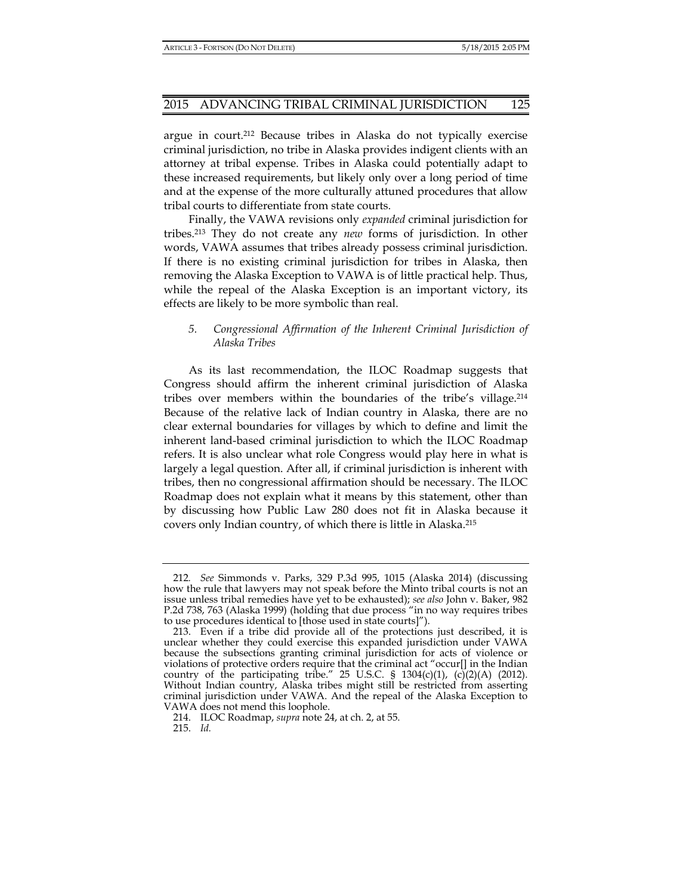argue in court.[212] Because tribes in Alaska do not typically exercise criminal jurisdiction, no tribe in Alaska provides indigent clients with an attorney at tribal expense. Tribes in Alaska could potentially adapt to these increased requirements, but likely only over a long period of time and at the expense of the more culturally attuned procedures that allow tribal courts to differentiate from state courts.

Finally, the VAWA revisions only *expanded* criminal jurisdiction for tribes.[213] They do not create any *new* forms of jurisdiction. In other words, VAWA assumes that tribes already possess criminal jurisdiction. If there is no existing criminal jurisdiction for tribes in Alaska, then removing the Alaska Exception to VAWA is of little practical help. Thus, while the repeal of the Alaska Exception is an important victory, its effects are likely to be more symbolic than real.

### *5. Congressional Affirmation of the Inherent Criminal Jurisdiction of Alaska Tribes*

As its last recommendation, the ILOC Roadmap suggests that Congress should affirm the inherent criminal jurisdiction of Alaska tribes over members within the boundaries of the tribe's village.[214] Because of the relative lack of Indian country in Alaska, there are no clear external boundaries for villages by which to define and limit the inherent land-based criminal jurisdiction to which the ILOC Roadmap refers. It is also unclear what role Congress would play here in what is largely a legal question. After all, if criminal jurisdiction is inherent with tribes, then no congressional affirmation should be necessary. The ILOC Roadmap does not explain what it means by this statement, other than by discussing how Public Law 280 does not fit in Alaska because it covers only Indian country, of which there is little in Alaska.[215]

---

212. *See* Simmonds v. Parks, 329 P.3d 995, 1015 (Alaska 2014) (discussing how the rule that lawyers may not speak before the Minto tribal courts is not an issue unless tribal remedies have yet to be exhausted); *see also* John v. Baker, 982 P.2d 738, 763 (Alaska 1999) (holding that due process "in no way requires tribes to use procedures identical to [those used in state courts]").

213. Even if a tribe did provide all of the protections just described, it is unclear whether they could exercise this expanded jurisdiction under VAWA because the subsections granting criminal jurisdiction for acts of violence or violations of protective orders require that the criminal act "occur[] in the Indian country of the participating tribe." 25 U.S.C. § 1304(c)(1), (c)(2)(A) (2012). Without Indian country, Alaska tribes might still be restricted from asserting criminal jurisdiction under VAWA. And the repeal of the Alaska Exception to VAWA does not mend this loophole.

214. ILOC Roadmap, *supra* note 24, at ch. 2, at 55.

215. *Id.*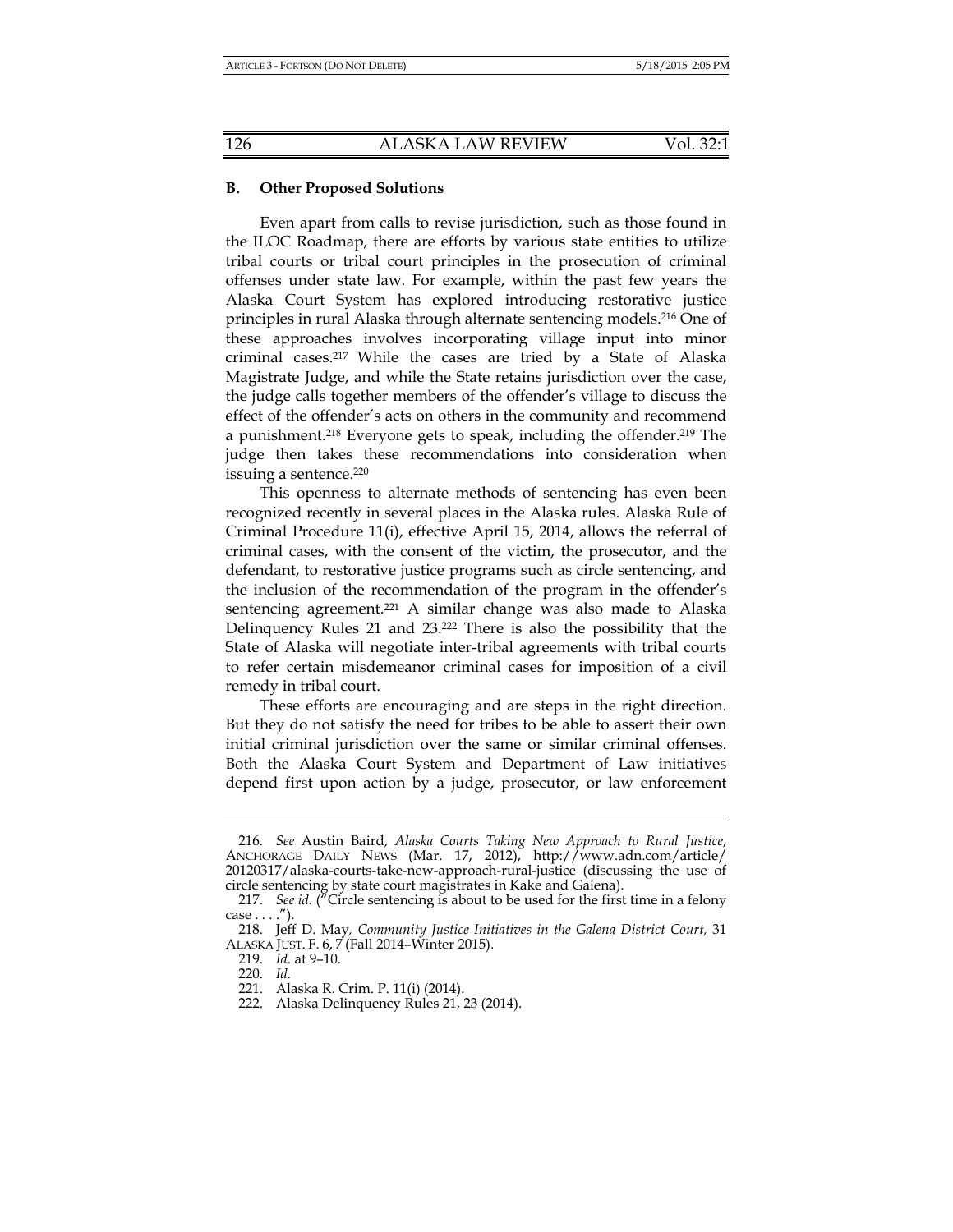### B. Other Proposed Solutions

Even apart from calls to revise jurisdiction, such as those found in the ILOC Roadmap, there are efforts by various state entities to utilize tribal courts or tribal court principles in the prosecution of criminal offenses under state law. For example, within the past few years the Alaska Court System has explored introducing restorative justice principles in rural Alaska through alternate sentencing models.[216] One of these approaches involves incorporating village input into minor criminal cases.[217] While the cases are tried by a State of Alaska Magistrate Judge, and while the State retains jurisdiction over the case, the judge calls together members of the offender's village to discuss the effect of the offender's acts on others in the community and recommend a punishment.[218] Everyone gets to speak, including the offender.[219] The judge then takes these recommendations into consideration when issuing a sentence.[220]

This openness to alternate methods of sentencing has even been recognized recently in several places in the Alaska rules. Alaska Rule of Criminal Procedure 11(i), effective April 15, 2014, allows the referral of criminal cases, with the consent of the victim, the prosecutor, and the defendant, to restorative justice programs such as circle sentencing, and the inclusion of the recommendation of the program in the offender's sentencing agreement.[221] A similar change was also made to Alaska Delinquency Rules 21 and 23.[222] There is also the possibility that the State of Alaska will negotiate inter-tribal agreements with tribal courts to refer certain misdemeanor criminal cases for imposition of a civil remedy in tribal court.

These efforts are encouraging and are steps in the right direction. But they do not satisfy the need for tribes to be able to assert their own initial criminal jurisdiction over the same or similar criminal offenses. Both the Alaska Court System and Department of Law initiatives depend first upon action by a judge, prosecutor, or law enforcement

---

216. *See* Austin Baird, *Alaska Courts Taking New Approach to Rural Justice*, ANCHORAGE DAILY NEWS (Mar. 17, 2012), http://www.adn.com/article/20120317/alaska-courts-take-new-approach-rural-justice (discussing the use of circle sentencing by state court magistrates in Kake and Galena).

217. *See id.* ("Circle sentencing is about to be used for the first time in a felony case . . . .").

218. Jeff D. May, *Community Justice Initiatives in the Galena District Court,* 31 ALASKA JUST. F. 6, 7 (Fall 2014–Winter 2015).

219. *Id.* at 9–10.

220. *Id.*

221. Alaska R. Crim. P. 11(i) (2014).

222. Alaska Delinquency Rules 21, 23 (2014).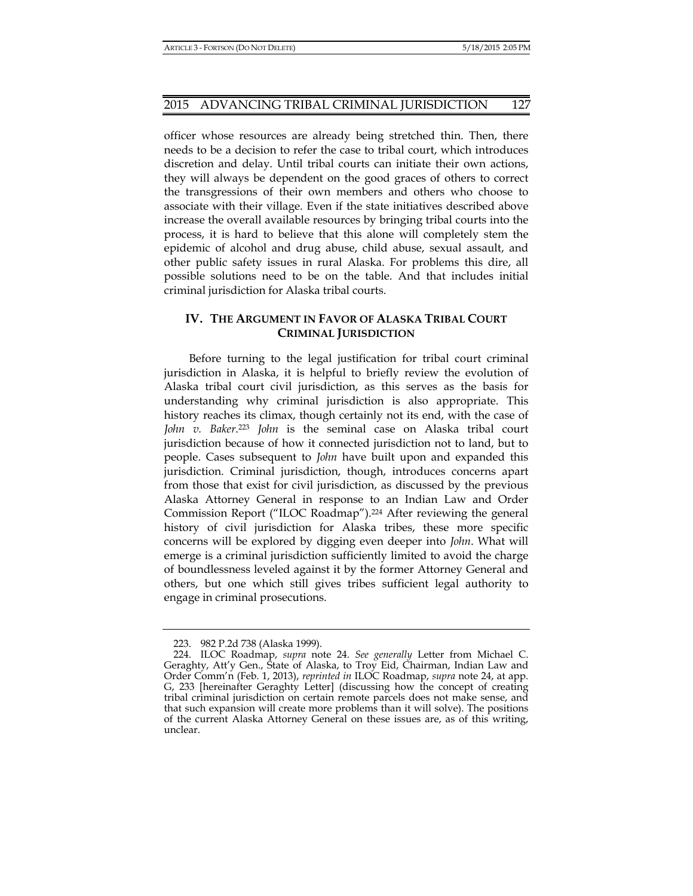officer whose resources are already being stretched thin. Then, there needs to be a decision to refer the case to tribal court, which introduces discretion and delay. Until tribal courts can initiate their own actions, they will always be dependent on the good graces of others to correct the transgressions of their own members and others who choose to associate with their village. Even if the state initiatives described above increase the overall available resources by bringing tribal courts into the process, it is hard to believe that this alone will completely stem the epidemic of alcohol and drug abuse, child abuse, sexual assault, and other public safety issues in rural Alaska. For problems this dire, all possible solutions need to be on the table. And that includes initial criminal jurisdiction for Alaska tribal courts.

## IV. THE ARGUMENT IN FAVOR OF ALASKA TRIBAL COURT CRIMINAL JURISDICTION

Before turning to the legal justification for tribal court criminal jurisdiction in Alaska, it is helpful to briefly review the evolution of Alaska tribal court civil jurisdiction, as this serves as the basis for understanding why criminal jurisdiction is also appropriate. This history reaches its climax, though certainly not its end, with the case of *John v. Baker*.[223] *John* is the seminal case on Alaska tribal court jurisdiction because of how it connected jurisdiction not to land, but to people. Cases subsequent to *John* have built upon and expanded this jurisdiction. Criminal jurisdiction, though, introduces concerns apart from those that exist for civil jurisdiction, as discussed by the previous Alaska Attorney General in response to an Indian Law and Order Commission Report ("ILOC Roadmap").[224] After reviewing the general history of civil jurisdiction for Alaska tribes, these more specific concerns will be explored by digging even deeper into *John*. What will emerge is a criminal jurisdiction sufficiently limited to avoid the charge of boundlessness leveled against it by the former Attorney General and others, but one which still gives tribes sufficient legal authority to engage in criminal prosecutions.

---

223. 982 P.2d 738 (Alaska 1999).

224. ILOC Roadmap, *supra* note 24. *See generally* Letter from Michael C. Geraghty, Att'y Gen., State of Alaska, to Troy Eid, Chairman, Indian Law and Order Comm'n (Feb. 1, 2013), *reprinted in* ILOC Roadmap, *supra* note 24, at app. G, 233 [hereinafter Geraghty Letter] (discussing how the concept of creating tribal criminal jurisdiction on certain remote parcels does not make sense, and that such expansion will create more problems than it will solve). The positions of the current Alaska Attorney General on these issues are, as of this writing, unclear.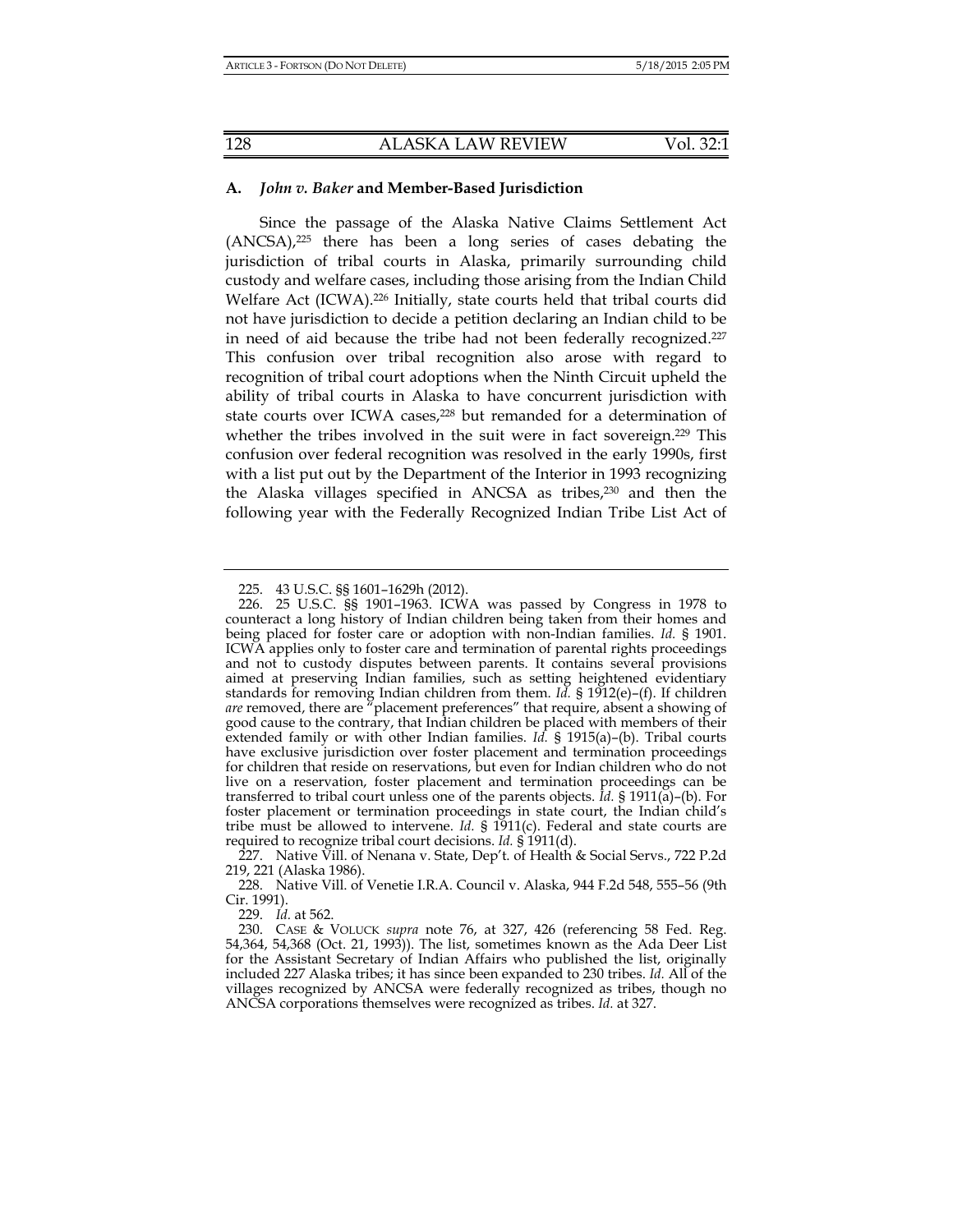### A. *John v. Baker* and Member-Based Jurisdiction

Since the passage of the Alaska Native Claims Settlement Act (ANCSA),[225] there has been a long series of cases debating the jurisdiction of tribal courts in Alaska, primarily surrounding child custody and welfare cases, including those arising from the Indian Child Welfare Act (ICWA).[226] Initially, state courts held that tribal courts did not have jurisdiction to decide a petition declaring an Indian child to be in need of aid because the tribe had not been federally recognized.[227] This confusion over tribal recognition also arose with regard to recognition of tribal court adoptions when the Ninth Circuit upheld the ability of tribal courts in Alaska to have concurrent jurisdiction with state courts over ICWA cases,[228] but remanded for a determination of whether the tribes involved in the suit were in fact sovereign.[229] This confusion over federal recognition was resolved in the early 1990s, first with a list put out by the Department of the Interior in 1993 recognizing the Alaska villages specified in ANCSA as tribes,[230] and then the following year with the Federally Recognized Indian Tribe List Act of

---

225. 43 U.S.C. §§ 1601–1629h (2012).

226. 25 U.S.C. §§ 1901–1963. ICWA was passed by Congress in 1978 to counteract a long history of Indian children being taken from their homes and being placed for foster care or adoption with non-Indian families. *Id.* § 1901. ICWA applies only to foster care and termination of parental rights proceedings and not to custody disputes between parents. It contains several provisions aimed at preserving Indian families, such as setting heightened evidentiary standards for removing Indian children from them. *Id.* § 1912(e)–(f). If children *are* removed, there are "placement preferences" that require, absent a showing of good cause to the contrary, that Indian children be placed with members of their extended family or with other Indian families. *Id.* § 1915(a)–(b). Tribal courts have exclusive jurisdiction over foster placement and termination proceedings for children that reside on reservations, but even for Indian children who do not live on a reservation, foster placement and termination proceedings can be transferred to tribal court unless one of the parents objects. *Id.* § 1911(a)–(b). For foster placement or termination proceedings in state court, the Indian child's tribe must be allowed to intervene. *Id.* § 1911(c). Federal and state courts are required to recognize tribal court decisions. *Id.* § 1911(d).

227. Native Vill. of Nenana v. State, Dep't. of Health & Social Servs., 722 P.2d 219, 221 (Alaska 1986).

228. Native Vill. of Venetie I.R.A. Council v. Alaska, 944 F.2d 548, 555–56 (9th Cir. 1991).

229. *Id.* at 562.

230. CASE & VOLUCK *supra* note 76, at 327, 426 (referencing 58 Fed. Reg. 54,364, 54,368 (Oct. 21, 1993)). The list, sometimes known as the Ada Deer List for the Assistant Secretary of Indian Affairs who published the list, originally included 227 Alaska tribes; it has since been expanded to 230 tribes. *Id.* All of the villages recognized by ANCSA were federally recognized as tribes, though no ANCSA corporations themselves were recognized as tribes. *Id.* at 327.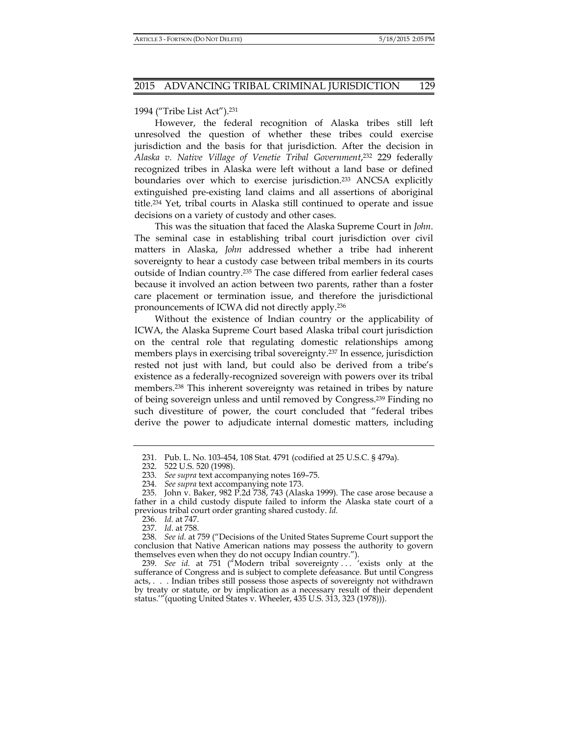1994 ("Tribe List Act").[231]

However, the federal recognition of Alaska tribes still left unresolved the question of whether these tribes could exercise jurisdiction and the basis for that jurisdiction. After the decision in *Alaska v. Native Village of Venetie Tribal Government*,[232] 229 federally recognized tribes in Alaska were left without a land base or defined boundaries over which to exercise jurisdiction.[233] ANCSA explicitly extinguished pre-existing land claims and all assertions of aboriginal title.[234] Yet, tribal courts in Alaska still continued to operate and issue decisions on a variety of custody and other cases.

This was the situation that faced the Alaska Supreme Court in *John*. The seminal case in establishing tribal court jurisdiction over civil matters in Alaska, *John* addressed whether a tribe had inherent sovereignty to hear a custody case between tribal members in its courts outside of Indian country.[235] The case differed from earlier federal cases because it involved an action between two parents, rather than a foster care placement or termination issue, and therefore the jurisdictional pronouncements of ICWA did not directly apply.[236]

Without the existence of Indian country or the applicability of ICWA, the Alaska Supreme Court based Alaska tribal court jurisdiction on the central role that regulating domestic relationships among members plays in exercising tribal sovereignty.[237] In essence, jurisdiction rested not just with land, but could also be derived from a tribe's existence as a federally-recognized sovereign with powers over its tribal members.[238] This inherent sovereignty was retained in tribes by nature of being sovereign unless and until removed by Congress.[239] Finding no such divestiture of power, the court concluded that "federal tribes derive the power to adjudicate internal domestic matters, including

---

231. Pub. L. No. 103-454, 108 Stat. 4791 (codified at 25 U.S.C. § 479a).

232. 522 U.S. 520 (1998).

233. *See supra* text accompanying notes 169–75.

234. *See supra* text accompanying note 173.

235. John v. Baker, 982 P.2d 738, 743 (Alaska 1999). The case arose because a father in a child custody dispute failed to inform the Alaska state court of a previous tribal court order granting shared custody. *Id.*

236. *Id.* at 747.

237. *Id*. at 758.

238. *See id.* at 759 ("Decisions of the United States Supreme Court support the conclusion that Native American nations may possess the authority to govern themselves even when they do not occupy Indian country.").

239. *See id.* at 751 ("Modern tribal sovereignty . . . 'exists only at the sufferance of Congress and is subject to complete defeasance. But until Congress acts, . . . Indian tribes still possess those aspects of sovereignty not withdrawn by treaty or statute, or by implication as a necessary result of their dependent status.'"(quoting United States v. Wheeler, 435 U.S. 313, 323 (1978))).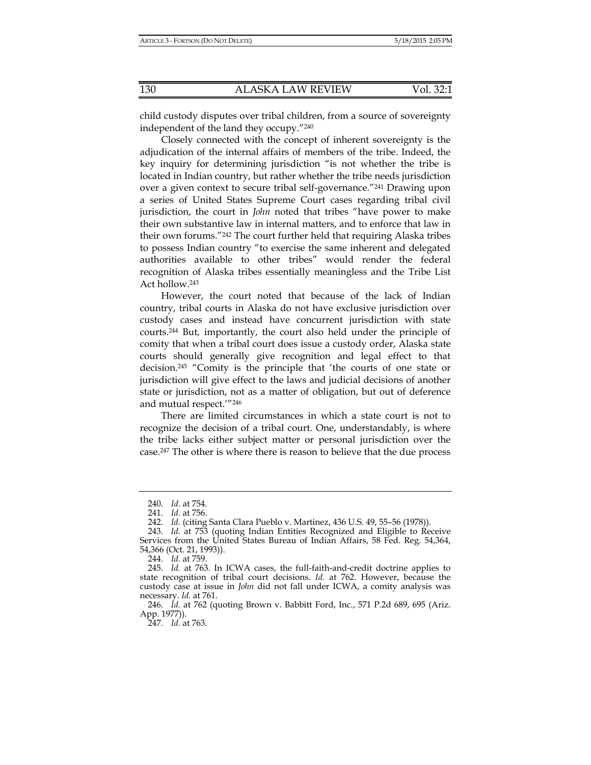child custody disputes over tribal children, from a source of sovereignty independent of the land they occupy."[240]

Closely connected with the concept of inherent sovereignty is the adjudication of the internal affairs of members of the tribe. Indeed, the key inquiry for determining jurisdiction "is not whether the tribe is located in Indian country, but rather whether the tribe needs jurisdiction over a given context to secure tribal self-governance."[241] Drawing upon a series of United States Supreme Court cases regarding tribal civil jurisdiction, the court in *John* noted that tribes "have power to make their own substantive law in internal matters, and to enforce that law in their own forums."[242] The court further held that requiring Alaska tribes to possess Indian country "to exercise the same inherent and delegated authorities available to other tribes" would render the federal recognition of Alaska tribes essentially meaningless and the Tribe List Act hollow.[243]

However, the court noted that because of the lack of Indian country, tribal courts in Alaska do not have exclusive jurisdiction over custody cases and instead have concurrent jurisdiction with state courts.[244] But, importantly, the court also held under the principle of comity that when a tribal court does issue a custody order, Alaska state courts should generally give recognition and legal effect to that decision.[245] "Comity is the principle that 'the courts of one state or jurisdiction will give effect to the laws and judicial decisions of another state or jurisdiction, not as a matter of obligation, but out of deference and mutual respect.'"[246]

There are limited circumstances in which a state court is not to recognize the decision of a tribal court. One, understandably, is where the tribe lacks either subject matter or personal jurisdiction over the case.[247] The other is where there is reason to believe that the due process

---

240. *Id*. at 754.

241. *Id.* at 756.

242. *Id.* (citing Santa Clara Pueblo v. Martinez, 436 U.S. 49, 55–56 (1978)).

243. *Id.* at 753 (quoting Indian Entities Recognized and Eligible to Receive Services from the United States Bureau of Indian Affairs, 58 Fed. Reg. 54,364, 54,366 (Oct. 21, 1993)).

244. *Id.* at 759.

245. *Id.* at 763. In ICWA cases, the full-faith-and-credit doctrine applies to state recognition of tribal court decisions. *Id.* at 762. However, because the custody case at issue in *John* did not fall under ICWA, a comity analysis was necessary. *Id.* at 761.

246. *Id.* at 762 (quoting Brown v. Babbitt Ford, Inc., 571 P.2d 689, 695 (Ariz. App. 1977)).

247. *Id.* at 763.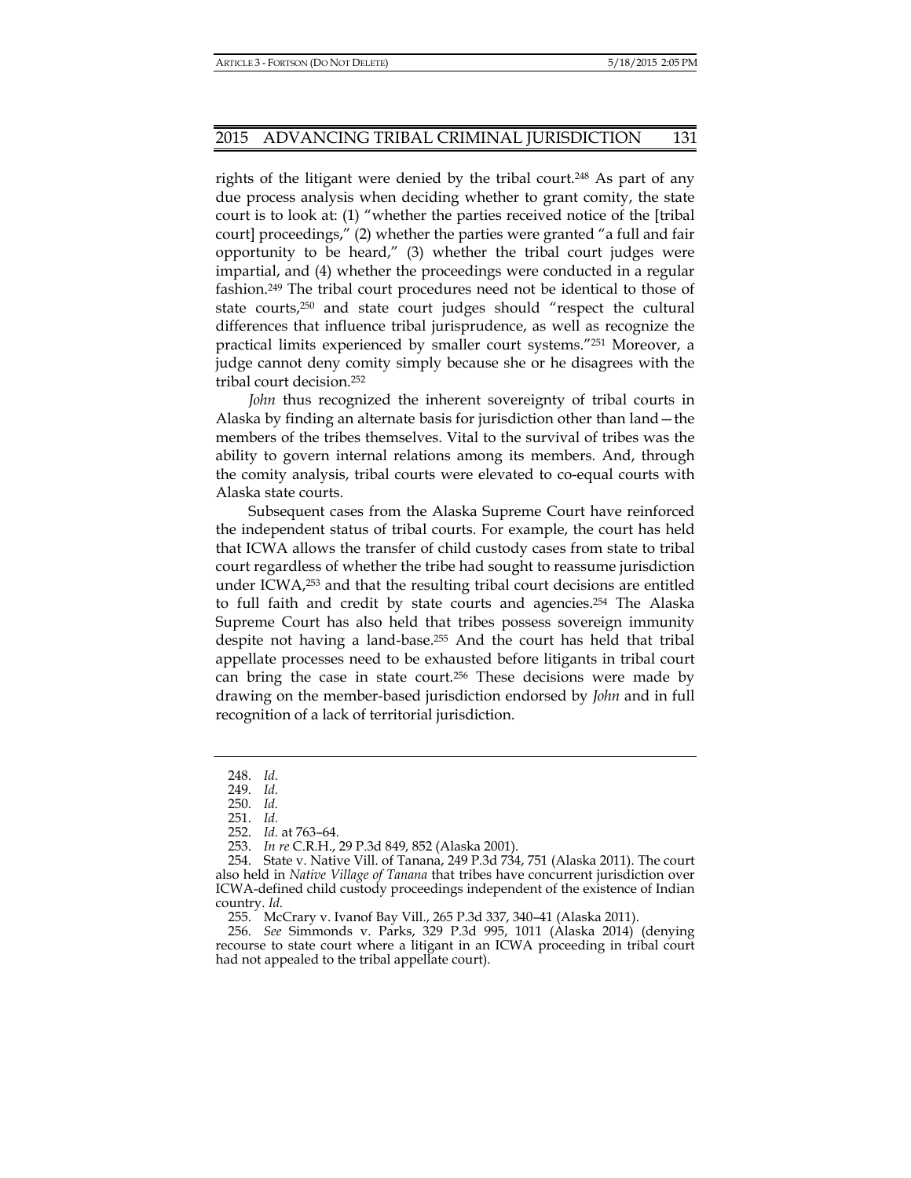rights of the litigant were denied by the tribal court.[248] As part of any due process analysis when deciding whether to grant comity, the state court is to look at: (1) "whether the parties received notice of the [tribal court] proceedings," (2) whether the parties were granted "a full and fair opportunity to be heard," (3) whether the tribal court judges were impartial, and (4) whether the proceedings were conducted in a regular fashion.[249] The tribal court procedures need not be identical to those of state courts,[250] and state court judges should "respect the cultural differences that influence tribal jurisprudence, as well as recognize the practical limits experienced by smaller court systems."[251] Moreover, a judge cannot deny comity simply because she or he disagrees with the tribal court decision.[252]

*John* thus recognized the inherent sovereignty of tribal courts in Alaska by finding an alternate basis for jurisdiction other than land—the members of the tribes themselves. Vital to the survival of tribes was the ability to govern internal relations among its members. And, through the comity analysis, tribal courts were elevated to co-equal courts with Alaska state courts.

Subsequent cases from the Alaska Supreme Court have reinforced the independent status of tribal courts. For example, the court has held that ICWA allows the transfer of child custody cases from state to tribal court regardless of whether the tribe had sought to reassume jurisdiction under ICWA,[253] and that the resulting tribal court decisions are entitled to full faith and credit by state courts and agencies.[254] The Alaska Supreme Court has also held that tribes possess sovereign immunity despite not having a land-base.[255] And the court has held that tribal appellate processes need to be exhausted before litigants in tribal court can bring the case in state court.[256] These decisions were made by drawing on the member-based jurisdiction endorsed by *John* and in full recognition of a lack of territorial jurisdiction.

---

248. *Id.*

249. *Id.*

250. *Id.*

251. *Id.*

252. *Id.* at 763–64.

253. *In re* C.R.H., 29 P.3d 849, 852 (Alaska 2001).

254. State v. Native Vill. of Tanana, 249 P.3d 734, 751 (Alaska 2011). The court also held in *Native Village of Tanana* that tribes have concurrent jurisdiction over ICWA-defined child custody proceedings independent of the existence of Indian country. *Id.*

255. McCrary v. Ivanof Bay Vill., 265 P.3d 337, 340–41 (Alaska 2011).

256. *See* Simmonds v. Parks, 329 P.3d 995, 1011 (Alaska 2014) (denying recourse to state court where a litigant in an ICWA proceeding in tribal court had not appealed to the tribal appellate court).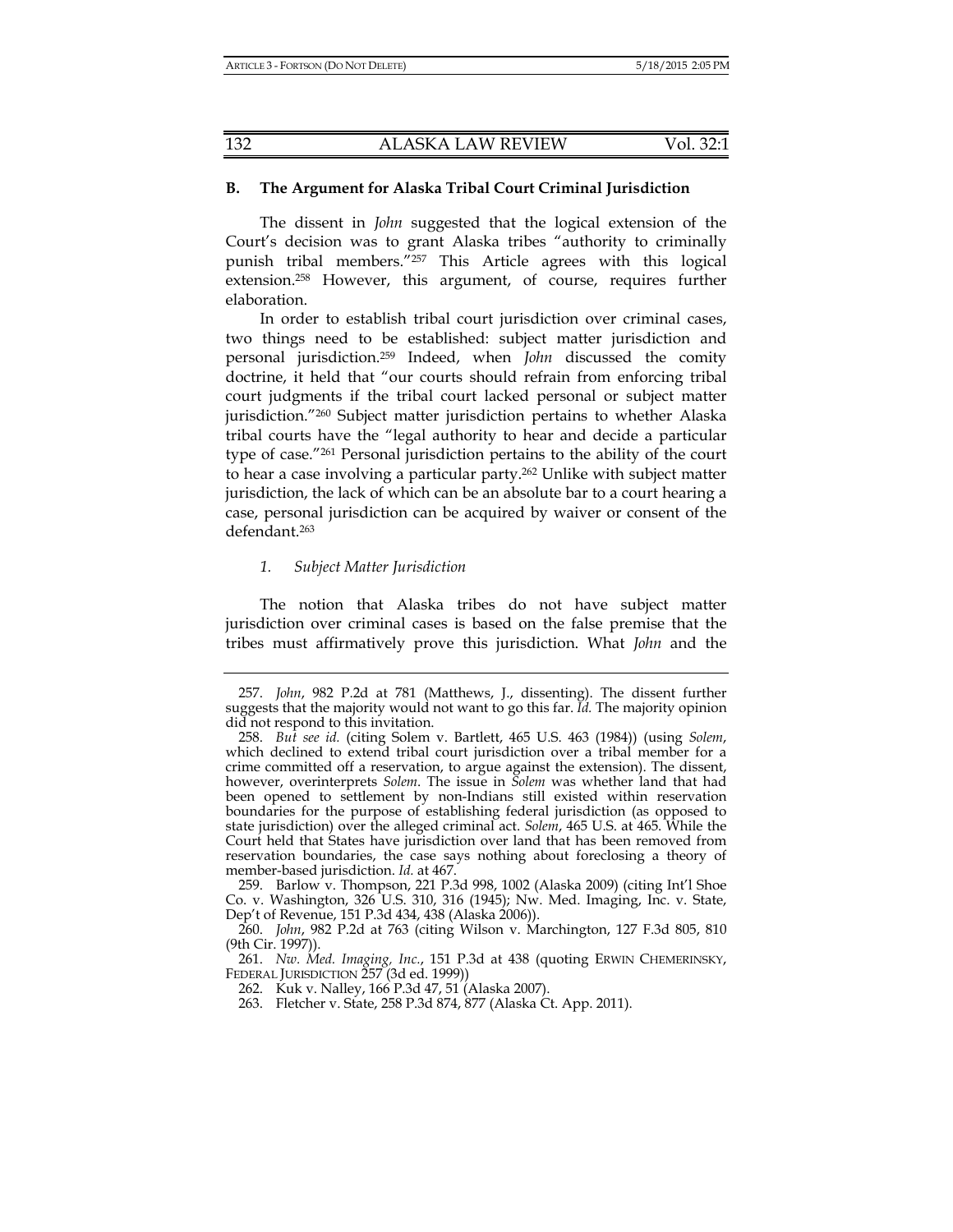### B. The Argument for Alaska Tribal Court Criminal Jurisdiction

The dissent in *John* suggested that the logical extension of the Court's decision was to grant Alaska tribes "authority to criminally punish tribal members."[257] This Article agrees with this logical extension.[258] However, this argument, of course, requires further elaboration.

In order to establish tribal court jurisdiction over criminal cases, two things need to be established: subject matter jurisdiction and personal jurisdiction.[259] Indeed, when *John* discussed the comity doctrine, it held that "our courts should refrain from enforcing tribal court judgments if the tribal court lacked personal or subject matter jurisdiction."[260] Subject matter jurisdiction pertains to whether Alaska tribal courts have the "legal authority to hear and decide a particular type of case."[261] Personal jurisdiction pertains to the ability of the court to hear a case involving a particular party.[262] Unlike with subject matter jurisdiction, the lack of which can be an absolute bar to a court hearing a case, personal jurisdiction can be acquired by waiver or consent of the defendant.[263]

#### *1. Subject Matter Jurisdiction*

The notion that Alaska tribes do not have subject matter jurisdiction over criminal cases is based on the false premise that the tribes must affirmatively prove this jurisdiction. What *John* and the

---

257. *John*, 982 P.2d at 781 (Matthews, J., dissenting). The dissent further suggests that the majority would not want to go this far. *Id.* The majority opinion did not respond to this invitation.

258. *But see id.* (citing Solem v. Bartlett, 465 U.S. 463 (1984)) (using *Solem*, which declined to extend tribal court jurisdiction over a tribal member for a crime committed off a reservation, to argue against the extension). The dissent, however, overinterprets *Solem*. The issue in *Solem* was whether land that had been opened to settlement by non-Indians still existed within reservation boundaries for the purpose of establishing federal jurisdiction (as opposed to state jurisdiction) over the alleged criminal act. *Solem*, 465 U.S. at 465. While the Court held that States have jurisdiction over land that has been removed from reservation boundaries, the case says nothing about foreclosing a theory of member-based jurisdiction. *Id.* at 467.

259. Barlow v. Thompson, 221 P.3d 998, 1002 (Alaska 2009) (citing Int'l Shoe Co. v. Washington, 326 U.S. 310, 316 (1945); Nw. Med. Imaging, Inc. v. State, Dep't of Revenue, 151 P.3d 434, 438 (Alaska 2006)).

260. *John*, 982 P.2d at 763 (citing Wilson v. Marchington, 127 F.3d 805, 810 (9th Cir. 1997)).

261. *Nw. Med. Imaging, Inc.*, 151 P.3d at 438 (quoting ERWIN CHEMERINSKY, FEDERAL JURISDICTION 257 (3d ed. 1999))

262. Kuk v. Nalley, 166 P.3d 47, 51 (Alaska 2007).

263. Fletcher v. State, 258 P.3d 874, 877 (Alaska Ct. App. 2011).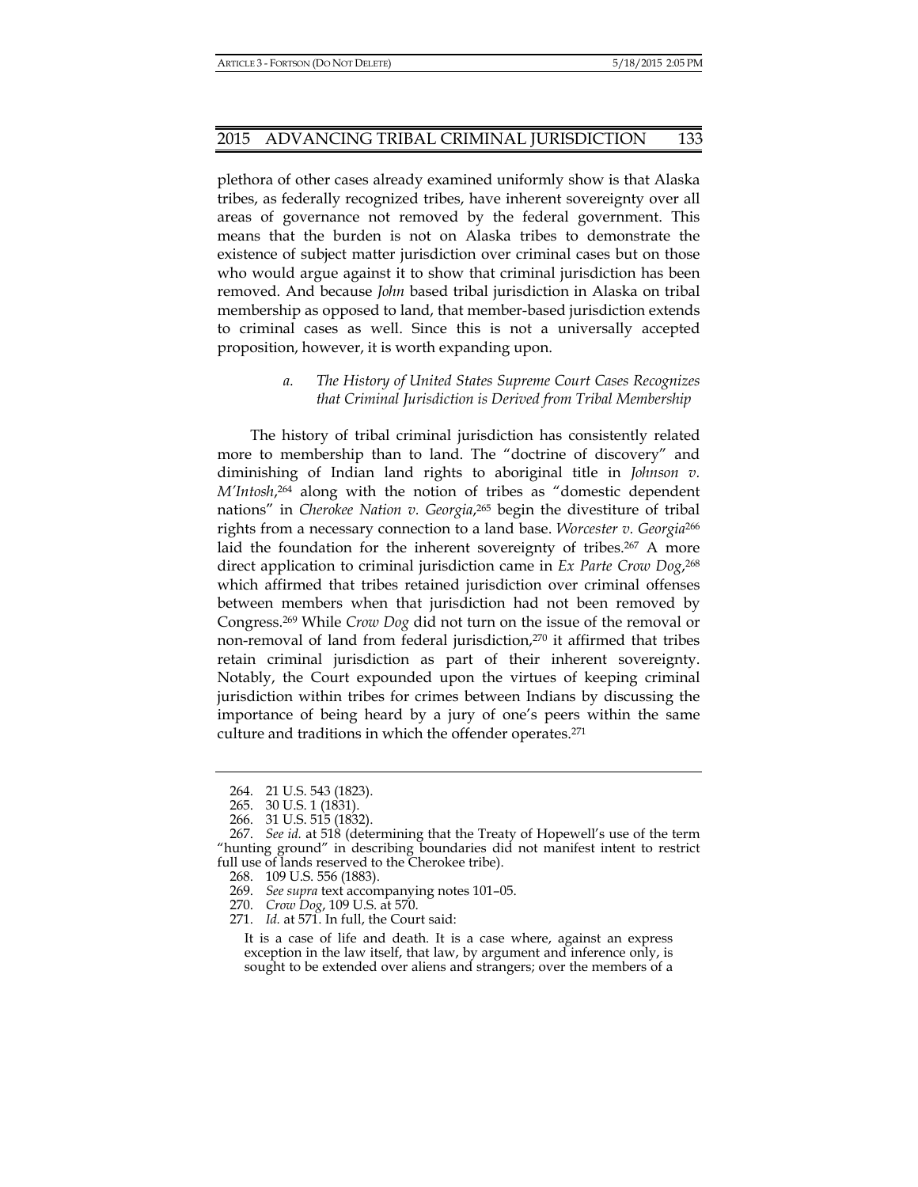plethora of other cases already examined uniformly show is that Alaska tribes, as federally recognized tribes, have inherent sovereignty over all areas of governance not removed by the federal government. This means that the burden is not on Alaska tribes to demonstrate the existence of subject matter jurisdiction over criminal cases but on those who would argue against it to show that criminal jurisdiction has been removed. And because *John* based tribal jurisdiction in Alaska on tribal membership as opposed to land, that member-based jurisdiction extends to criminal cases as well. Since this is not a universally accepted proposition, however, it is worth expanding upon.

### a. *The History of United States Supreme Court Cases Recognizes that Criminal Jurisdiction is Derived from Tribal Membership*

The history of tribal criminal jurisdiction has consistently related more to membership than to land. The "doctrine of discovery" and diminishing of Indian land rights to aboriginal title in *Johnson v. M'Intosh*,[264] along with the notion of tribes as "domestic dependent nations" in *Cherokee Nation v. Georgia*,[265] begin the divestiture of tribal rights from a necessary connection to a land base. *Worcester v. Georgia*[266] laid the foundation for the inherent sovereignty of tribes.[267] A more direct application to criminal jurisdiction came in *Ex Parte Crow Dog*,[268] which affirmed that tribes retained jurisdiction over criminal offenses between members when that jurisdiction had not been removed by Congress.[269] While *Crow Dog* did not turn on the issue of the removal or non-removal of land from federal jurisdiction,[270] it affirmed that tribes retain criminal jurisdiction as part of their inherent sovereignty. Notably, the Court expounded upon the virtues of keeping criminal jurisdiction within tribes for crimes between Indians by discussing the importance of being heard by a jury of one's peers within the same culture and traditions in which the offender operates.[271]

---

264. 21 U.S. 543 (1823).

265. 30 U.S. 1 (1831).

266. 31 U.S. 515 (1832).

267. *See id.* at 518 (determining that the Treaty of Hopewell's use of the term "hunting ground" in describing boundaries did not manifest intent to restrict full use of lands reserved to the Cherokee tribe).

268. 109 U.S. 556 (1883).

269. *See supra* text accompanying notes 101–05.

270. *Crow Dog*, 109 U.S. at 570.

271. *Id.* at 571. In full, the Court said:

> It is a case of life and death. It is a case where, against an express exception in the law itself, that law, by argument and inference only, is sought to be extended over aliens and strangers; over the members of a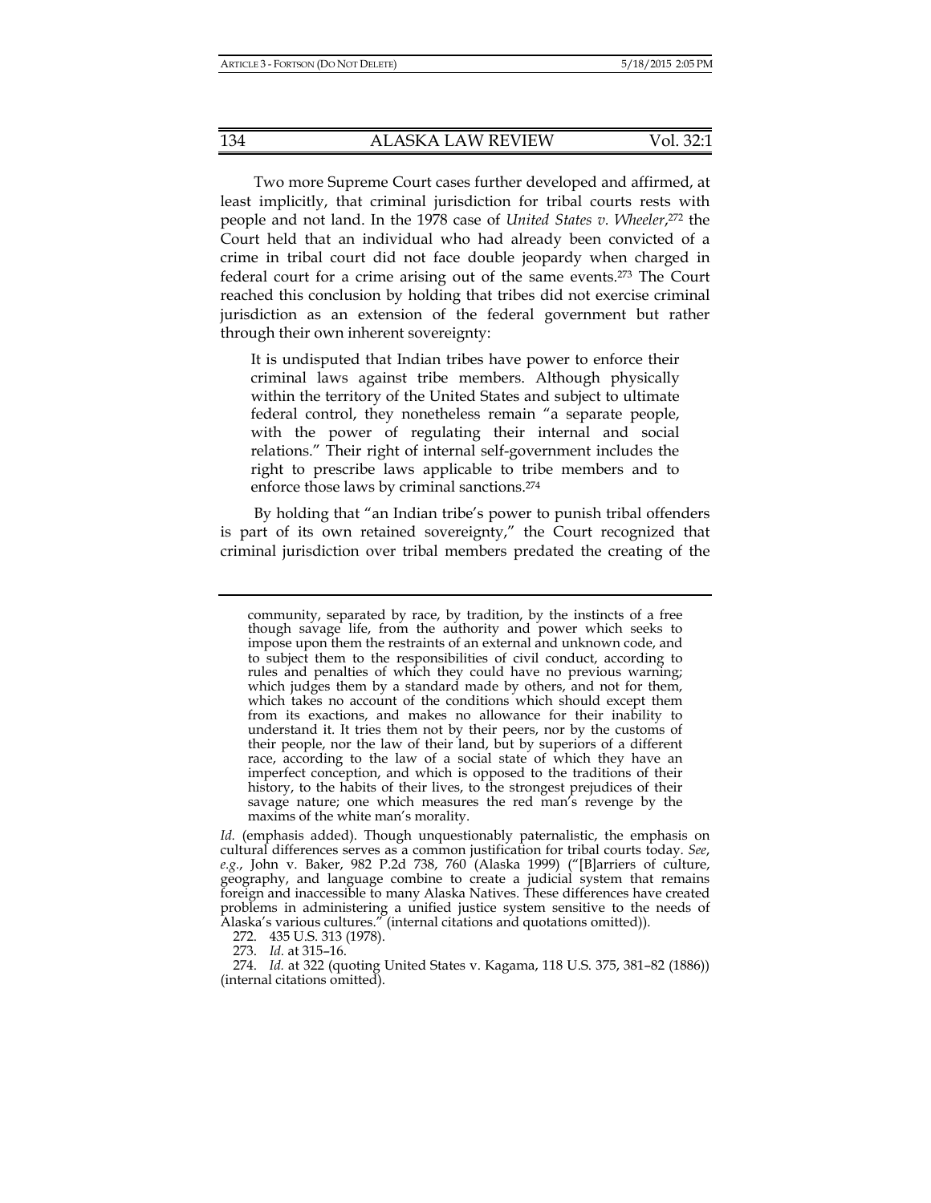Two more Supreme Court cases further developed and affirmed, at least implicitly, that criminal jurisdiction for tribal courts rests with people and not land. In the 1978 case of *United States v. Wheeler*,[272] the Court held that an individual who had already been convicted of a crime in tribal court did not face double jeopardy when charged in federal court for a crime arising out of the same events.[273] The Court reached this conclusion by holding that tribes did not exercise criminal jurisdiction as an extension of the federal government but rather through their own inherent sovereignty:

> It is undisputed that Indian tribes have power to enforce their criminal laws against tribe members. Although physically within the territory of the United States and subject to ultimate federal control, they nonetheless remain "a separate people, with the power of regulating their internal and social relations." Their right of internal self-government includes the right to prescribe laws applicable to tribe members and to enforce those laws by criminal sanctions.[274]

By holding that "an Indian tribe's power to punish tribal offenders is part of its own retained sovereignty," the Court recognized that criminal jurisdiction over tribal members predated the creating of the

---

> community, separated by race, by tradition, by the instincts of a free though savage life, from the authority and power which seeks to impose upon them the restraints of an external and unknown code, and to subject them to the responsibilities of civil conduct, according to rules and penalties of which they could have no previous warning; which judges them by a standard made by others, and not for them, which takes no account of the conditions which should except them from its exactions, and makes no allowance for their inability to understand it. It tries them not by their peers, nor by the customs of their people, nor the law of their land, but by superiors of a different race, according to the law of a social state of which they have an imperfect conception, and which is opposed to the traditions of their history, to the habits of their lives, to the strongest prejudices of their savage nature; one which measures the red man's revenge by the maxims of the white man's morality.

*Id.* (emphasis added). Though unquestionably paternalistic, the emphasis on cultural differences serves as a common justification for tribal courts today. *See, e.g.*, John v. Baker, 982 P.2d 738, 760 (Alaska 1999) ("[B]arriers of culture, geography, and language combine to create a judicial system that remains foreign and inaccessible to many Alaska Natives. These differences have created problems in administering a unified justice system sensitive to the needs of Alaska's various cultures." (internal citations and quotations omitted)).

272. 435 U.S. 313 (1978).

273. *Id.* at 315–16.

274. *Id.* at 322 (quoting United States v. Kagama, 118 U.S. 375, 381–82 (1886)) (internal citations omitted).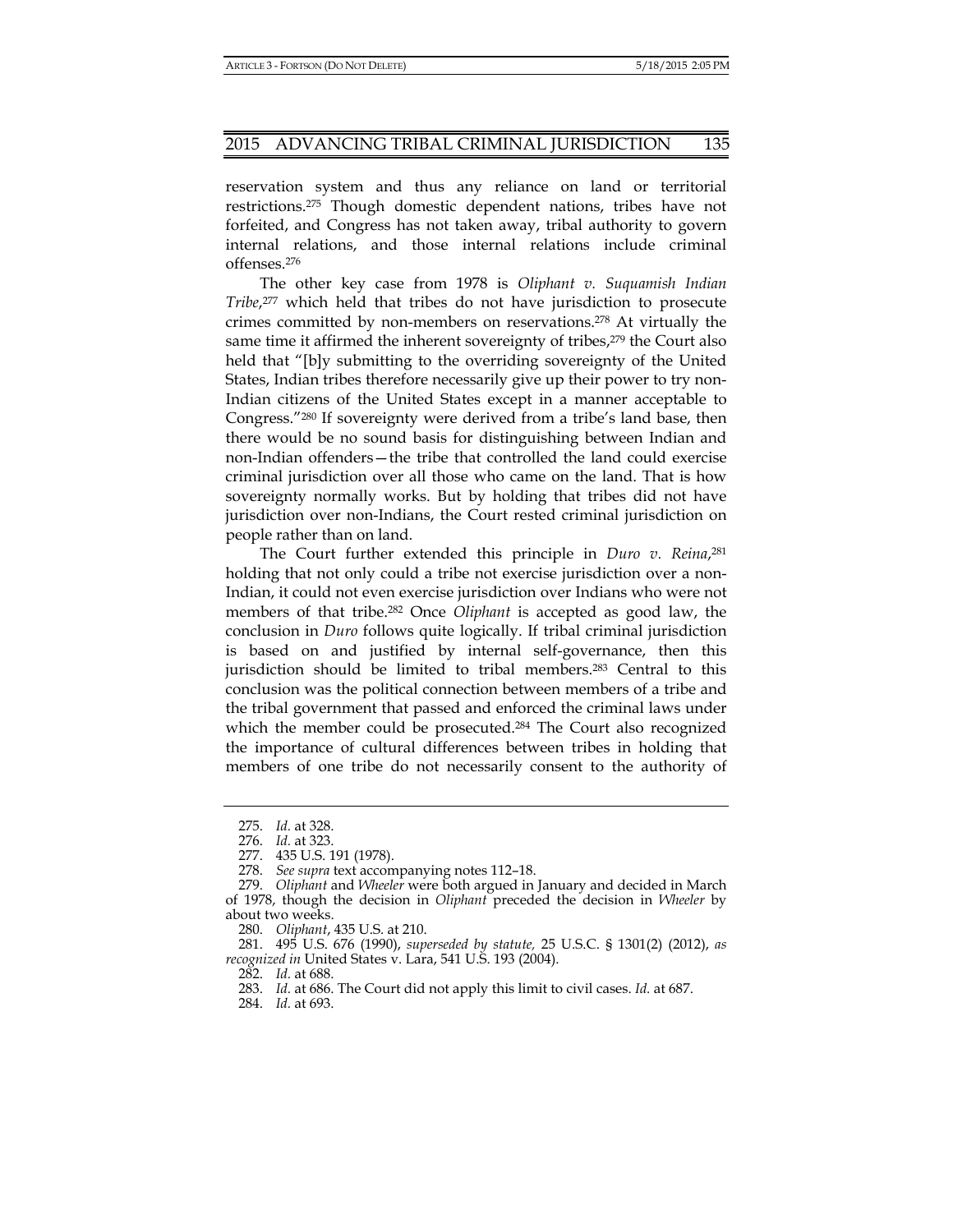reservation system and thus any reliance on land or territorial restrictions.[275] Though domestic dependent nations, tribes have not forfeited, and Congress has not taken away, tribal authority to govern internal relations, and those internal relations include criminal offenses.[276]

The other key case from 1978 is *Oliphant v. Suquamish Indian Tribe*,[277] which held that tribes do not have jurisdiction to prosecute crimes committed by non-members on reservations.[278] At virtually the same time it affirmed the inherent sovereignty of tribes,[279] the Court also held that "[b]y submitting to the overriding sovereignty of the United States, Indian tribes therefore necessarily give up their power to try non-Indian citizens of the United States except in a manner acceptable to Congress."[280] If sovereignty were derived from a tribe's land base, then there would be no sound basis for distinguishing between Indian and non-Indian offenders—the tribe that controlled the land could exercise criminal jurisdiction over all those who came on the land. That is how sovereignty normally works. But by holding that tribes did not have jurisdiction over non-Indians, the Court rested criminal jurisdiction on people rather than on land.

The Court further extended this principle in *Duro v. Reina*,[281] holding that not only could a tribe not exercise jurisdiction over a non-Indian, it could not even exercise jurisdiction over Indians who were not members of that tribe.[282] Once *Oliphant* is accepted as good law, the conclusion in *Duro* follows quite logically. If tribal criminal jurisdiction is based on and justified by internal self-governance, then this jurisdiction should be limited to tribal members.[283] Central to this conclusion was the political connection between members of a tribe and the tribal government that passed and enforced the criminal laws under which the member could be prosecuted.[284] The Court also recognized the importance of cultural differences between tribes in holding that members of one tribe do not necessarily consent to the authority of

---

275. *Id.* at 328.

276. *Id.* at 323.

277. 435 U.S. 191 (1978).

278. *See supra* text accompanying notes 112–18.

279. *Oliphant* and *Wheeler* were both argued in January and decided in March of 1978, though the decision in *Oliphant* preceded the decision in *Wheeler* by about two weeks.

280. *Oliphant*, 435 U.S. at 210.

281. 495 U.S. 676 (1990), *superseded by statute,* 25 U.S.C. § 1301(2) (2012), *as recognized in* United States v. Lara, 541 U.S. 193 (2004).

282. *Id.* at 688.

283. *Id.* at 686. The Court did not apply this limit to civil cases. *Id.* at 687.

284. *Id.* at 693.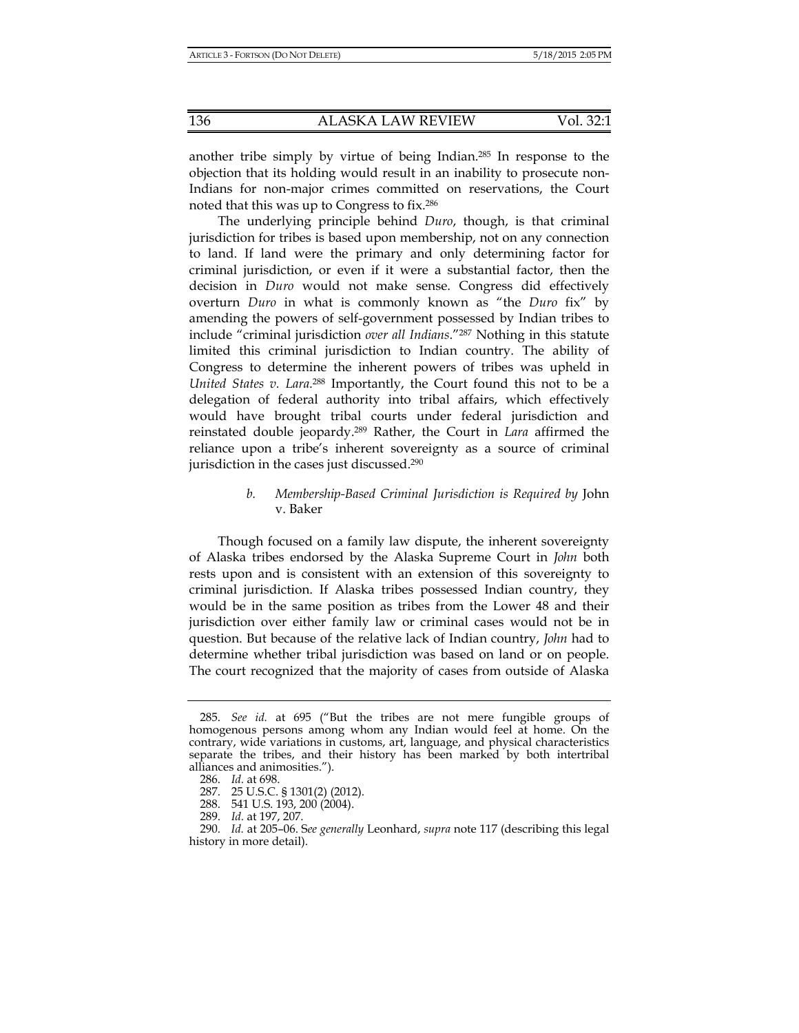another tribe simply by virtue of being Indian.[285] In response to the objection that its holding would result in an inability to prosecute non-Indians for non-major crimes committed on reservations, the Court noted that this was up to Congress to fix.[286]

The underlying principle behind *Duro*, though, is that criminal jurisdiction for tribes is based upon membership, not on any connection to land. If land were the primary and only determining factor for criminal jurisdiction, or even if it were a substantial factor, then the decision in *Duro* would not make sense. Congress did effectively overturn *Duro* in what is commonly known as "the *Duro* fix" by amending the powers of self-government possessed by Indian tribes to include "criminal jurisdiction *over all Indians*."[287] Nothing in this statute limited this criminal jurisdiction to Indian country. The ability of Congress to determine the inherent powers of tribes was upheld in *United States v. Lara*.[288] Importantly, the Court found this not to be a delegation of federal authority into tribal affairs, which effectively would have brought tribal courts under federal jurisdiction and reinstated double jeopardy.[289] Rather, the Court in *Lara* affirmed the reliance upon a tribe's inherent sovereignty as a source of criminal jurisdiction in the cases just discussed.[290]

##### *b. Membership-Based Criminal Jurisdiction is Required by* John v. Baker

Though focused on a family law dispute, the inherent sovereignty of Alaska tribes endorsed by the Alaska Supreme Court in *John* both rests upon and is consistent with an extension of this sovereignty to criminal jurisdiction. If Alaska tribes possessed Indian country, they would be in the same position as tribes from the Lower 48 and their jurisdiction over either family law or criminal cases would not be in question. But because of the relative lack of Indian country, *John* had to determine whether tribal jurisdiction was based on land or on people. The court recognized that the majority of cases from outside of Alaska

---

285. *See id.* at 695 ("But the tribes are not mere fungible groups of homogenous persons among whom any Indian would feel at home. On the contrary, wide variations in customs, art, language, and physical characteristics separate the tribes, and their history has been marked by both intertribal alliances and animosities.").

286. *Id.* at 698.

287. 25 U.S.C. § 1301(2) (2012).

288. 541 U.S. 193, 200 (2004).

289. *Id.* at 197, 207.

290. *Id.* at 205–06. S*ee generally* Leonhard, *supra* note 117 (describing this legal history in more detail).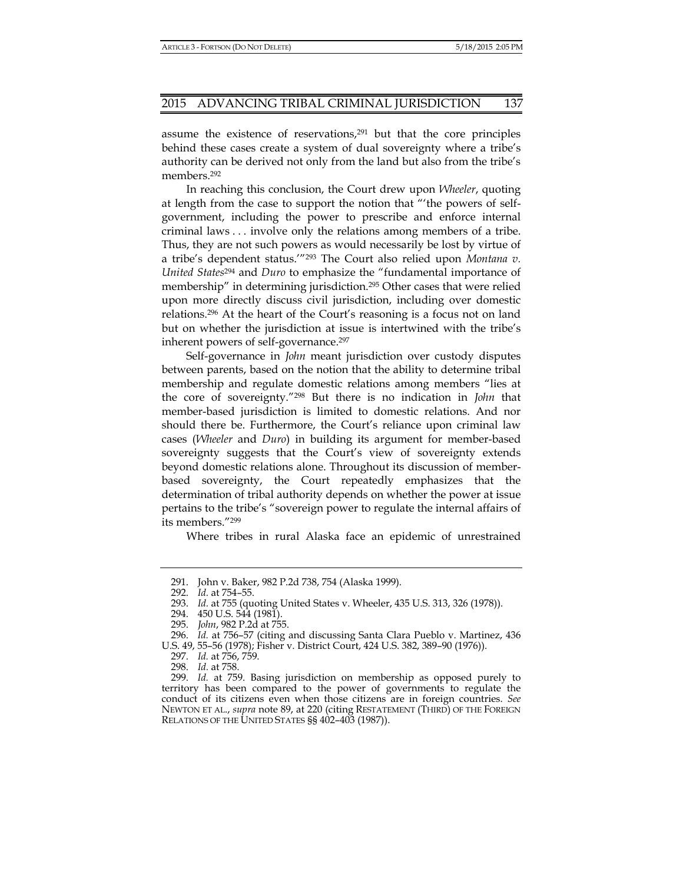assume the existence of reservations,[291] but that the core principles behind these cases create a system of dual sovereignty where a tribe's authority can be derived not only from the land but also from the tribe's members.[292]

In reaching this conclusion, the Court drew upon *Wheeler*, quoting at length from the case to support the notion that "'the powers of self-government, including the power to prescribe and enforce internal criminal laws . . . involve only the relations among members of a tribe. Thus, they are not such powers as would necessarily be lost by virtue of a tribe's dependent status.'"[293] The Court also relied upon *Montana v. United States*[294] and *Duro* to emphasize the "fundamental importance of membership" in determining jurisdiction.[295] Other cases that were relied upon more directly discuss civil jurisdiction, including over domestic relations.[296] At the heart of the Court's reasoning is a focus not on land but on whether the jurisdiction at issue is intertwined with the tribe's inherent powers of self-governance.[297]

Self-governance in *John* meant jurisdiction over custody disputes between parents, based on the notion that the ability to determine tribal membership and regulate domestic relations among members "lies at the core of sovereignty."[298] But there is no indication in *John* that member-based jurisdiction is limited to domestic relations. And nor should there be. Furthermore, the Court's reliance upon criminal law cases (*Wheeler* and *Duro*) in building its argument for member-based sovereignty suggests that the Court's view of sovereignty extends beyond domestic relations alone. Throughout its discussion of member-based sovereignty, the Court repeatedly emphasizes that the determination of tribal authority depends on whether the power at issue pertains to the tribe's "sovereign power to regulate the internal affairs of its members."[299]

Where tribes in rural Alaska face an epidemic of unrestrained

---

291. John v. Baker, 982 P.2d 738, 754 (Alaska 1999).

292. *Id.* at 754–55.

293. *Id.* at 755 (quoting United States v. Wheeler, 435 U.S. 313, 326 (1978)).

294. 450 U.S. 544 (1981).

295. *John*, 982 P.2d at 755.

296. *Id.* at 756–57 (citing and discussing Santa Clara Pueblo v. Martinez, 436 U.S. 49, 55–56 (1978); Fisher v. District Court, 424 U.S. 382, 389–90 (1976)).

297. *Id.* at 756, 759.

298. *Id.* at 758.

299. *Id.* at 759. Basing jurisdiction on membership as opposed purely to territory has been compared to the power of governments to regulate the conduct of its citizens even when those citizens are in foreign countries. *See* NEWTON ET AL., *supra* note 89, at 220 (citing RESTATEMENT (THIRD) OF THE FOREIGN RELATIONS OF THE UNITED STATES §§ 402–403 (1987)).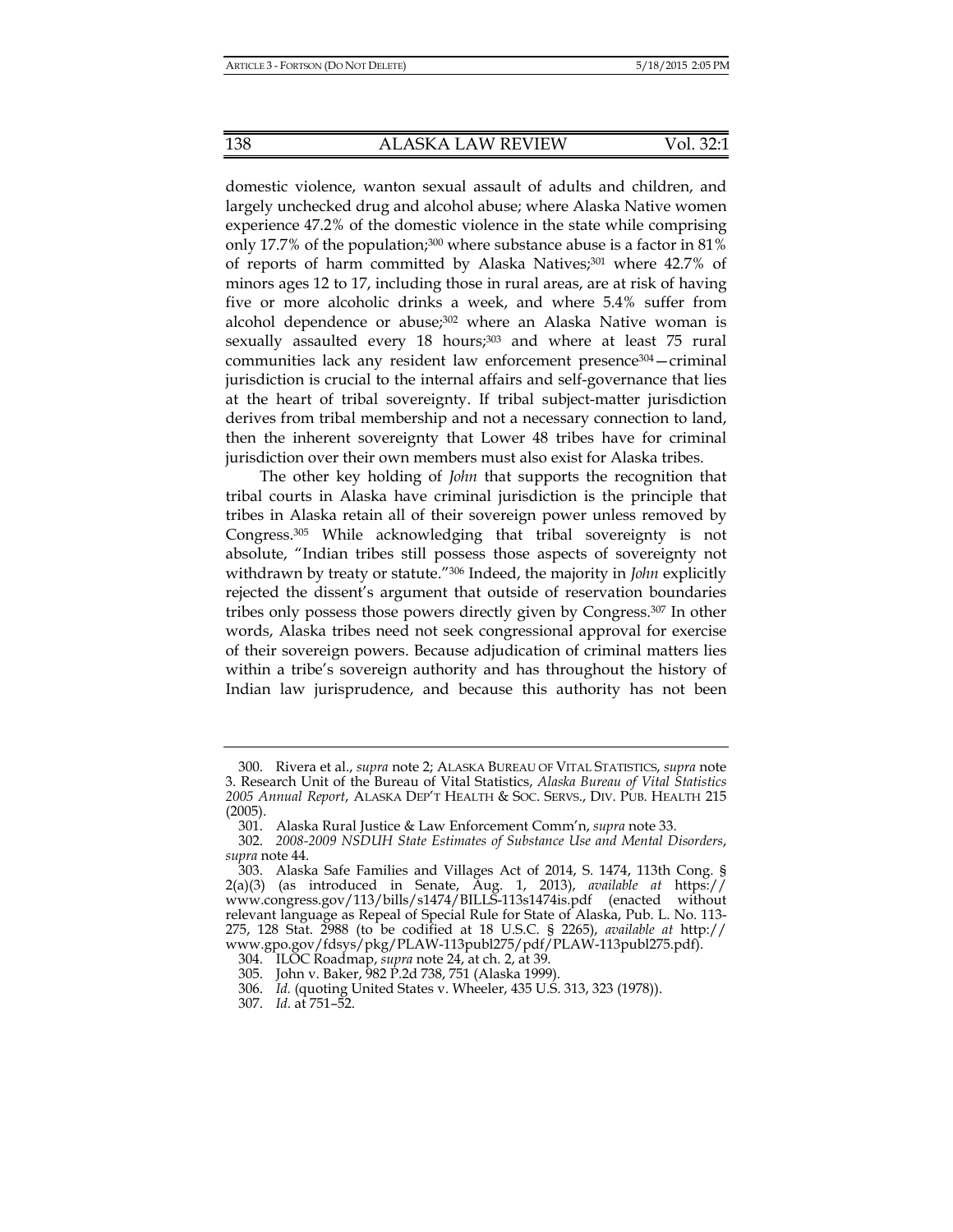domestic violence, wanton sexual assault of adults and children, and largely unchecked drug and alcohol abuse; where Alaska Native women experience 47.2% of the domestic violence in the state while comprising only 17.7% of the population;[300] where substance abuse is a factor in 81% of reports of harm committed by Alaska Natives;[301] where 42.7% of minors ages 12 to 17, including those in rural areas, are at risk of having five or more alcoholic drinks a week, and where 5.4% suffer from alcohol dependence or abuse;[302] where an Alaska Native woman is sexually assaulted every 18 hours;[303] and where at least 75 rural communities lack any resident law enforcement presence[304]—criminal jurisdiction is crucial to the internal affairs and self-governance that lies at the heart of tribal sovereignty. If tribal subject-matter jurisdiction derives from tribal membership and not a necessary connection to land, then the inherent sovereignty that Lower 48 tribes have for criminal jurisdiction over their own members must also exist for Alaska tribes.

The other key holding of *John* that supports the recognition that tribal courts in Alaska have criminal jurisdiction is the principle that tribes in Alaska retain all of their sovereign power unless removed by Congress.[305] While acknowledging that tribal sovereignty is not absolute, "Indian tribes still possess those aspects of sovereignty not withdrawn by treaty or statute."[306] Indeed, the majority in *John* explicitly rejected the dissent's argument that outside of reservation boundaries tribes only possess those powers directly given by Congress.[307] In other words, Alaska tribes need not seek congressional approval for exercise of their sovereign powers. Because adjudication of criminal matters lies within a tribe's sovereign authority and has throughout the history of Indian law jurisprudence, and because this authority has not been

---

300. Rivera et al., *supra* note 2; ALASKA BUREAU OF VITAL STATISTICS, *supra* note 3. Research Unit of the Bureau of Vital Statistics, *Alaska Bureau of Vital Statistics 2005 Annual Report*, ALASKA DEP'T HEALTH & SOC. SERVS., DIV. PUB. HEALTH 215 (2005).

301. Alaska Rural Justice & Law Enforcement Comm'n, *supra* note 33.

302. *2008-2009 NSDUH State Estimates of Substance Use and Mental Disorders*, *supra* note 44.

303. Alaska Safe Families and Villages Act of 2014, S. 1474, 113th Cong. § 2(a)(3) (as introduced in Senate, Aug. 1, 2013), *available at* https://www.congress.gov/113/bills/s1474/BILLS-113s1474is.pdf (enacted without relevant language as Repeal of Special Rule for State of Alaska, Pub. L. No. 113-275, 128 Stat. 2988 (to be codified at 18 U.S.C. § 2265), *available at* http://www.gpo.gov/fdsys/pkg/PLAW-113publ275/pdf/PLAW-113publ275.pdf).

304. ILOC Roadmap, *supra* note 24, at ch. 2, at 39.

305. John v. Baker, 982 P.2d 738, 751 (Alaska 1999).

306. *Id.* (quoting United States v. Wheeler, 435 U.S. 313, 323 (1978)).

307. *Id.* at 751–52.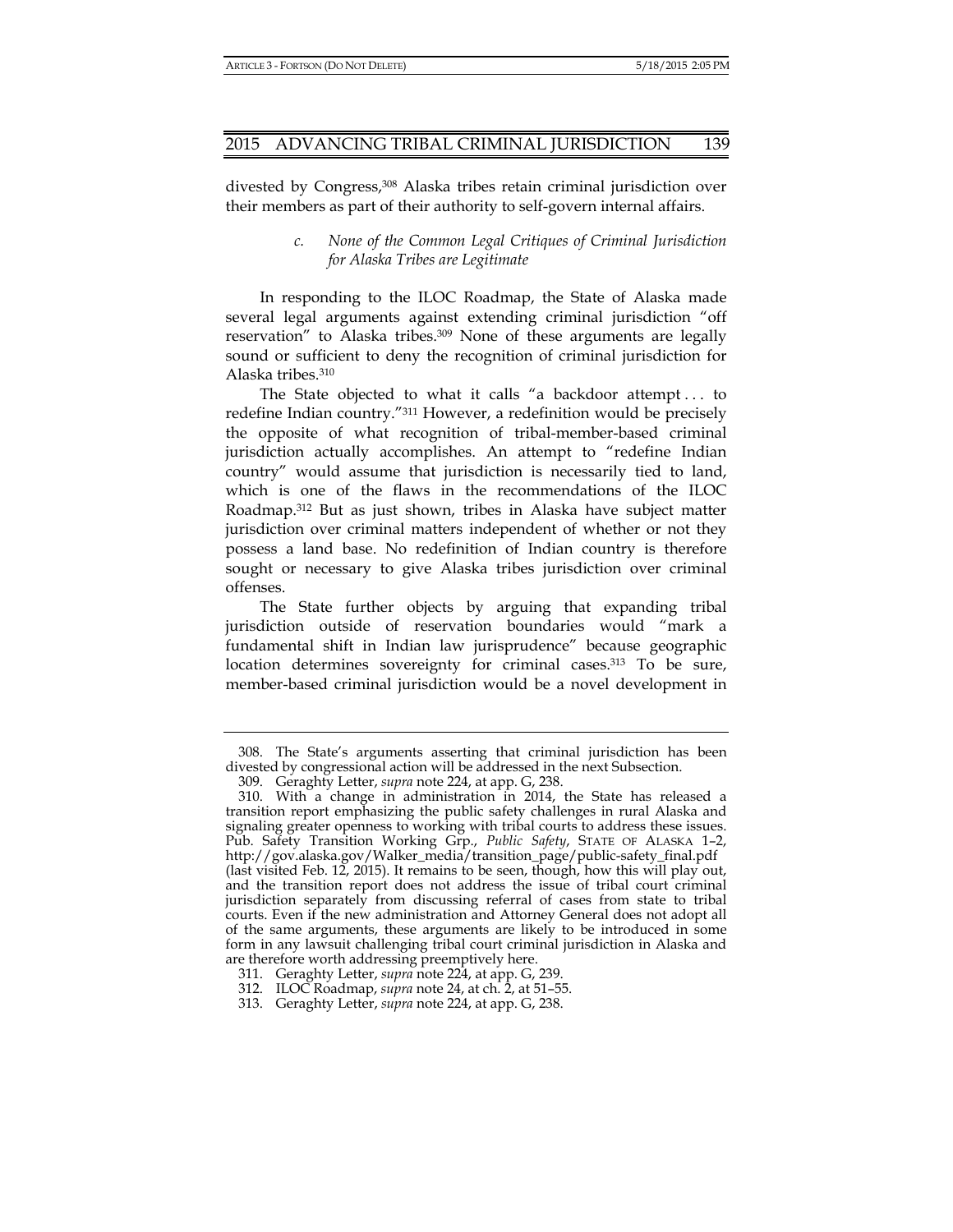divested by Congress,[308] Alaska tribes retain criminal jurisdiction over their members as part of their authority to self-govern internal affairs.

#### *c. None of the Common Legal Critiques of Criminal Jurisdiction for Alaska Tribes are Legitimate*

In responding to the ILOC Roadmap, the State of Alaska made several legal arguments against extending criminal jurisdiction "off reservation" to Alaska tribes.[309] None of these arguments are legally sound or sufficient to deny the recognition of criminal jurisdiction for Alaska tribes.[310]

The State objected to what it calls "a backdoor attempt . . . to redefine Indian country."[311] However, a redefinition would be precisely the opposite of what recognition of tribal-member-based criminal jurisdiction actually accomplishes. An attempt to "redefine Indian country" would assume that jurisdiction is necessarily tied to land, which is one of the flaws in the recommendations of the ILOC Roadmap.[312] But as just shown, tribes in Alaska have subject matter jurisdiction over criminal matters independent of whether or not they possess a land base. No redefinition of Indian country is therefore sought or necessary to give Alaska tribes jurisdiction over criminal offenses.

The State further objects by arguing that expanding tribal jurisdiction outside of reservation boundaries would "mark a fundamental shift in Indian law jurisprudence" because geographic location determines sovereignty for criminal cases.[313] To be sure, member-based criminal jurisdiction would be a novel development in

---

308. The State's arguments asserting that criminal jurisdiction has been divested by congressional action will be addressed in the next Subsection.

309. Geraghty Letter, *supra* note 224, at app. G, 238.

310. With a change in administration in 2014, the State has released a transition report emphasizing the public safety challenges in rural Alaska and signaling greater openness to working with tribal courts to address these issues. Pub. Safety Transition Working Grp., *Public Safety*, STATE OF ALASKA 1–2, http://gov.alaska.gov/Walker_media/transition_page/public-safety_final.pdf (last visited Feb. 12, 2015). It remains to be seen, though, how this will play out, and the transition report does not address the issue of tribal court criminal jurisdiction separately from discussing referral of cases from state to tribal courts. Even if the new administration and Attorney General does not adopt all of the same arguments, these arguments are likely to be introduced in some form in any lawsuit challenging tribal court criminal jurisdiction in Alaska and are therefore worth addressing preemptively here.

311. Geraghty Letter, *supra* note 224, at app. G, 239.

312. ILOC Roadmap, *supra* note 24, at ch. 2, at 51–55.

313. Geraghty Letter, *supra* note 224, at app. G, 238.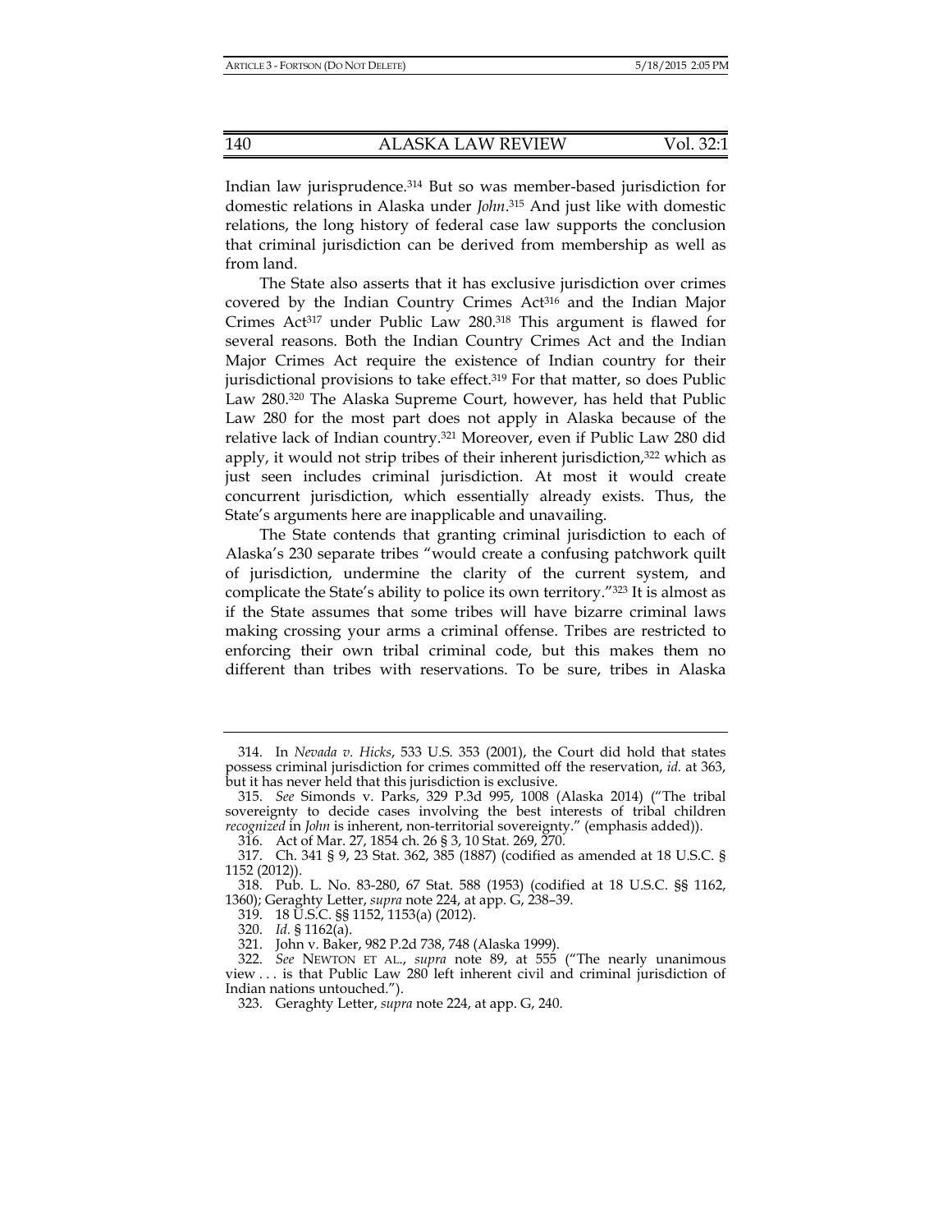Indian law jurisprudence.[314] But so was member-based jurisdiction for domestic relations in Alaska under *John*.[315] And just like with domestic relations, the long history of federal case law supports the conclusion that criminal jurisdiction can be derived from membership as well as from land.

The State also asserts that it has exclusive jurisdiction over crimes covered by the Indian Country Crimes Act[316] and the Indian Major Crimes Act[317] under Public Law 280.[318] This argument is flawed for several reasons. Both the Indian Country Crimes Act and the Indian Major Crimes Act require the existence of Indian country for their jurisdictional provisions to take effect.[319] For that matter, so does Public Law 280.[320] The Alaska Supreme Court, however, has held that Public Law 280 for the most part does not apply in Alaska because of the relative lack of Indian country.[321] Moreover, even if Public Law 280 did apply, it would not strip tribes of their inherent jurisdiction,[322] which as just seen includes criminal jurisdiction. At most it would create concurrent jurisdiction, which essentially already exists. Thus, the State's arguments here are inapplicable and unavailing.

The State contends that granting criminal jurisdiction to each of Alaska's 230 separate tribes "would create a confusing patchwork quilt of jurisdiction, undermine the clarity of the current system, and complicate the State's ability to police its own territory."[323] It is almost as if the State assumes that some tribes will have bizarre criminal laws making crossing your arms a criminal offense. Tribes are restricted to enforcing their own tribal criminal code, but this makes them no different than tribes with reservations. To be sure, tribes in Alaska

---

314. In *Nevada v. Hicks*, 533 U.S. 353 (2001), the Court did hold that states possess criminal jurisdiction for crimes committed off the reservation, *id.* at 363, but it has never held that this jurisdiction is exclusive.

315. *See* Simonds v. Parks, 329 P.3d 995, 1008 (Alaska 2014) ("The tribal sovereignty to decide cases involving the best interests of tribal children *recognized* in *John* is inherent, non-territorial sovereignty." (emphasis added)).

316. Act of Mar. 27, 1854 ch. 26 § 3, 10 Stat. 269, 270.

317. Ch. 341 § 9, 23 Stat. 362, 385 (1887) (codified as amended at 18 U.S.C. § 1152 (2012)).

318. Pub. L. No. 83-280, 67 Stat. 588 (1953) (codified at 18 U.S.C. §§ 1162, 1360); Geraghty Letter, *supra* note 224, at app. G, 238–39.

319. 18 U.S.C. §§ 1152, 1153(a) (2012).

320. *Id.* § 1162(a).

321. John v. Baker, 982 P.2d 738, 748 (Alaska 1999).

322. *See* NEWTON ET AL., *supra* note 89, at 555 ("The nearly unanimous view . . . is that Public Law 280 left inherent civil and criminal jurisdiction of Indian nations untouched.").

323. Geraghty Letter, *supra* note 224, at app. G, 240.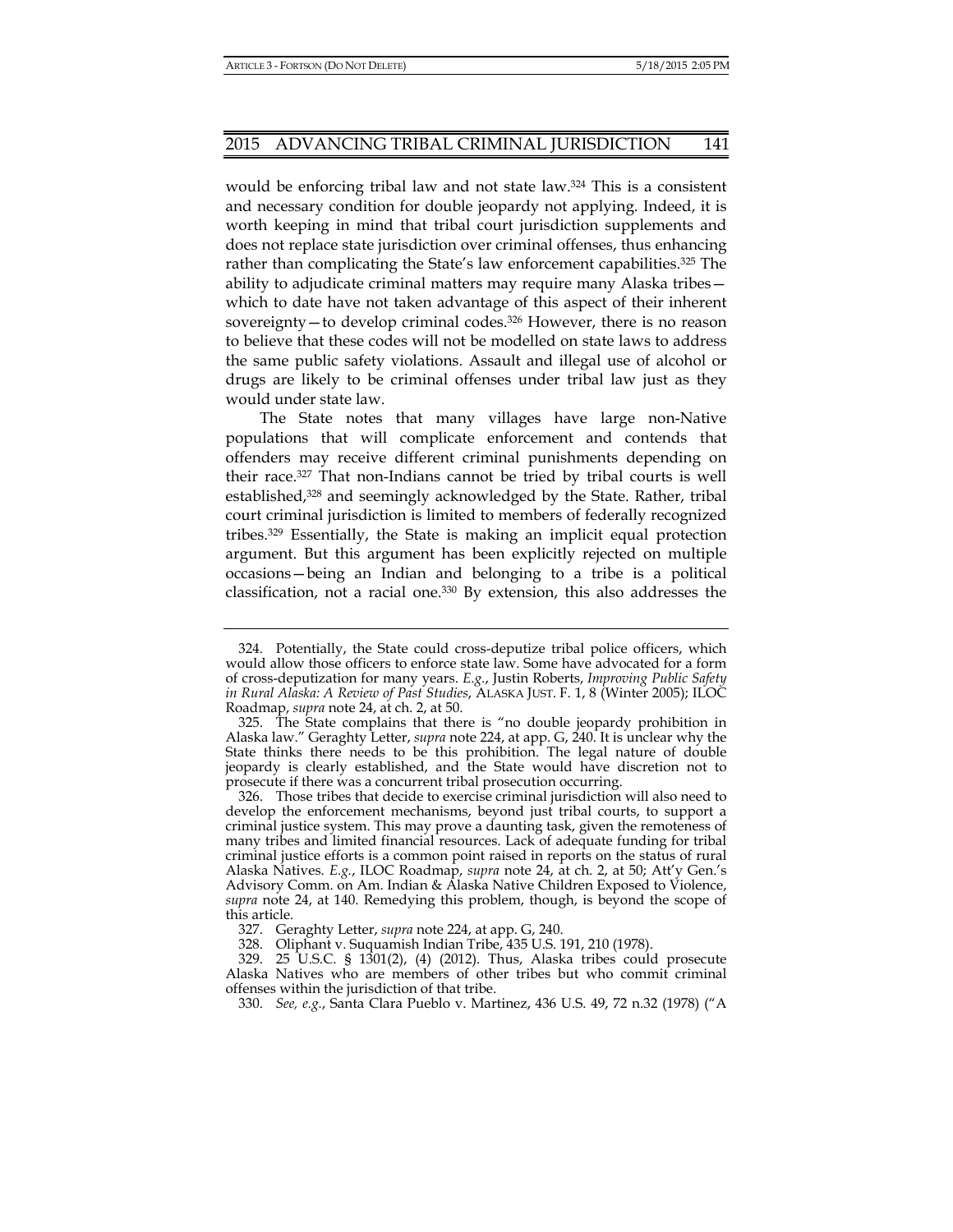would be enforcing tribal law and not state law.[324] This is a consistent and necessary condition for double jeopardy not applying. Indeed, it is worth keeping in mind that tribal court jurisdiction supplements and does not replace state jurisdiction over criminal offenses, thus enhancing rather than complicating the State's law enforcement capabilities.[325] The ability to adjudicate criminal matters may require many Alaska tribes—which to date have not taken advantage of this aspect of their inherent sovereignty—to develop criminal codes.[326] However, there is no reason to believe that these codes will not be modelled on state laws to address the same public safety violations. Assault and illegal use of alcohol or drugs are likely to be criminal offenses under tribal law just as they would under state law.

The State notes that many villages have large non-Native populations that will complicate enforcement and contends that offenders may receive different criminal punishments depending on their race.[327] That non-Indians cannot be tried by tribal courts is well established,[328] and seemingly acknowledged by the State. Rather, tribal court criminal jurisdiction is limited to members of federally recognized tribes.[329] Essentially, the State is making an implicit equal protection argument. But this argument has been explicitly rejected on multiple occasions—being an Indian and belonging to a tribe is a political classification, not a racial one.[330] By extension, this also addresses the

---

324. Potentially, the State could cross-deputize tribal police officers, which would allow those officers to enforce state law. Some have advocated for a form of cross-deputization for many years. *E.g.*, Justin Roberts, *Improving Public Safety in Rural Alaska: A Review of Past Studies*, ALASKA JUST. F. 1, 8 (Winter 2005); ILOC Roadmap, *supra* note 24, at ch. 2, at 50.

325. The State complains that there is "no double jeopardy prohibition in Alaska law." Geraghty Letter, *supra* note 224, at app. G, 240. It is unclear why the State thinks there needs to be this prohibition. The legal nature of double jeopardy is clearly established, and the State would have discretion not to prosecute if there was a concurrent tribal prosecution occurring.

326. Those tribes that decide to exercise criminal jurisdiction will also need to develop the enforcement mechanisms, beyond just tribal courts, to support a criminal justice system. This may prove a daunting task, given the remoteness of many tribes and limited financial resources. Lack of adequate funding for tribal criminal justice efforts is a common point raised in reports on the status of rural Alaska Natives. *E.g.*, ILOC Roadmap, *supra* note 24, at ch. 2, at 50; Att'y Gen.'s Advisory Comm. on Am. Indian & Alaska Native Children Exposed to Violence, *supra* note 24, at 140. Remedying this problem, though, is beyond the scope of this article.

327. Geraghty Letter, *supra* note 224, at app. G, 240.

328. Oliphant v. Suquamish Indian Tribe, 435 U.S. 191, 210 (1978).

329. 25 U.S.C. § 1301(2), (4) (2012). Thus, Alaska tribes could prosecute Alaska Natives who are members of other tribes but who commit criminal offenses within the jurisdiction of that tribe.

330. *See, e.g.*, Santa Clara Pueblo v. Martinez, 436 U.S. 49, 72 n.32 (1978) ("A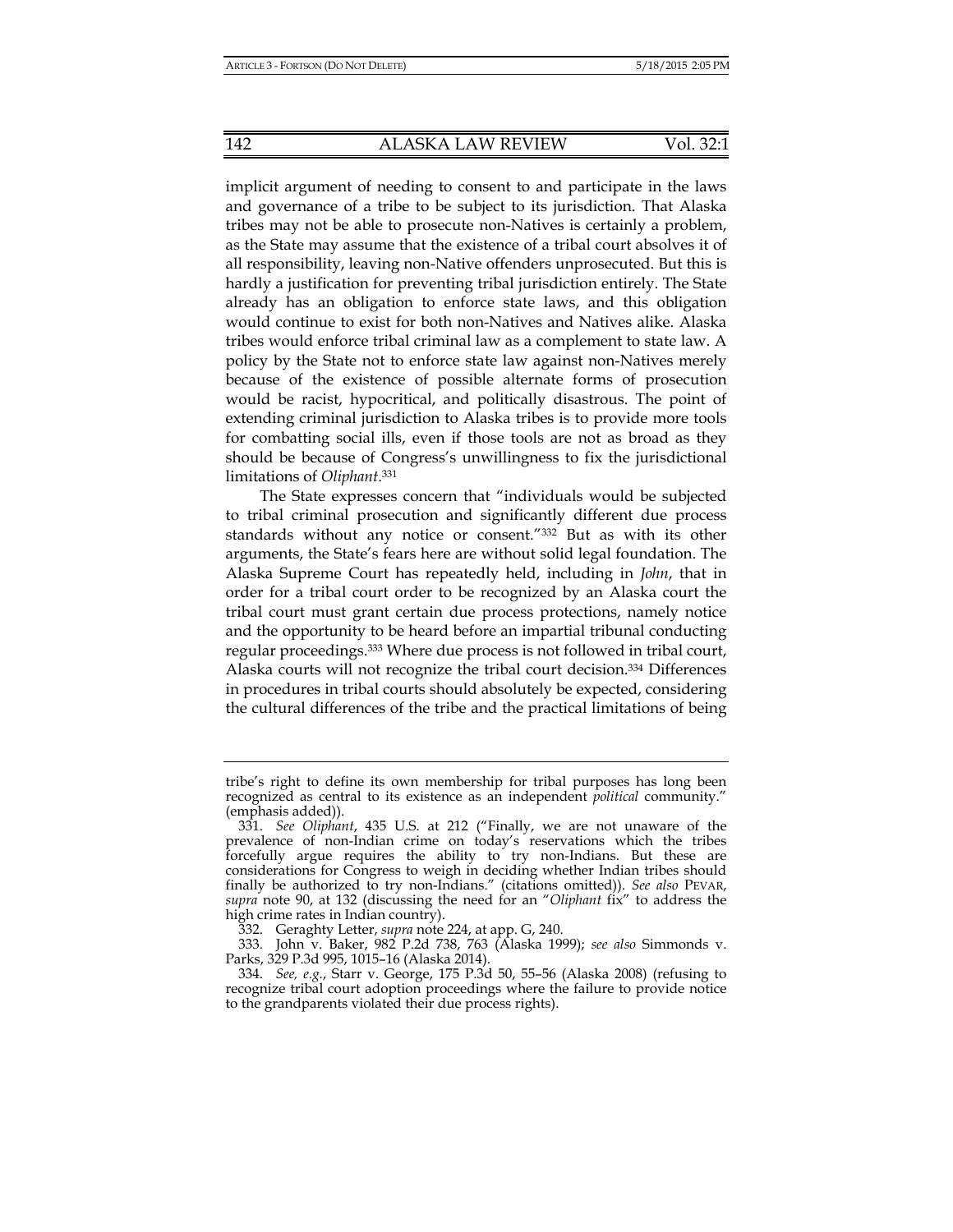implicit argument of needing to consent to and participate in the laws and governance of a tribe to be subject to its jurisdiction. That Alaska tribes may not be able to prosecute non-Natives is certainly a problem, as the State may assume that the existence of a tribal court absolves it of all responsibility, leaving non-Native offenders unprosecuted. But this is hardly a justification for preventing tribal jurisdiction entirely. The State already has an obligation to enforce state laws, and this obligation would continue to exist for both non-Natives and Natives alike. Alaska tribes would enforce tribal criminal law as a complement to state law. A policy by the State not to enforce state law against non-Natives merely because of the existence of possible alternate forms of prosecution would be racist, hypocritical, and politically disastrous. The point of extending criminal jurisdiction to Alaska tribes is to provide more tools for combatting social ills, even if those tools are not as broad as they should be because of Congress's unwillingness to fix the jurisdictional limitations of *Oliphant*.[331]

The State expresses concern that "individuals would be subjected to tribal criminal prosecution and significantly different due process standards without any notice or consent."[332] But as with its other arguments, the State's fears here are without solid legal foundation. The Alaska Supreme Court has repeatedly held, including in *John*, that in order for a tribal court order to be recognized by an Alaska court the tribal court must grant certain due process protections, namely notice and the opportunity to be heard before an impartial tribunal conducting regular proceedings.[333] Where due process is not followed in tribal court, Alaska courts will not recognize the tribal court decision.[334] Differences in procedures in tribal courts should absolutely be expected, considering the cultural differences of the tribe and the practical limitations of being

---

tribe's right to define its own membership for tribal purposes has long been recognized as central to its existence as an independent *political* community." (emphasis added)).

331. *See Oliphant*, 435 U.S. at 212 ("Finally, we are not unaware of the prevalence of non-Indian crime on today's reservations which the tribes forcefully argue requires the ability to try non-Indians. But these are considerations for Congress to weigh in deciding whether Indian tribes should finally be authorized to try non-Indians." (citations omitted)). *See also* PEVAR, *supra* note 90, at 132 (discussing the need for an "*Oliphant* fix" to address the high crime rates in Indian country).

332. Geraghty Letter, *supra* note 224, at app. G, 240.

333. John v. Baker, 982 P.2d 738, 763 (Alaska 1999); *see also* Simmonds v. Parks, 329 P.3d 995, 1015–16 (Alaska 2014).

334. *See, e.g.*, Starr v. George, 175 P.3d 50, 55–56 (Alaska 2008) (refusing to recognize tribal court adoption proceedings where the failure to provide notice to the grandparents violated their due process rights).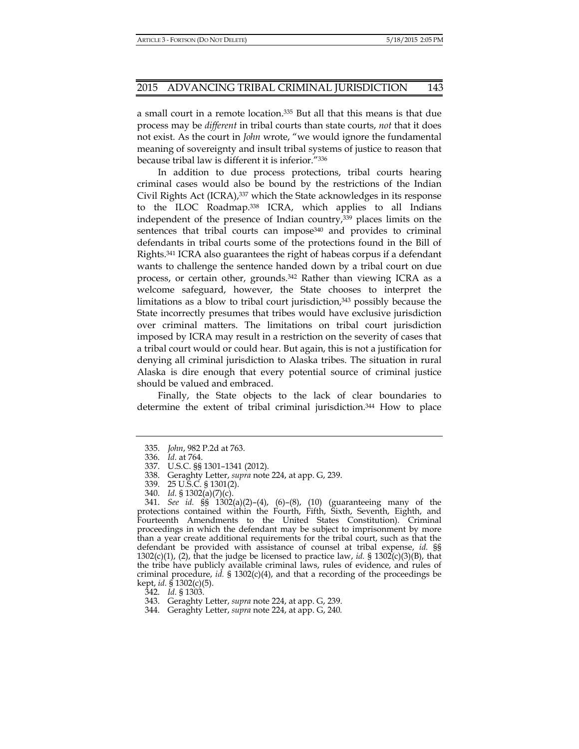a small court in a remote location.[335] But all that this means is that due process may be *different* in tribal courts than state courts, *not* that it does not exist. As the court in *John* wrote, "we would ignore the fundamental meaning of sovereignty and insult tribal systems of justice to reason that because tribal law is different it is inferior."[336]

In addition to due process protections, tribal courts hearing criminal cases would also be bound by the restrictions of the Indian Civil Rights Act (ICRA),[337] which the State acknowledges in its response to the ILOC Roadmap.[338] ICRA, which applies to all Indians independent of the presence of Indian country,[339] places limits on the sentences that tribal courts can impose[340] and provides to criminal defendants in tribal courts some of the protections found in the Bill of Rights.[341] ICRA also guarantees the right of habeas corpus if a defendant wants to challenge the sentence handed down by a tribal court on due process, or certain other, grounds.[342] Rather than viewing ICRA as a welcome safeguard, however, the State chooses to interpret the limitations as a blow to tribal court jurisdiction,[343] possibly because the State incorrectly presumes that tribes would have exclusive jurisdiction over criminal matters. The limitations on tribal court jurisdiction imposed by ICRA may result in a restriction on the severity of cases that a tribal court would or could hear. But again, this is not a justification for denying all criminal jurisdiction to Alaska tribes. The situation in rural Alaska is dire enough that every potential source of criminal justice should be valued and embraced.

Finally, the State objects to the lack of clear boundaries to determine the extent of tribal criminal jurisdiction.[344] How to place

---

335. *John*, 982 P.2d at 763.

336. *Id.* at 764.

337. U.S.C. §§ 1301–1341 (2012).

338. Geraghty Letter, *supra* note 224, at app. G, 239.

339. 25 U.S.C. § 1301(2).

340. *Id.* § 1302(a)(7)(c).

341. *See id.* §§ 1302(a)(2)–(4), (6)–(8), (10) (guaranteeing many of the protections contained within the Fourth, Fifth, Sixth, Seventh, Eighth, and Fourteenth Amendments to the United States Constitution). Criminal proceedings in which the defendant may be subject to imprisonment by more than a year create additional requirements for the tribal court, such as that the defendant be provided with assistance of counsel at tribal expense, *id.* §§ 1302(c)(1), (2), that the judge be licensed to practice law, *id.* § 1302(c)(3)(B), that the tribe have publicly available criminal laws, rules of evidence, and rules of criminal procedure, *id.* § 1302(c)(4), and that a recording of the proceedings be kept, *id.* § 1302(c)(5).

342. *Id.* § 1303.

343. Geraghty Letter, *supra* note 224, at app. G, 239.

344. Geraghty Letter, *supra* note 224, at app. G, 240.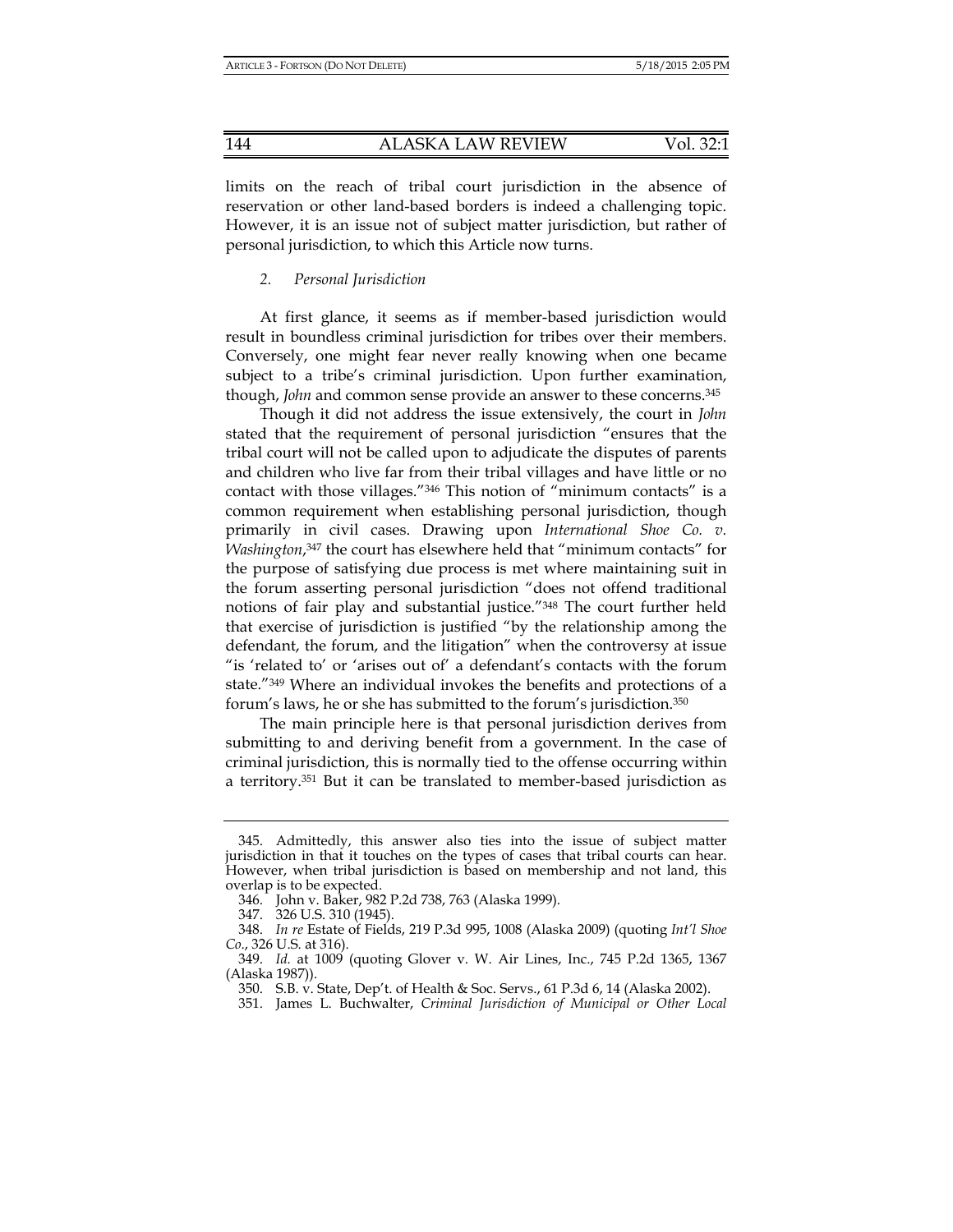limits on the reach of tribal court jurisdiction in the absence of reservation or other land-based borders is indeed a challenging topic. However, it is an issue not of subject matter jurisdiction, but rather of personal jurisdiction, to which this Article now turns.

### *2. Personal Jurisdiction*

At first glance, it seems as if member-based jurisdiction would result in boundless criminal jurisdiction for tribes over their members. Conversely, one might fear never really knowing when one became subject to a tribe's criminal jurisdiction. Upon further examination, though, *John* and common sense provide an answer to these concerns.[345]

Though it did not address the issue extensively, the court in *John* stated that the requirement of personal jurisdiction "ensures that the tribal court will not be called upon to adjudicate the disputes of parents and children who live far from their tribal villages and have little or no contact with those villages."[346] This notion of "minimum contacts" is a common requirement when establishing personal jurisdiction, though primarily in civil cases. Drawing upon *International Shoe Co. v. Washington*,[347] the court has elsewhere held that "minimum contacts" for the purpose of satisfying due process is met where maintaining suit in the forum asserting personal jurisdiction "does not offend traditional notions of fair play and substantial justice."[348] The court further held that exercise of jurisdiction is justified "by the relationship among the defendant, the forum, and the litigation" when the controversy at issue "is 'related to' or 'arises out of' a defendant's contacts with the forum state."[349] Where an individual invokes the benefits and protections of a forum's laws, he or she has submitted to the forum's jurisdiction.[350]

The main principle here is that personal jurisdiction derives from submitting to and deriving benefit from a government. In the case of criminal jurisdiction, this is normally tied to the offense occurring within a territory.[351] But it can be translated to member-based jurisdiction as

---

345. Admittedly, this answer also ties into the issue of subject matter jurisdiction in that it touches on the types of cases that tribal courts can hear. However, when tribal jurisdiction is based on membership and not land, this overlap is to be expected.

346. John v. Baker, 982 P.2d 738, 763 (Alaska 1999).

347. 326 U.S. 310 (1945).

348. *In re* Estate of Fields, 219 P.3d 995, 1008 (Alaska 2009) (quoting *Int'l Shoe Co.*, 326 U.S. at 316).

349. *Id.* at 1009 (quoting Glover v. W. Air Lines, Inc., 745 P.2d 1365, 1367 (Alaska 1987)).

350. S.B. v. State, Dep't. of Health & Soc. Servs., 61 P.3d 6, 14 (Alaska 2002).

351. James L. Buchwalter, *Criminal Jurisdiction of Municipal or Other Local*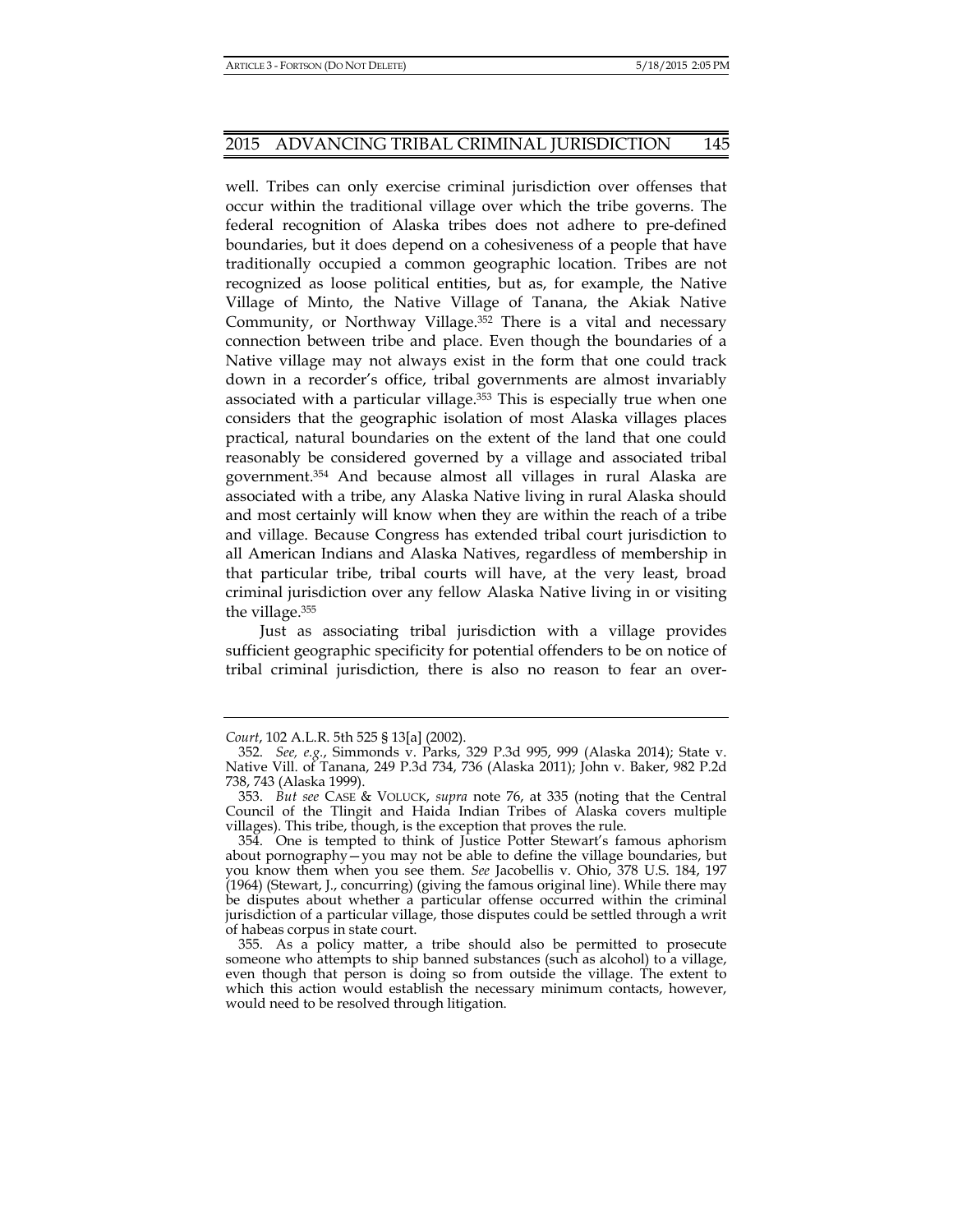well. Tribes can only exercise criminal jurisdiction over offenses that occur within the traditional village over which the tribe governs. The federal recognition of Alaska tribes does not adhere to pre-defined boundaries, but it does depend on a cohesiveness of a people that have traditionally occupied a common geographic location. Tribes are not recognized as loose political entities, but as, for example, the Native Village of Minto, the Native Village of Tanana, the Akiak Native Community, or Northway Village.[352] There is a vital and necessary connection between tribe and place. Even though the boundaries of a Native village may not always exist in the form that one could track down in a recorder's office, tribal governments are almost invariably associated with a particular village.[353] This is especially true when one considers that the geographic isolation of most Alaska villages places practical, natural boundaries on the extent of the land that one could reasonably be considered governed by a village and associated tribal government.[354] And because almost all villages in rural Alaska are associated with a tribe, any Alaska Native living in rural Alaska should and most certainly will know when they are within the reach of a tribe and village. Because Congress has extended tribal court jurisdiction to all American Indians and Alaska Natives, regardless of membership in that particular tribe, tribal courts will have, at the very least, broad criminal jurisdiction over any fellow Alaska Native living in or visiting the village.[355]

Just as associating tribal jurisdiction with a village provides sufficient geographic specificity for potential offenders to be on notice of tribal criminal jurisdiction, there is also no reason to fear an over-

---

*Court*, 102 A.L.R. 5th 525 § 13[a] (2002).

352. *See, e.g.*, Simmonds v. Parks, 329 P.3d 995, 999 (Alaska 2014); State v. Native Vill. of Tanana, 249 P.3d 734, 736 (Alaska 2011); John v. Baker, 982 P.2d 738, 743 (Alaska 1999).

353. *But see* CASE & VOLUCK, *supra* note 76, at 335 (noting that the Central Council of the Tlingit and Haida Indian Tribes of Alaska covers multiple villages). This tribe, though, is the exception that proves the rule.

354. One is tempted to think of Justice Potter Stewart's famous aphorism about pornography—you may not be able to define the village boundaries, but you know them when you see them. *See* Jacobellis v. Ohio, 378 U.S. 184, 197 (1964) (Stewart, J., concurring) (giving the famous original line). While there may be disputes about whether a particular offense occurred within the criminal jurisdiction of a particular village, those disputes could be settled through a writ of habeas corpus in state court.

355. As a policy matter, a tribe should also be permitted to prosecute someone who attempts to ship banned substances (such as alcohol) to a village, even though that person is doing so from outside the village. The extent to which this action would establish the necessary minimum contacts, however, would need to be resolved through litigation.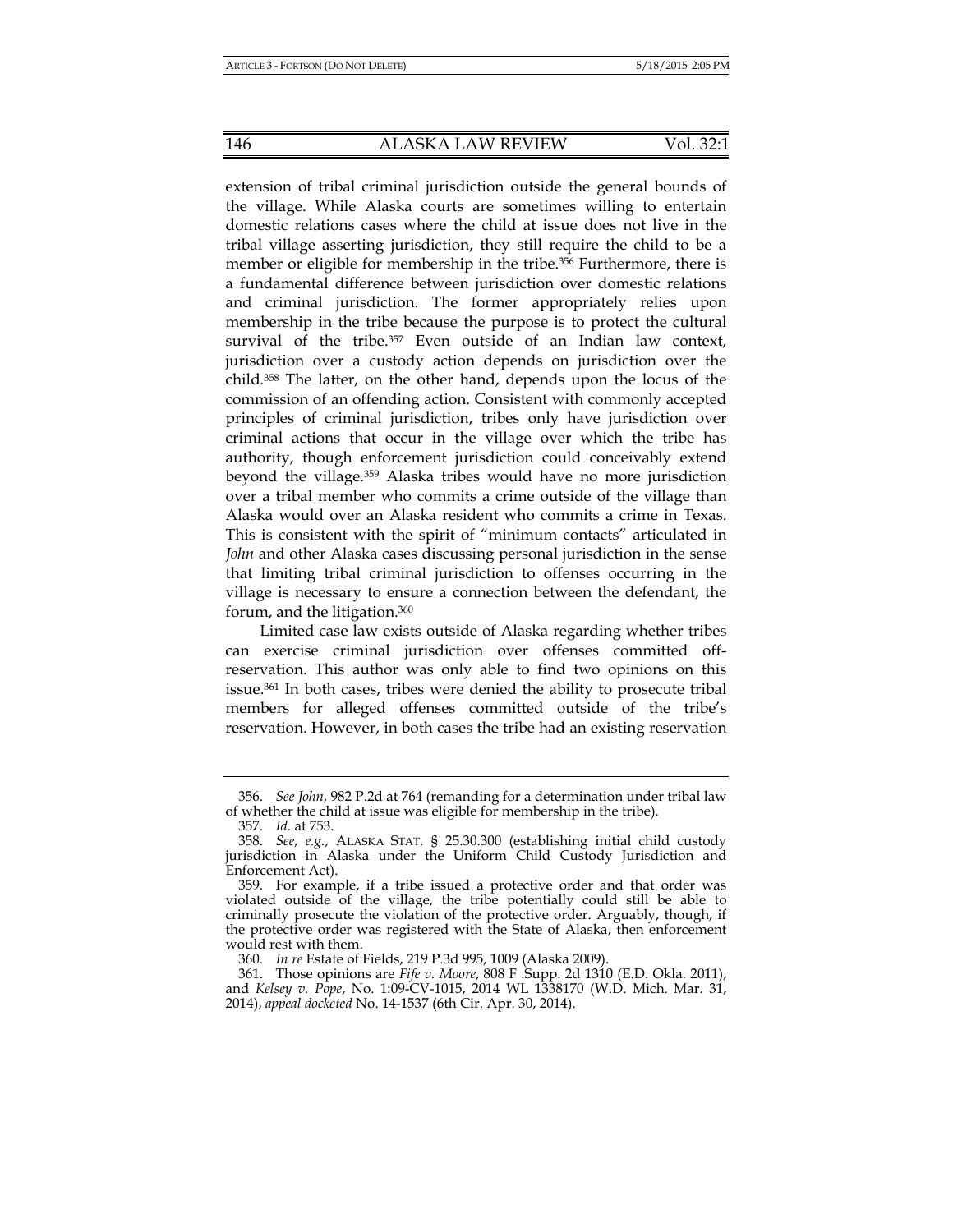extension of tribal criminal jurisdiction outside the general bounds of the village. While Alaska courts are sometimes willing to entertain domestic relations cases where the child at issue does not live in the tribal village asserting jurisdiction, they still require the child to be a member or eligible for membership in the tribe.[356] Furthermore, there is a fundamental difference between jurisdiction over domestic relations and criminal jurisdiction. The former appropriately relies upon membership in the tribe because the purpose is to protect the cultural survival of the tribe.[357] Even outside of an Indian law context, jurisdiction over a custody action depends on jurisdiction over the child.[358] The latter, on the other hand, depends upon the locus of the commission of an offending action. Consistent with commonly accepted principles of criminal jurisdiction, tribes only have jurisdiction over criminal actions that occur in the village over which the tribe has authority, though enforcement jurisdiction could conceivably extend beyond the village.[359] Alaska tribes would have no more jurisdiction over a tribal member who commits a crime outside of the village than Alaska would over an Alaska resident who commits a crime in Texas. This is consistent with the spirit of "minimum contacts" articulated in *John* and other Alaska cases discussing personal jurisdiction in the sense that limiting tribal criminal jurisdiction to offenses occurring in the village is necessary to ensure a connection between the defendant, the forum, and the litigation.[360]

Limited case law exists outside of Alaska regarding whether tribes can exercise criminal jurisdiction over offenses committed off-reservation. This author was only able to find two opinions on this issue.[361] In both cases, tribes were denied the ability to prosecute tribal members for alleged offenses committed outside of the tribe's reservation. However, in both cases the tribe had an existing reservation

---

356. *See John*, 982 P.2d at 764 (remanding for a determination under tribal law of whether the child at issue was eligible for membership in the tribe).

357. *Id.* at 753.

358. *See, e.g.*, ALASKA STAT. § 25.30.300 (establishing initial child custody jurisdiction in Alaska under the Uniform Child Custody Jurisdiction and Enforcement Act).

359. For example, if a tribe issued a protective order and that order was violated outside of the village, the tribe potentially could still be able to criminally prosecute the violation of the protective order. Arguably, though, if the protective order was registered with the State of Alaska, then enforcement would rest with them.

360. *In re* Estate of Fields, 219 P.3d 995, 1009 (Alaska 2009).

361. Those opinions are *Fife v. Moore*, 808 F .Supp. 2d 1310 (E.D. Okla. 2011), and *Kelsey v. Pope*, No. 1:09-CV-1015, 2014 WL 1338170 (W.D. Mich. Mar. 31, 2014), *appeal docketed* No. 14-1537 (6th Cir. Apr. 30, 2014).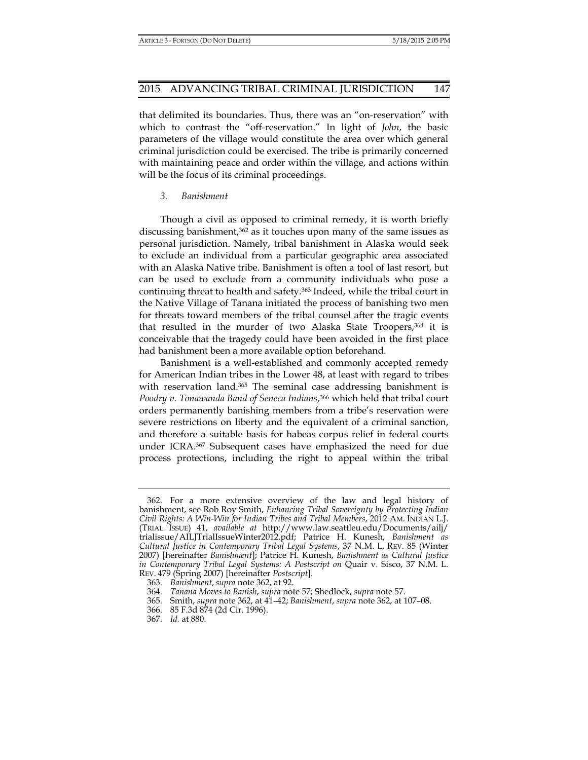that delimited its boundaries. Thus, there was an "on-reservation" with which to contrast the "off-reservation." In light of *John*, the basic parameters of the village would constitute the area over which general criminal jurisdiction could be exercised. The tribe is primarily concerned with maintaining peace and order within the village, and actions within will be the focus of its criminal proceedings.

### *3. Banishment*

Though a civil as opposed to criminal remedy, it is worth briefly discussing banishment,[362] as it touches upon many of the same issues as personal jurisdiction. Namely, tribal banishment in Alaska would seek to exclude an individual from a particular geographic area associated with an Alaska Native tribe. Banishment is often a tool of last resort, but can be used to exclude from a community individuals who pose a continuing threat to health and safety.[363] Indeed, while the tribal court in the Native Village of Tanana initiated the process of banishing two men for threats toward members of the tribal counsel after the tragic events that resulted in the murder of two Alaska State Troopers,[364] it is conceivable that the tragedy could have been avoided in the first place had banishment been a more available option beforehand.

Banishment is a well-established and commonly accepted remedy for American Indian tribes in the Lower 48, at least with regard to tribes with reservation land.[365] The seminal case addressing banishment is *Poodry v. Tonawanda Band of Seneca Indians*,[366] which held that tribal court orders permanently banishing members from a tribe's reservation were severe restrictions on liberty and the equivalent of a criminal sanction, and therefore a suitable basis for habeas corpus relief in federal courts under ICRA.[367] Subsequent cases have emphasized the need for due process protections, including the right to appeal within the tribal

---

362. For a more extensive overview of the law and legal history of banishment, see Rob Roy Smith, *Enhancing Tribal Sovereignty by Protecting Indian Civil Rights: A Win-Win for Indian Tribes and Tribal Members*, 2012 AM. INDIAN L.J. (TRIAL ISSUE) 41, *available at* http://www.law.seattleu.edu/Documents/ailj/trialissue/AILJTrialIssueWinter2012.pdf; Patrice H. Kunesh, *Banishment as Cultural Justice in Contemporary Tribal Legal Systems*, 37 N.M. L. REV. 85 (Winter 2007) [hereinafter *Banishment*]; Patrice H. Kunesh, *Banishment as Cultural Justice in Contemporary Tribal Legal Systems: A Postscript on* Quair v. Sisco, 37 N.M. L. REV. 479 (Spring 2007) [hereinafter *Postscript*].

363. *Banishment*, *supra* note 362, at 92.

364. *Tanana Moves to Banish*, *supra* note 57; Shedlock, *supra* note 57.

365. Smith, *supra* note 362, at 41–42; *Banishment*, *supra* note 362, at 107–08.

366. 85 F.3d 874 (2d Cir. 1996).

367. *Id.* at 880.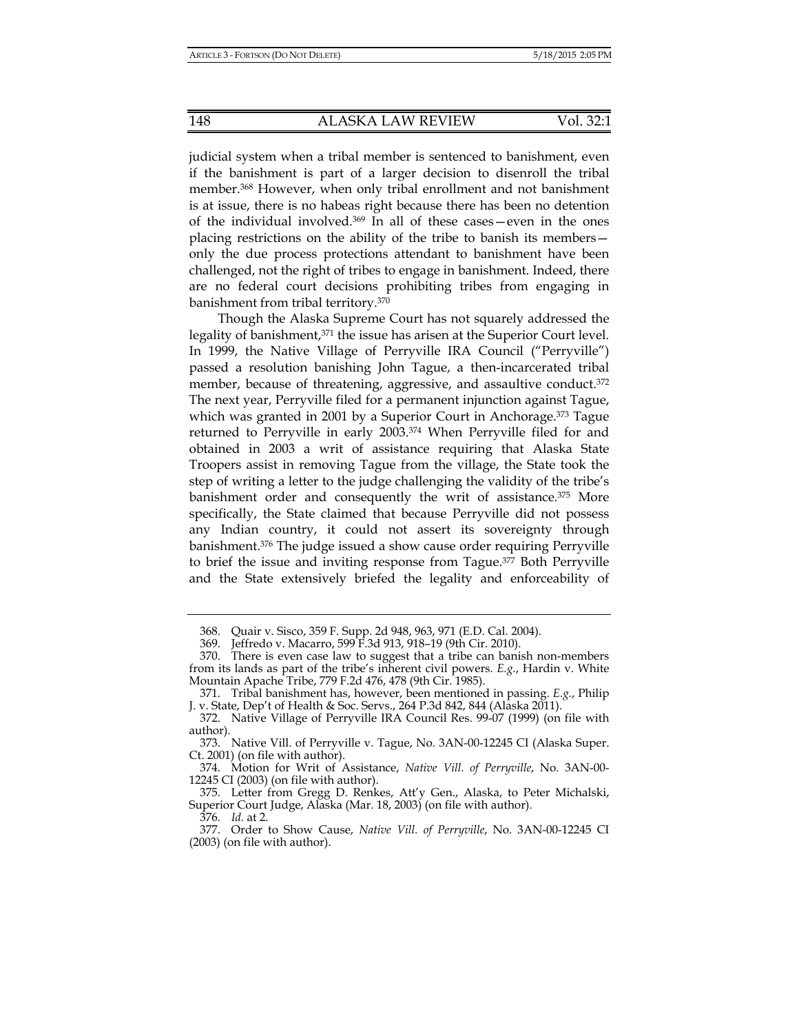judicial system when a tribal member is sentenced to banishment, even if the banishment is part of a larger decision to disenroll the tribal member.[368] However, when only tribal enrollment and not banishment is at issue, there is no habeas right because there has been no detention of the individual involved.[369] In all of these cases—even in the ones placing restrictions on the ability of the tribe to banish its members—only the due process protections attendant to banishment have been challenged, not the right of tribes to engage in banishment. Indeed, there are no federal court decisions prohibiting tribes from engaging in banishment from tribal territory.[370]

Though the Alaska Supreme Court has not squarely addressed the legality of banishment,[371] the issue has arisen at the Superior Court level. In 1999, the Native Village of Perryville IRA Council ("Perryville") passed a resolution banishing John Tague, a then-incarcerated tribal member, because of threatening, aggressive, and assaultive conduct.[372] The next year, Perryville filed for a permanent injunction against Tague, which was granted in 2001 by a Superior Court in Anchorage.[373] Tague returned to Perryville in early 2003.[374] When Perryville filed for and obtained in 2003 a writ of assistance requiring that Alaska State Troopers assist in removing Tague from the village, the State took the step of writing a letter to the judge challenging the validity of the tribe's banishment order and consequently the writ of assistance.[375] More specifically, the State claimed that because Perryville did not possess any Indian country, it could not assert its sovereignty through banishment.[376] The judge issued a show cause order requiring Perryville to brief the issue and inviting response from Tague.[377] Both Perryville and the State extensively briefed the legality and enforceability of

---

368. Quair v. Sisco, 359 F. Supp. 2d 948, 963, 971 (E.D. Cal. 2004).

369. Jeffredo v. Macarro, 599 F.3d 913, 918–19 (9th Cir. 2010).

370. There is even case law to suggest that a tribe can banish non-members from its lands as part of the tribe's inherent civil powers. *E.g.*, Hardin v. White Mountain Apache Tribe, 779 F.2d 476, 478 (9th Cir. 1985).

371. Tribal banishment has, however, been mentioned in passing. *E.g.*, Philip J. v. State, Dep't of Health & Soc. Servs., 264 P.3d 842, 844 (Alaska 2011).

372. Native Village of Perryville IRA Council Res. 99-07 (1999) (on file with author).

373. Native Vill. of Perryville v. Tague, No. 3AN-00-12245 CI (Alaska Super. Ct. 2001) (on file with author).

374. Motion for Writ of Assistance, *Native Vill. of Perryville*, No. 3AN-00-12245 CI (2003) (on file with author).

375. Letter from Gregg D. Renkes, Att'y Gen., Alaska, to Peter Michalski, Superior Court Judge, Alaska (Mar. 18, 2003) (on file with author).

376. *Id.* at 2.

377. Order to Show Cause, *Native Vill. of Perryville*, No. 3AN-00-12245 CI (2003) (on file with author).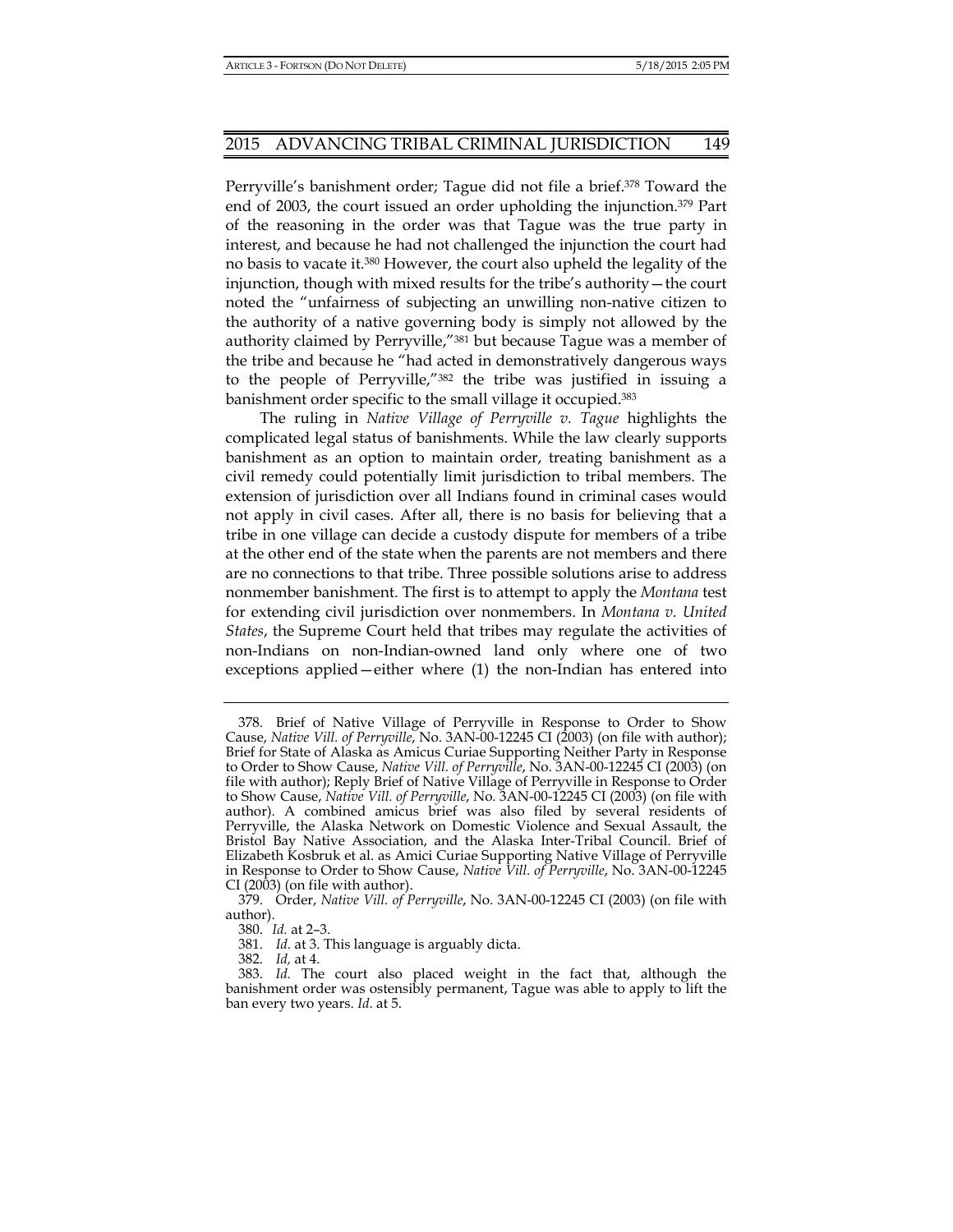Perryville's banishment order; Tague did not file a brief.[378] Toward the end of 2003, the court issued an order upholding the injunction.[379] Part of the reasoning in the order was that Tague was the true party in interest, and because he had not challenged the injunction the court had no basis to vacate it.[380] However, the court also upheld the legality of the injunction, though with mixed results for the tribe's authority—the court noted the "unfairness of subjecting an unwilling non-native citizen to the authority of a native governing body is simply not allowed by the authority claimed by Perryville,"[381] but because Tague was a member of the tribe and because he "had acted in demonstratively dangerous ways to the people of Perryville,"[382] the tribe was justified in issuing a banishment order specific to the small village it occupied.[383]

The ruling in *Native Village of Perryville v. Tague* highlights the complicated legal status of banishments. While the law clearly supports banishment as an option to maintain order, treating banishment as a civil remedy could potentially limit jurisdiction to tribal members. The extension of jurisdiction over all Indians found in criminal cases would not apply in civil cases. After all, there is no basis for believing that a tribe in one village can decide a custody dispute for members of a tribe at the other end of the state when the parents are not members and there are no connections to that tribe. Three possible solutions arise to address nonmember banishment. The first is to attempt to apply the *Montana* test for extending civil jurisdiction over nonmembers. In *Montana v. United States*, the Supreme Court held that tribes may regulate the activities of non-Indians on non-Indian-owned land only where one of two exceptions applied—either where (1) the non-Indian has entered into

---

378. Brief of Native Village of Perryville in Response to Order to Show Cause, *Native Vill. of Perryville*, No. 3AN-00-12245 CI (2003) (on file with author); Brief for State of Alaska as Amicus Curiae Supporting Neither Party in Response to Order to Show Cause, *Native Vill. of Perryville*, No. 3AN-00-12245 CI (2003) (on file with author); Reply Brief of Native Village of Perryville in Response to Order to Show Cause, *Native Vill. of Perryville*, No. 3AN-00-12245 CI (2003) (on file with author). A combined amicus brief was also filed by several residents of Perryville, the Alaska Network on Domestic Violence and Sexual Assault, the Bristol Bay Native Association, and the Alaska Inter-Tribal Council. Brief of Elizabeth Kosbruk et al. as Amici Curiae Supporting Native Village of Perryville in Response to Order to Show Cause, *Native Vill. of Perryville*, No. 3AN-00-12245 CI (2003) (on file with author).

379. Order, *Native Vill. of Perryville*, No. 3AN-00-12245 CI (2003) (on file with author).

380. *Id.* at 2–3.

381. *Id.* at 3. This language is arguably dicta.

382. *Id,* at 4.

383. *Id.* The court also placed weight in the fact that, although the banishment order was ostensibly permanent, Tague was able to apply to lift the ban every two years. *Id*. at 5.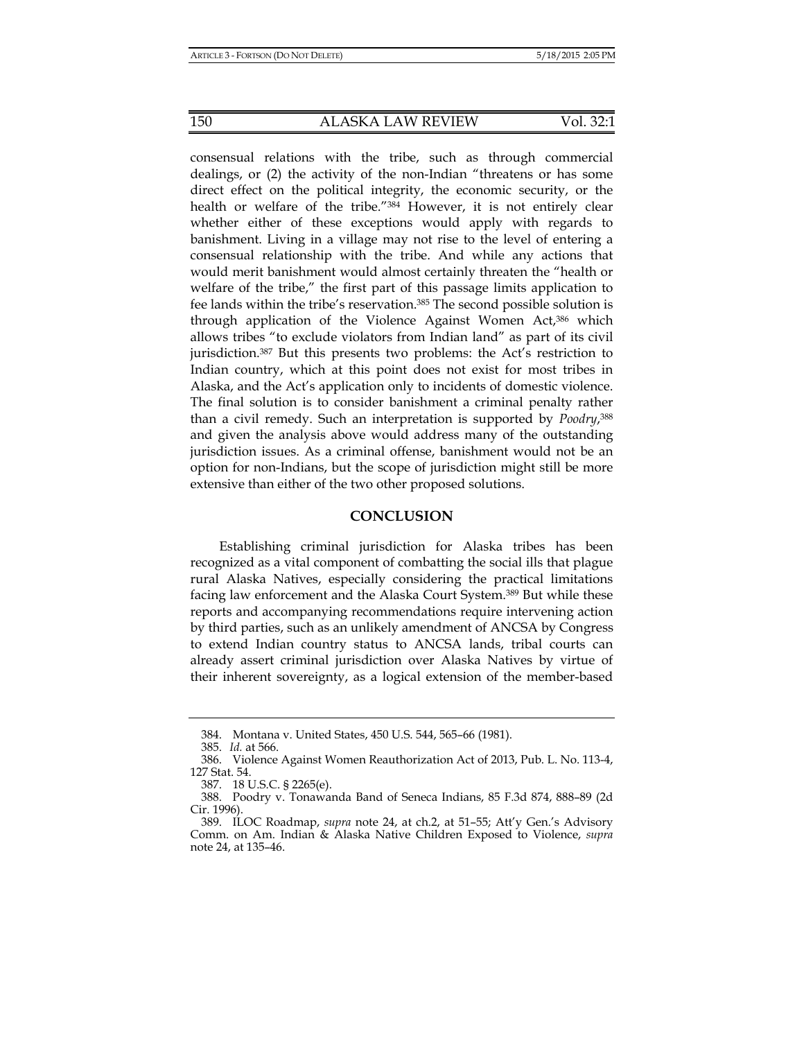consensual relations with the tribe, such as through commercial dealings, or (2) the activity of the non-Indian "threatens or has some direct effect on the political integrity, the economic security, or the health or welfare of the tribe."[384] However, it is not entirely clear whether either of these exceptions would apply with regards to banishment. Living in a village may not rise to the level of entering a consensual relationship with the tribe. And while any actions that would merit banishment would almost certainly threaten the "health or welfare of the tribe," the first part of this passage limits application to fee lands within the tribe's reservation.[385] The second possible solution is through application of the Violence Against Women Act,[386] which allows tribes "to exclude violators from Indian land" as part of its civil jurisdiction.[387] But this presents two problems: the Act's restriction to Indian country, which at this point does not exist for most tribes in Alaska, and the Act's application only to incidents of domestic violence. The final solution is to consider banishment a criminal penalty rather than a civil remedy. Such an interpretation is supported by *Poodry*,[388] and given the analysis above would address many of the outstanding jurisdiction issues. As a criminal offense, banishment would not be an option for non-Indians, but the scope of jurisdiction might still be more extensive than either of the two other proposed solutions.

## CONCLUSION

Establishing criminal jurisdiction for Alaska tribes has been recognized as a vital component of combatting the social ills that plague rural Alaska Natives, especially considering the practical limitations facing law enforcement and the Alaska Court System.[389] But while these reports and accompanying recommendations require intervening action by third parties, such as an unlikely amendment of ANCSA by Congress to extend Indian country status to ANCSA lands, tribal courts can already assert criminal jurisdiction over Alaska Natives by virtue of their inherent sovereignty, as a logical extension of the member-based

---

384. Montana v. United States, 450 U.S. 544, 565–66 (1981).

385. *Id.* at 566.

386. Violence Against Women Reauthorization Act of 2013, Pub. L. No. 113-4, 127 Stat. 54.

387. 18 U.S.C. § 2265(e).

388. Poodry v. Tonawanda Band of Seneca Indians, 85 F.3d 874, 888–89 (2d Cir. 1996).

389. ILOC Roadmap, *supra* note 24, at ch.2, at 51–55; Att'y Gen.'s Advisory Comm. on Am. Indian & Alaska Native Children Exposed to Violence, *supra* note 24, at 135–46.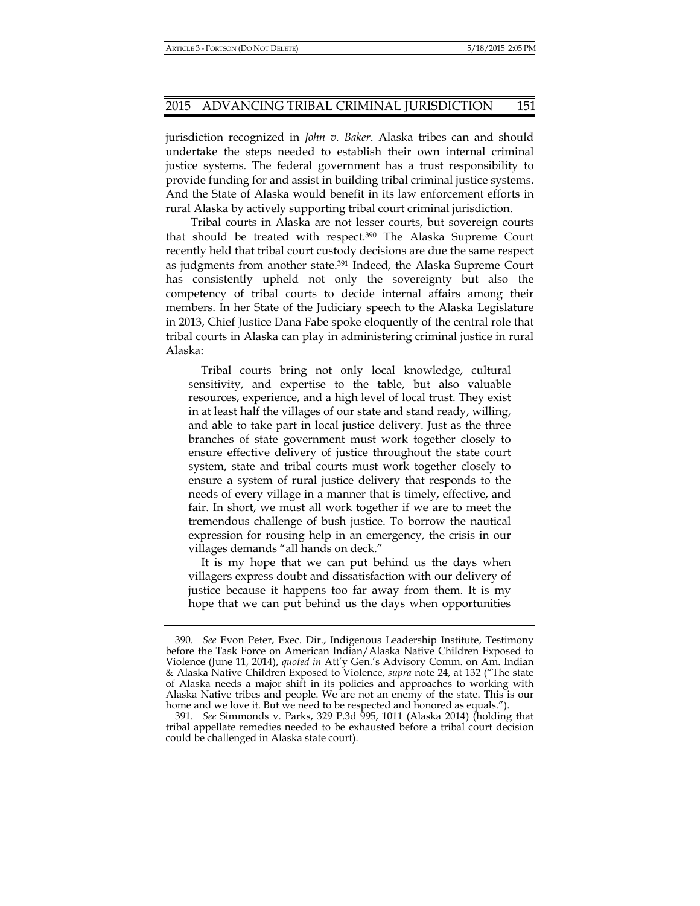jurisdiction recognized in *John v. Baker*. Alaska tribes can and should undertake the steps needed to establish their own internal criminal justice systems. The federal government has a trust responsibility to provide funding for and assist in building tribal criminal justice systems. And the State of Alaska would benefit in its law enforcement efforts in rural Alaska by actively supporting tribal court criminal jurisdiction.

Tribal courts in Alaska are not lesser courts, but sovereign courts that should be treated with respect.[390] The Alaska Supreme Court recently held that tribal court custody decisions are due the same respect as judgments from another state.[391] Indeed, the Alaska Supreme Court has consistently upheld not only the sovereignty but also the competency of tribal courts to decide internal affairs among their members. In her State of the Judiciary speech to the Alaska Legislature in 2013, Chief Justice Dana Fabe spoke eloquently of the central role that tribal courts in Alaska can play in administering criminal justice in rural Alaska:

> Tribal courts bring not only local knowledge, cultural sensitivity, and expertise to the table, but also valuable resources, experience, and a high level of local trust. They exist in at least half the villages of our state and stand ready, willing, and able to take part in local justice delivery. Just as the three branches of state government must work together closely to ensure effective delivery of justice throughout the state court system, state and tribal courts must work together closely to ensure a system of rural justice delivery that responds to the needs of every village in a manner that is timely, effective, and fair. In short, we must all work together if we are to meet the tremendous challenge of bush justice. To borrow the nautical expression for rousing help in an emergency, the crisis in our villages demands "all hands on deck."
>
> It is my hope that we can put behind us the days when villagers express doubt and dissatisfaction with our delivery of justice because it happens too far away from them. It is my hope that we can put behind us the days when opportunities

---

390. *See* Evon Peter, Exec. Dir., Indigenous Leadership Institute, Testimony before the Task Force on American Indian/Alaska Native Children Exposed to Violence (June 11, 2014), *quoted in* Att'y Gen.'s Advisory Comm. on Am. Indian & Alaska Native Children Exposed to Violence, *supra* note 24, at 132 ("The state of Alaska needs a major shift in its policies and approaches to working with Alaska Native tribes and people. We are not an enemy of the state. This is our home and we love it. But we need to be respected and honored as equals.").

391. *See* Simmonds v. Parks, 329 P.3d 995, 1011 (Alaska 2014) (holding that tribal appellate remedies needed to be exhausted before a tribal court decision could be challenged in Alaska state court).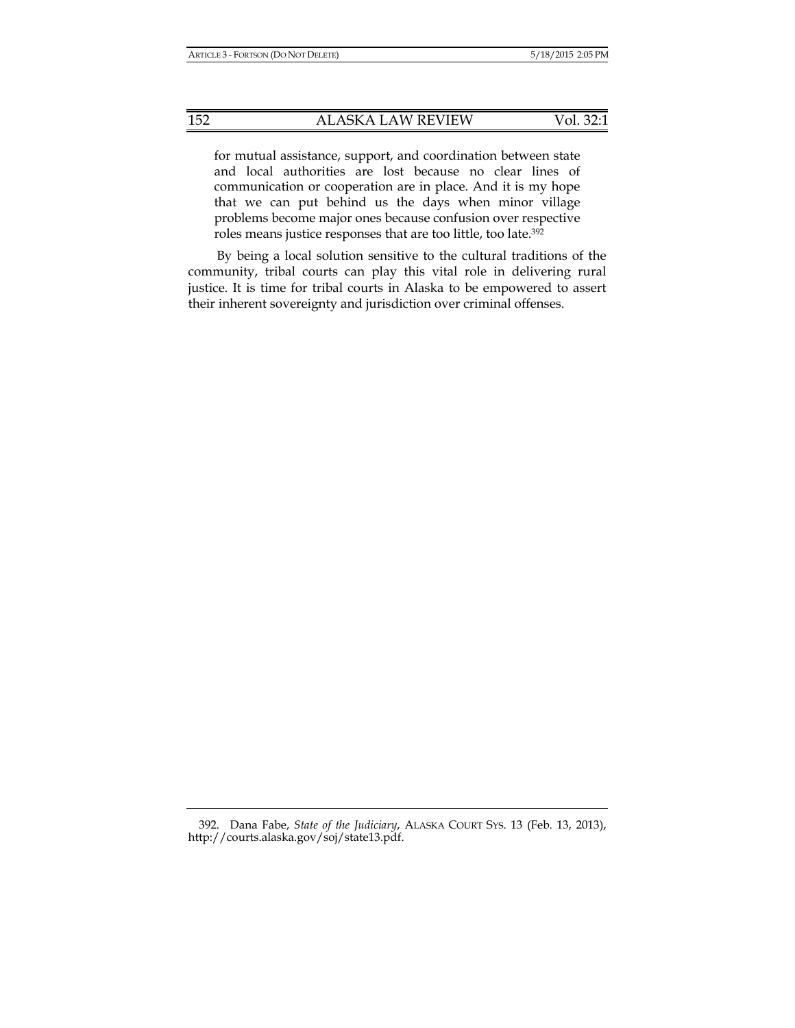> for mutual assistance, support, and coordination between state and local authorities are lost because no clear lines of communication or cooperation are in place. And it is my hope that we can put behind us the days when minor village problems become major ones because confusion over respective roles means justice responses that are too little, too late.[392]

By being a local solution sensitive to the cultural traditions of the community, tribal courts can play this vital role in delivering rural justice. It is time for tribal courts in Alaska to be empowered to assert their inherent sovereignty and jurisdiction over criminal offenses.

---

392. Dana Fabe, *State of the Judiciary*, ALASKA COURT SYS. 13 (Feb. 13, 2013), http://courts.alaska.gov/soj/state13.pdf.